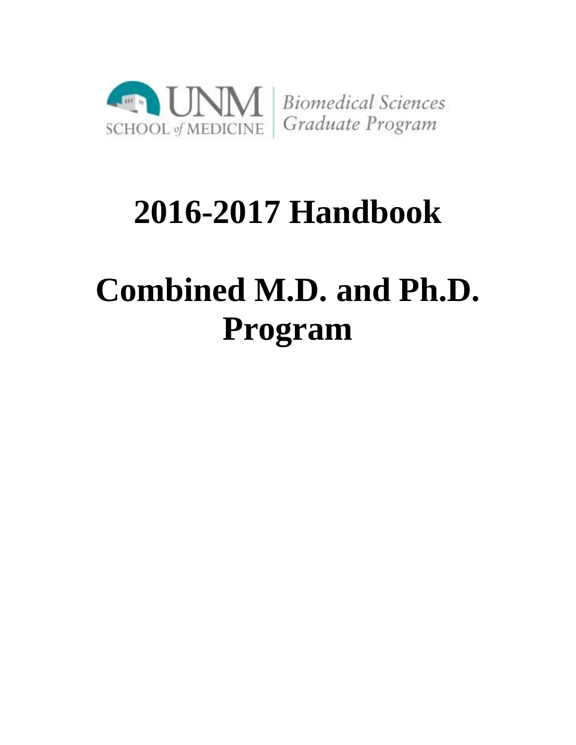UNM SCHOOL of MEDICINE | Biomedical Sciences Graduate Program

# 2016-2017 Handbook

# Combined M.D. and Ph.D. Program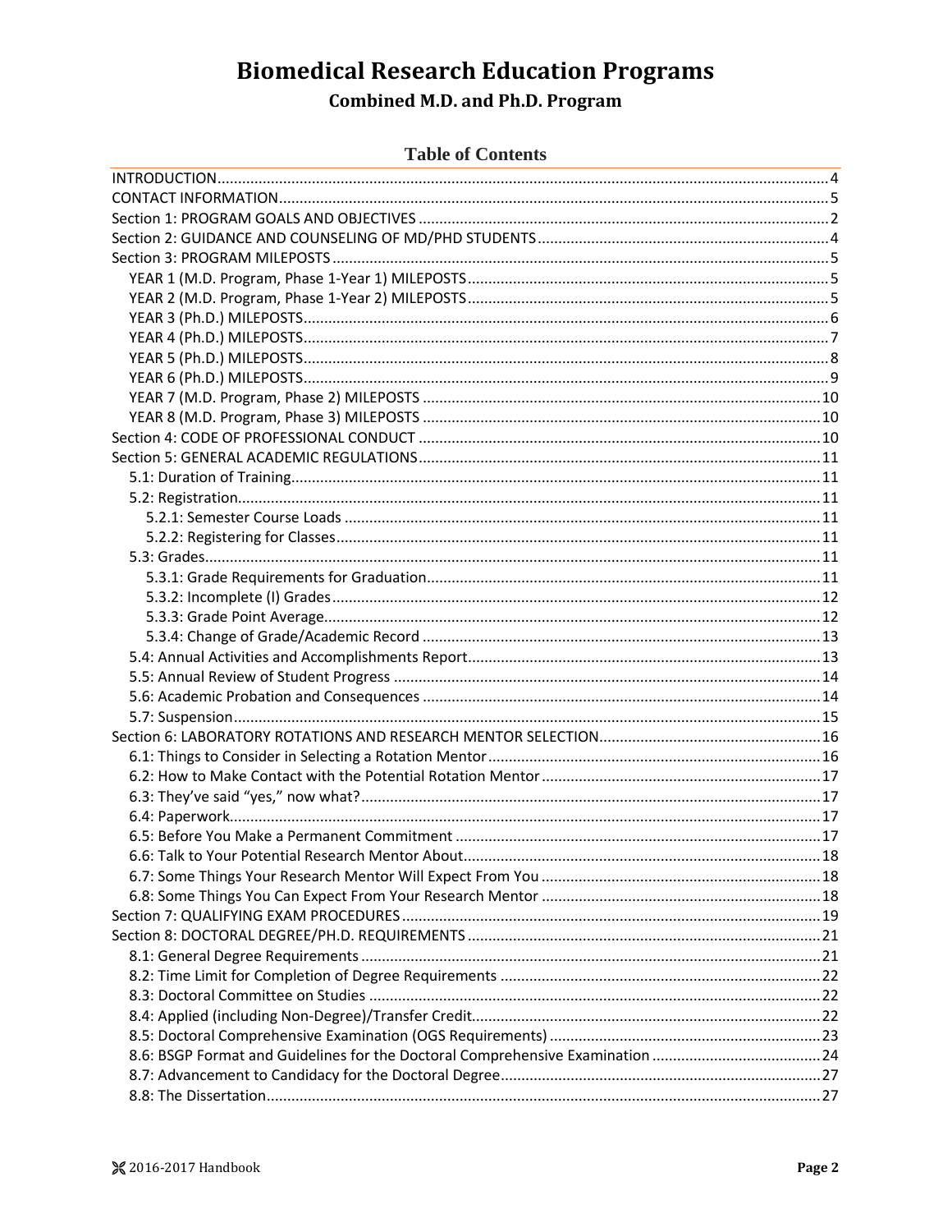# Biomedical Research Education Programs

## Combined M.D. and Ph.D. Program

### Table of Contents

INTRODUCTION.......4
CONTACT INFORMATION.......5
Section 1: PROGRAM GOALS AND OBJECTIVES.......2
Section 2: GUIDANCE AND COUNSELING OF MD/PHD STUDENTS.......4
Section 3: PROGRAM MILEPOSTS.......5
- YEAR 1 (M.D. Program, Phase 1-Year 1) MILEPOSTS.......5
- YEAR 2 (M.D. Program, Phase 1-Year 2) MILEPOSTS.......5
- YEAR 3 (Ph.D.) MILEPOSTS.......6
- YEAR 4 (Ph.D.) MILEPOSTS.......7
- YEAR 5 (Ph.D.) MILEPOSTS.......8
- YEAR 6 (Ph.D.) MILEPOSTS.......9
- YEAR 7 (M.D. Program, Phase 2) MILEPOSTS.......10
- YEAR 8 (M.D. Program, Phase 3) MILEPOSTS.......10

Section 4: CODE OF PROFESSIONAL CONDUCT.......10
Section 5: GENERAL ACADEMIC REGULATIONS.......11
- 5.1: Duration of Training.......11
- 5.2: Registration.......11
  - 5.2.1: Semester Course Loads.......11
  - 5.2.2: Registering for Classes.......11
- 5.3: Grades.......11
  - 5.3.1: Grade Requirements for Graduation.......11
  - 5.3.2: Incomplete (I) Grades.......12
  - 5.3.3: Grade Point Average.......12
  - 5.3.4: Change of Grade/Academic Record.......13
- 5.4: Annual Activities and Accomplishments Report.......13
- 5.5: Annual Review of Student Progress.......14
- 5.6: Academic Probation and Consequences.......14
- 5.7: Suspension.......15

Section 6: LABORATORY ROTATIONS AND RESEARCH MENTOR SELECTION.......16
- 6.1: Things to Consider in Selecting a Rotation Mentor.......16
- 6.2: How to Make Contact with the Potential Rotation Mentor.......17
- 6.3: They've said "yes," now what?.......17
- 6.4: Paperwork.......17
- 6.5: Before You Make a Permanent Commitment.......17
- 6.6: Talk to Your Potential Research Mentor About.......18
- 6.7: Some Things Your Research Mentor Will Expect From You.......18
- 6.8: Some Things You Can Expect From Your Research Mentor.......18

Section 7: QUALIFYING EXAM PROCEDURES.......19
Section 8: DOCTORAL DEGREE/PH.D. REQUIREMENTS.......21
- 8.1: General Degree Requirements.......21
- 8.2: Time Limit for Completion of Degree Requirements.......22
- 8.3: Doctoral Committee on Studies.......22
- 8.4: Applied (including Non-Degree)/Transfer Credit.......22
- 8.5: Doctoral Comprehensive Examination (OGS Requirements).......23
- 8.6: BSGP Format and Guidelines for the Doctoral Comprehensive Examination.......24
- 8.7: Advancement to Candidacy for the Doctoral Degree.......27
- 8.8: The Dissertation.......27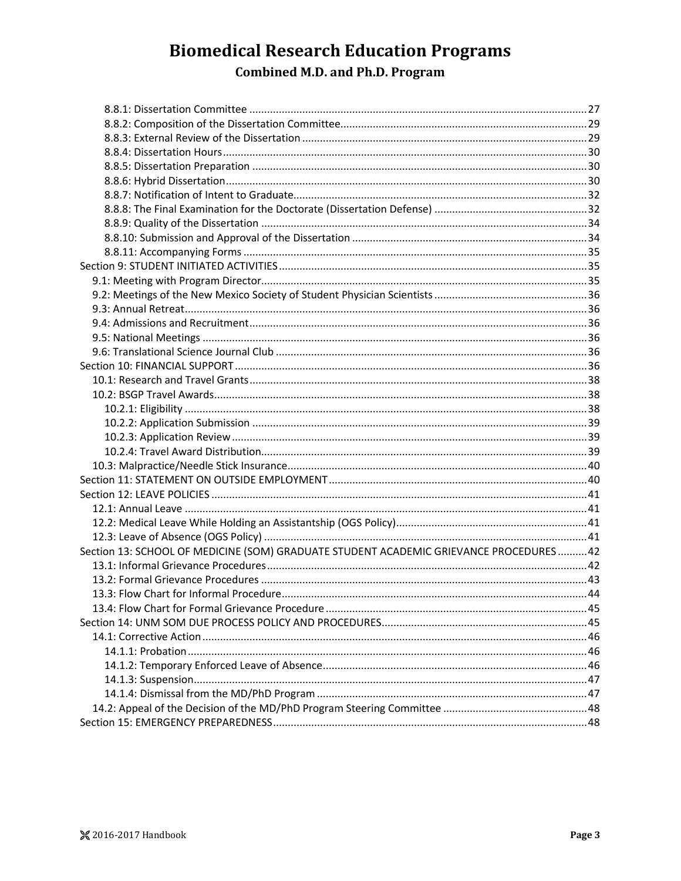# Biomedical Research Education Programs

## Combined M.D. and Ph.D. Program

- 8.8.1: Dissertation Committee ..... 27
- 8.8.2: Composition of the Dissertation Committee ..... 29
- 8.8.3: External Review of the Dissertation ..... 29
- 8.8.4: Dissertation Hours ..... 30
- 8.8.5: Dissertation Preparation ..... 30
- 8.8.6: Hybrid Dissertation ..... 30
- 8.8.7: Notification of Intent to Graduate ..... 32
- 8.8.8: The Final Examination for the Doctorate (Dissertation Defense) ..... 32
- 8.8.9: Quality of the Dissertation ..... 34
- 8.8.10: Submission and Approval of the Dissertation ..... 34
- 8.8.11: Accompanying Forms ..... 35

Section 9: STUDENT INITIATED ACTIVITIES ..... 35

- 9.1: Meeting with Program Director ..... 35
- 9.2: Meetings of the New Mexico Society of Student Physician Scientists ..... 36
- 9.3: Annual Retreat ..... 36
- 9.4: Admissions and Recruitment ..... 36
- 9.5: National Meetings ..... 36
- 9.6: Translational Science Journal Club ..... 36

Section 10: FINANCIAL SUPPORT ..... 36

- 10.1: Research and Travel Grants ..... 38
- 10.2: BSGP Travel Awards ..... 38
  - 10.2.1: Eligibility ..... 38
  - 10.2.2: Application Submission ..... 39
  - 10.2.3: Application Review ..... 39
  - 10.2.4: Travel Award Distribution ..... 39
- 10.3: Malpractice/Needle Stick Insurance ..... 40

Section 11: STATEMENT ON OUTSIDE EMPLOYMENT ..... 40

Section 12: LEAVE POLICIES ..... 41

- 12.1: Annual Leave ..... 41
- 12.2: Medical Leave While Holding an Assistantship (OGS Policy) ..... 41
- 12.3: Leave of Absence (OGS Policy) ..... 41

Section 13: SCHOOL OF MEDICINE (SOM) GRADUATE STUDENT ACADEMIC GRIEVANCE PROCEDURES ..... 42

- 13.1: Informal Grievance Procedures ..... 42
- 13.2: Formal Grievance Procedures ..... 43
- 13.3: Flow Chart for Informal Procedure ..... 44
- 13.4: Flow Chart for Formal Grievance Procedure ..... 45

Section 14: UNM SOM DUE PROCESS POLICY AND PROCEDURES ..... 45

- 14.1: Corrective Action ..... 46
  - 14.1.1: Probation ..... 46
  - 14.1.2: Temporary Enforced Leave of Absence ..... 46
  - 14.1.3: Suspension ..... 47
  - 14.1.4: Dismissal from the MD/PhD Program ..... 47
- 14.2: Appeal of the Decision of the MD/PhD Program Steering Committee ..... 48

Section 15: EMERGENCY PREPAREDNESS ..... 48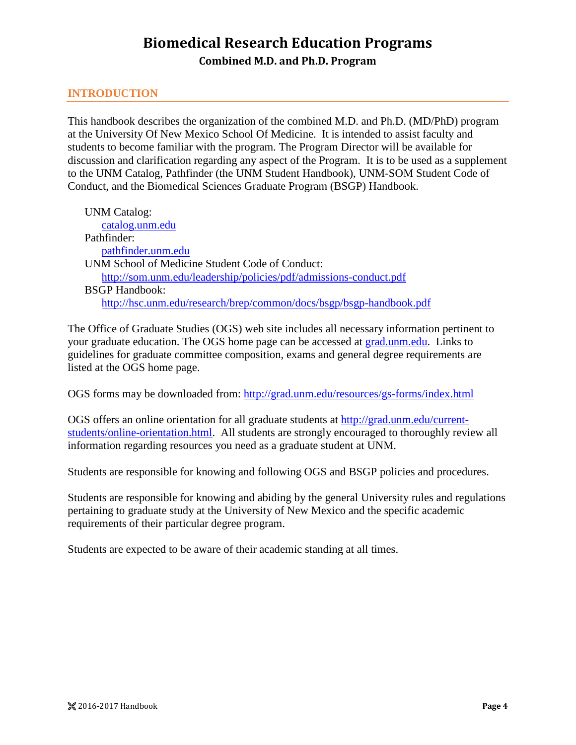# Biomedical Research Education Programs

## Combined M.D. and Ph.D. Program

### INTRODUCTION

This handbook describes the organization of the combined M.D. and Ph.D. (MD/PhD) program at the University Of New Mexico School Of Medicine. It is intended to assist faculty and students to become familiar with the program. The Program Director will be available for discussion and clarification regarding any aspect of the Program. It is to be used as a supplement to the UNM Catalog, Pathfinder (the UNM Student Handbook), UNM-SOM Student Code of Conduct, and the Biomedical Sciences Graduate Program (BSGP) Handbook.

UNM Catalog:
catalog.unm.edu
Pathfinder:
pathfinder.unm.edu
UNM School of Medicine Student Code of Conduct:
http://som.unm.edu/leadership/policies/pdf/admissions-conduct.pdf
BSGP Handbook:
http://hsc.unm.edu/research/brep/common/docs/bsgp/bsgp-handbook.pdf

The Office of Graduate Studies (OGS) web site includes all necessary information pertinent to your graduate education. The OGS home page can be accessed at grad.unm.edu. Links to guidelines for graduate committee composition, exams and general degree requirements are listed at the OGS home page.

OGS forms may be downloaded from: http://grad.unm.edu/resources/gs-forms/index.html

OGS offers an online orientation for all graduate students at http://grad.unm.edu/current-students/online-orientation.html. All students are strongly encouraged to thoroughly review all information regarding resources you need as a graduate student at UNM.

Students are responsible for knowing and following OGS and BSGP policies and procedures.

Students are responsible for knowing and abiding by the general University rules and regulations pertaining to graduate study at the University of New Mexico and the specific academic requirements of their particular degree program.

Students are expected to be aware of their academic standing at all times.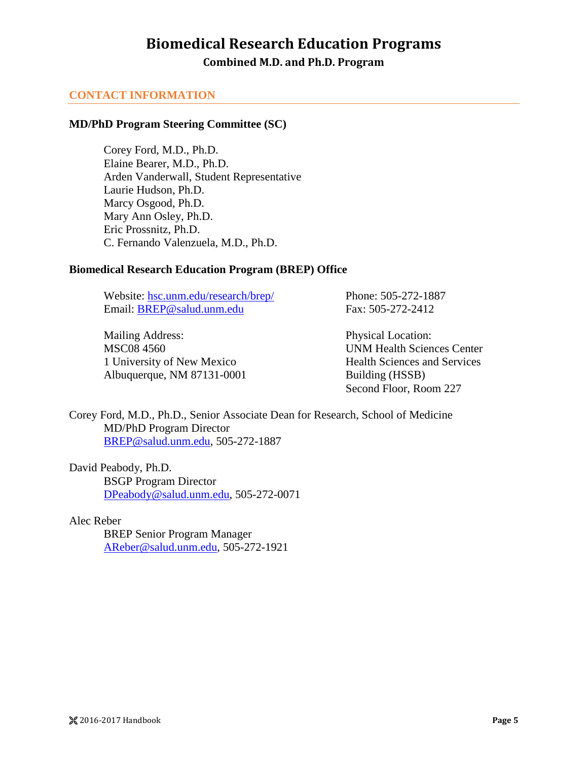# Biomedical Research Education Programs

## Combined M.D. and Ph.D. Program

### CONTACT INFORMATION

**MD/PhD Program Steering Committee (SC)**

Corey Ford, M.D., Ph.D.
Elaine Bearer, M.D., Ph.D.
Arden Vanderwall, Student Representative
Laurie Hudson, Ph.D.
Marcy Osgood, Ph.D.
Mary Ann Osley, Ph.D.
Eric Prossnitz, Ph.D.
C. Fernando Valenzuela, M.D., Ph.D.

**Biomedical Research Education Program (BREP) Office**

Website: hsc.unm.edu/research/brep/
Email: BREP@salud.unm.edu

Phone: 505-272-1887
Fax: 505-272-2412

Mailing Address:
MSC08 4560
1 University of New Mexico
Albuquerque, NM 87131-0001

Physical Location:
UNM Health Sciences Center
Health Sciences and Services Building (HSSB)
Second Floor, Room 227

Corey Ford, M.D., Ph.D., Senior Associate Dean for Research, School of Medicine
MD/PhD Program Director
BREP@salud.unm.edu, 505-272-1887

David Peabody, Ph.D.
BSGP Program Director
DPeabody@salud.unm.edu, 505-272-0071

Alec Reber
BREP Senior Program Manager
AReber@salud.unm.edu, 505-272-1921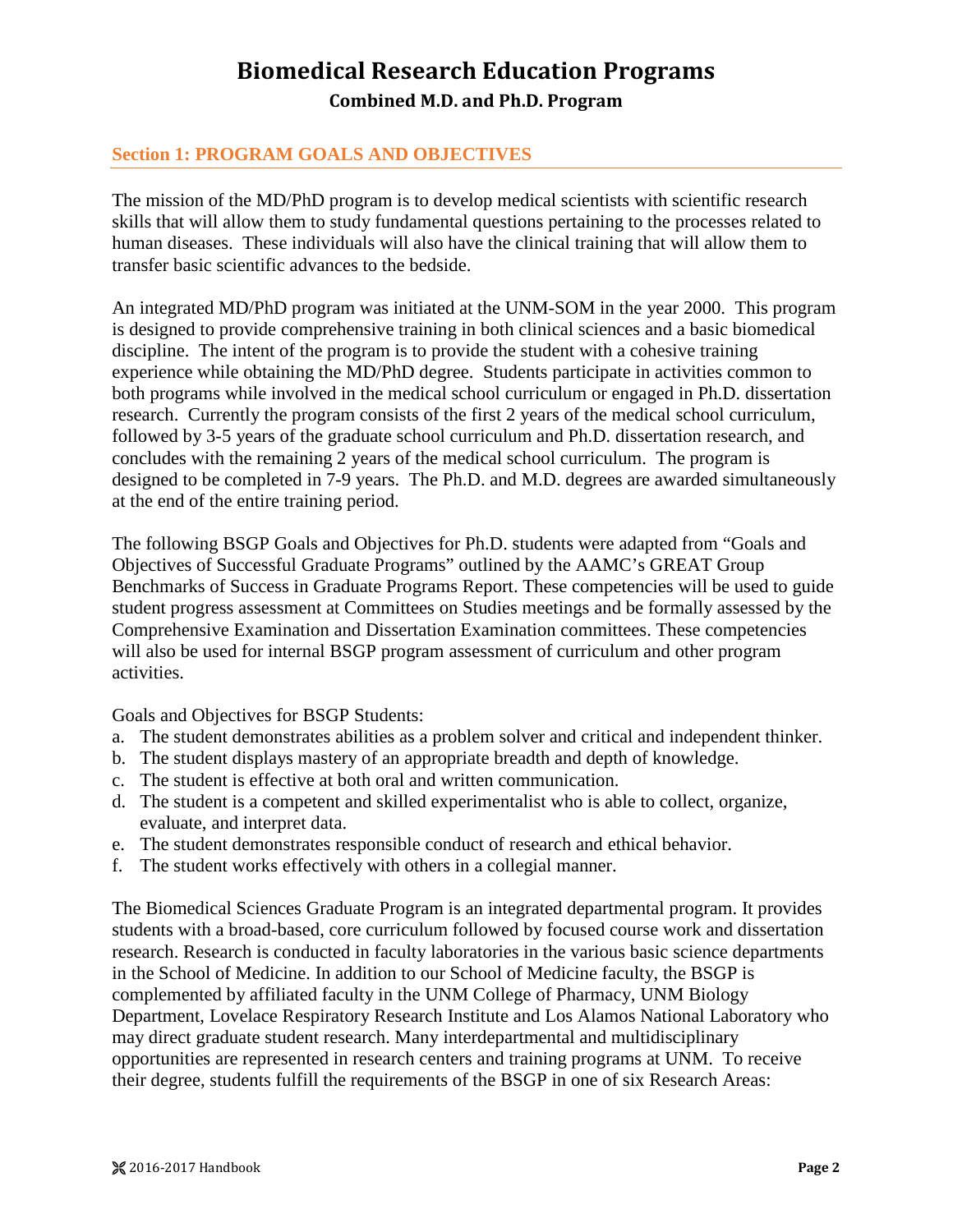# Biomedical Research Education Programs

## Combined M.D. and Ph.D. Program

### Section 1: PROGRAM GOALS AND OBJECTIVES

The mission of the MD/PhD program is to develop medical scientists with scientific research skills that will allow them to study fundamental questions pertaining to the processes related to human diseases. These individuals will also have the clinical training that will allow them to transfer basic scientific advances to the bedside.

An integrated MD/PhD program was initiated at the UNM-SOM in the year 2000. This program is designed to provide comprehensive training in both clinical sciences and a basic biomedical discipline. The intent of the program is to provide the student with a cohesive training experience while obtaining the MD/PhD degree. Students participate in activities common to both programs while involved in the medical school curriculum or engaged in Ph.D. dissertation research. Currently the program consists of the first 2 years of the medical school curriculum, followed by 3-5 years of the graduate school curriculum and Ph.D. dissertation research, and concludes with the remaining 2 years of the medical school curriculum. The program is designed to be completed in 7-9 years. The Ph.D. and M.D. degrees are awarded simultaneously at the end of the entire training period.

The following BSGP Goals and Objectives for Ph.D. students were adapted from "Goals and Objectives of Successful Graduate Programs" outlined by the AAMC's GREAT Group Benchmarks of Success in Graduate Programs Report. These competencies will be used to guide student progress assessment at Committees on Studies meetings and be formally assessed by the Comprehensive Examination and Dissertation Examination committees. These competencies will also be used for internal BSGP program assessment of curriculum and other program activities.

Goals and Objectives for BSGP Students:

a. The student demonstrates abilities as a problem solver and critical and independent thinker.
b. The student displays mastery of an appropriate breadth and depth of knowledge.
c. The student is effective at both oral and written communication.
d. The student is a competent and skilled experimentalist who is able to collect, organize, evaluate, and interpret data.
e. The student demonstrates responsible conduct of research and ethical behavior.
f. The student works effectively with others in a collegial manner.

The Biomedical Sciences Graduate Program is an integrated departmental program. It provides students with a broad-based, core curriculum followed by focused course work and dissertation research. Research is conducted in faculty laboratories in the various basic science departments in the School of Medicine. In addition to our School of Medicine faculty, the BSGP is complemented by affiliated faculty in the UNM College of Pharmacy, UNM Biology Department, Lovelace Respiratory Research Institute and Los Alamos National Laboratory who may direct graduate student research. Many interdepartmental and multidisciplinary opportunities are represented in research centers and training programs at UNM. To receive their degree, students fulfill the requirements of the BSGP in one of six Research Areas: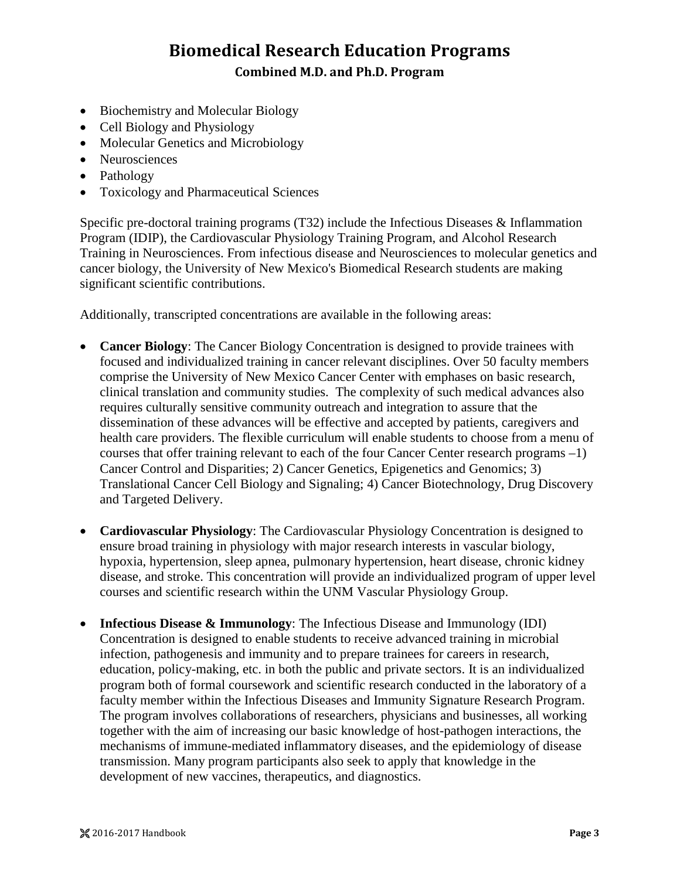# Biomedical Research Education Programs

## Combined M.D. and Ph.D. Program

- Biochemistry and Molecular Biology
- Cell Biology and Physiology
- Molecular Genetics and Microbiology
- Neurosciences
- Pathology
- Toxicology and Pharmaceutical Sciences

Specific pre-doctoral training programs (T32) include the Infectious Diseases & Inflammation Program (IDIP), the Cardiovascular Physiology Training Program, and Alcohol Research Training in Neurosciences. From infectious disease and Neurosciences to molecular genetics and cancer biology, the University of New Mexico's Biomedical Research students are making significant scientific contributions.

Additionally, transcripted concentrations are available in the following areas:

- **Cancer Biology**: The Cancer Biology Concentration is designed to provide trainees with focused and individualized training in cancer relevant disciplines. Over 50 faculty members comprise the University of New Mexico Cancer Center with emphases on basic research, clinical translation and community studies. The complexity of such medical advances also requires culturally sensitive community outreach and integration to assure that the dissemination of these advances will be effective and accepted by patients, caregivers and health care providers. The flexible curriculum will enable students to choose from a menu of courses that offer training relevant to each of the four Cancer Center research programs –1) Cancer Control and Disparities; 2) Cancer Genetics, Epigenetics and Genomics; 3) Translational Cancer Cell Biology and Signaling; 4) Cancer Biotechnology, Drug Discovery and Targeted Delivery.

- **Cardiovascular Physiology**: The Cardiovascular Physiology Concentration is designed to ensure broad training in physiology with major research interests in vascular biology, hypoxia, hypertension, sleep apnea, pulmonary hypertension, heart disease, chronic kidney disease, and stroke. This concentration will provide an individualized program of upper level courses and scientific research within the UNM Vascular Physiology Group.

- **Infectious Disease & Immunology**: The Infectious Disease and Immunology (IDI) Concentration is designed to enable students to receive advanced training in microbial infection, pathogenesis and immunity and to prepare trainees for careers in research, education, policy-making, etc. in both the public and private sectors. It is an individualized program both of formal coursework and scientific research conducted in the laboratory of a faculty member within the Infectious Diseases and Immunity Signature Research Program. The program involves collaborations of researchers, physicians and businesses, all working together with the aim of increasing our basic knowledge of host-pathogen interactions, the mechanisms of immune-mediated inflammatory diseases, and the epidemiology of disease transmission. Many program participants also seek to apply that knowledge in the development of new vaccines, therapeutics, and diagnostics.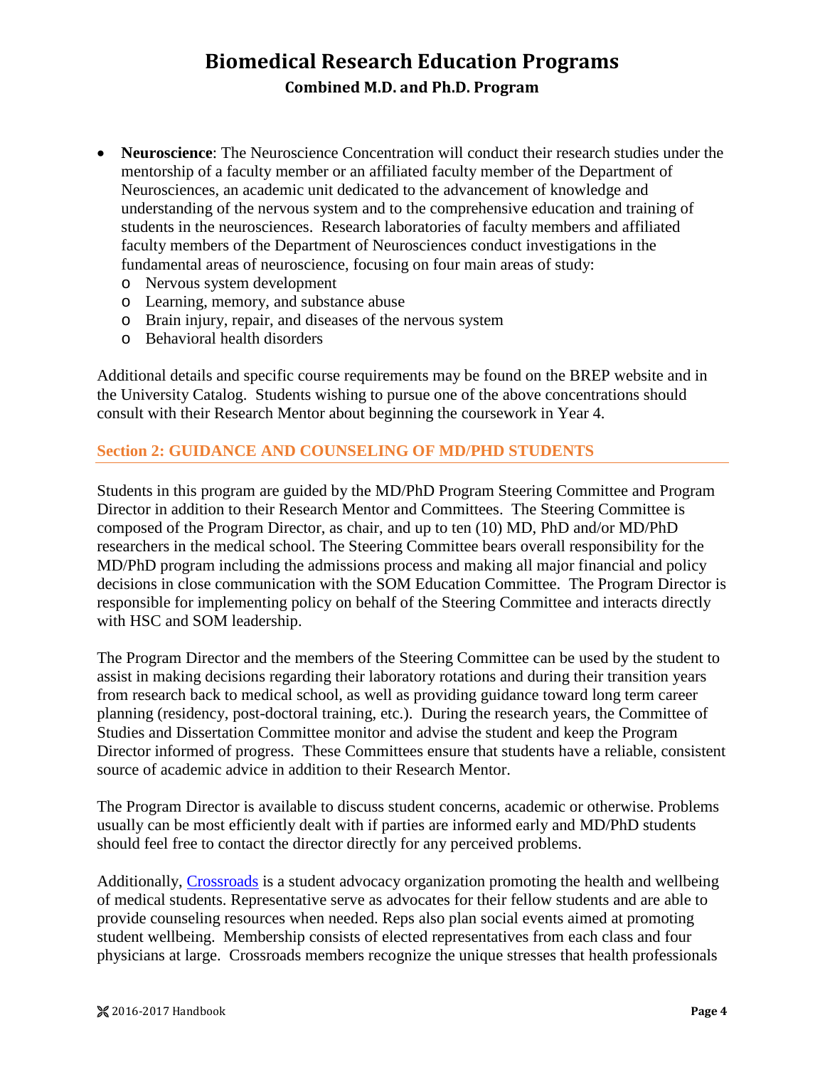- **Neuroscience**: The Neuroscience Concentration will conduct their research studies under the mentorship of a faculty member or an affiliated faculty member of the Department of Neurosciences, an academic unit dedicated to the advancement of knowledge and understanding of the nervous system and to the comprehensive education and training of students in the neurosciences. Research laboratories of faculty members and affiliated faculty members of the Department of Neurosciences conduct investigations in the fundamental areas of neuroscience, focusing on four main areas of study:
  - Nervous system development
  - Learning, memory, and substance abuse
  - Brain injury, repair, and diseases of the nervous system
  - Behavioral health disorders

Additional details and specific course requirements may be found on the BREP website and in the University Catalog. Students wishing to pursue one of the above concentrations should consult with their Research Mentor about beginning the coursework in Year 4.

## Section 2: GUIDANCE AND COUNSELING OF MD/PHD STUDENTS

Students in this program are guided by the MD/PhD Program Steering Committee and Program Director in addition to their Research Mentor and Committees. The Steering Committee is composed of the Program Director, as chair, and up to ten (10) MD, PhD and/or MD/PhD researchers in the medical school. The Steering Committee bears overall responsibility for the MD/PhD program including the admissions process and making all major financial and policy decisions in close communication with the SOM Education Committee. The Program Director is responsible for implementing policy on behalf of the Steering Committee and interacts directly with HSC and SOM leadership.

The Program Director and the members of the Steering Committee can be used by the student to assist in making decisions regarding their laboratory rotations and during their transition years from research back to medical school, as well as providing guidance toward long term career planning (residency, post-doctoral training, etc.). During the research years, the Committee of Studies and Dissertation Committee monitor and advise the student and keep the Program Director informed of progress. These Committees ensure that students have a reliable, consistent source of academic advice in addition to their Research Mentor.

The Program Director is available to discuss student concerns, academic or otherwise. Problems usually can be most efficiently dealt with if parties are informed early and MD/PhD students should feel free to contact the director directly for any perceived problems.

Additionally, Crossroads is a student advocacy organization promoting the health and wellbeing of medical students. Representative serve as advocates for their fellow students and are able to provide counseling resources when needed. Reps also plan social events aimed at promoting student wellbeing. Membership consists of elected representatives from each class and four physicians at large. Crossroads members recognize the unique stresses that health professionals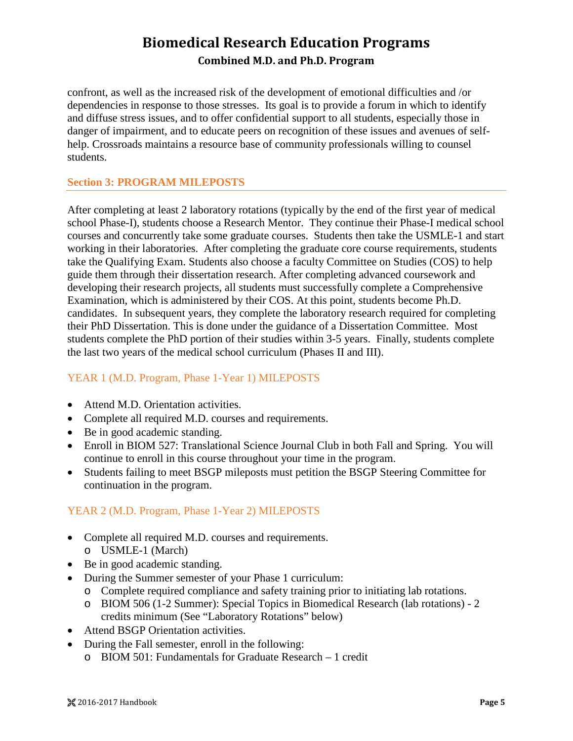confront, as well as the increased risk of the development of emotional difficulties and /or dependencies in response to those stresses. Its goal is to provide a forum in which to identify and diffuse stress issues, and to offer confidential support to all students, especially those in danger of impairment, and to educate peers on recognition of these issues and avenues of self-help. Crossroads maintains a resource base of community professionals willing to counsel students.

## Section 3: PROGRAM MILEPOSTS

After completing at least 2 laboratory rotations (typically by the end of the first year of medical school Phase-I), students choose a Research Mentor. They continue their Phase-I medical school courses and concurrently take some graduate courses. Students then take the USMLE-1 and start working in their laboratories. After completing the graduate core course requirements, students take the Qualifying Exam. Students also choose a faculty Committee on Studies (COS) to help guide them through their dissertation research. After completing advanced coursework and developing their research projects, all students must successfully complete a Comprehensive Examination, which is administered by their COS. At this point, students become Ph.D. candidates. In subsequent years, they complete the laboratory research required for completing their PhD Dissertation. This is done under the guidance of a Dissertation Committee. Most students complete the PhD portion of their studies within 3-5 years. Finally, students complete the last two years of the medical school curriculum (Phases II and III).

### YEAR 1 (M.D. Program, Phase 1-Year 1) MILEPOSTS

- Attend M.D. Orientation activities.
- Complete all required M.D. courses and requirements.
- Be in good academic standing.
- Enroll in BIOM 527: Translational Science Journal Club in both Fall and Spring. You will continue to enroll in this course throughout your time in the program.
- Students failing to meet BSGP mileposts must petition the BSGP Steering Committee for continuation in the program.

### YEAR 2 (M.D. Program, Phase 1-Year 2) MILEPOSTS

- Complete all required M.D. courses and requirements.
  - USMLE-1 (March)
- Be in good academic standing.
- During the Summer semester of your Phase 1 curriculum:
  - Complete required compliance and safety training prior to initiating lab rotations.
  - BIOM 506 (1-2 Summer): Special Topics in Biomedical Research (lab rotations) - 2 credits minimum (See "Laboratory Rotations" below)
- Attend BSGP Orientation activities.
- During the Fall semester, enroll in the following:
  - BIOM 501: Fundamentals for Graduate Research – 1 credit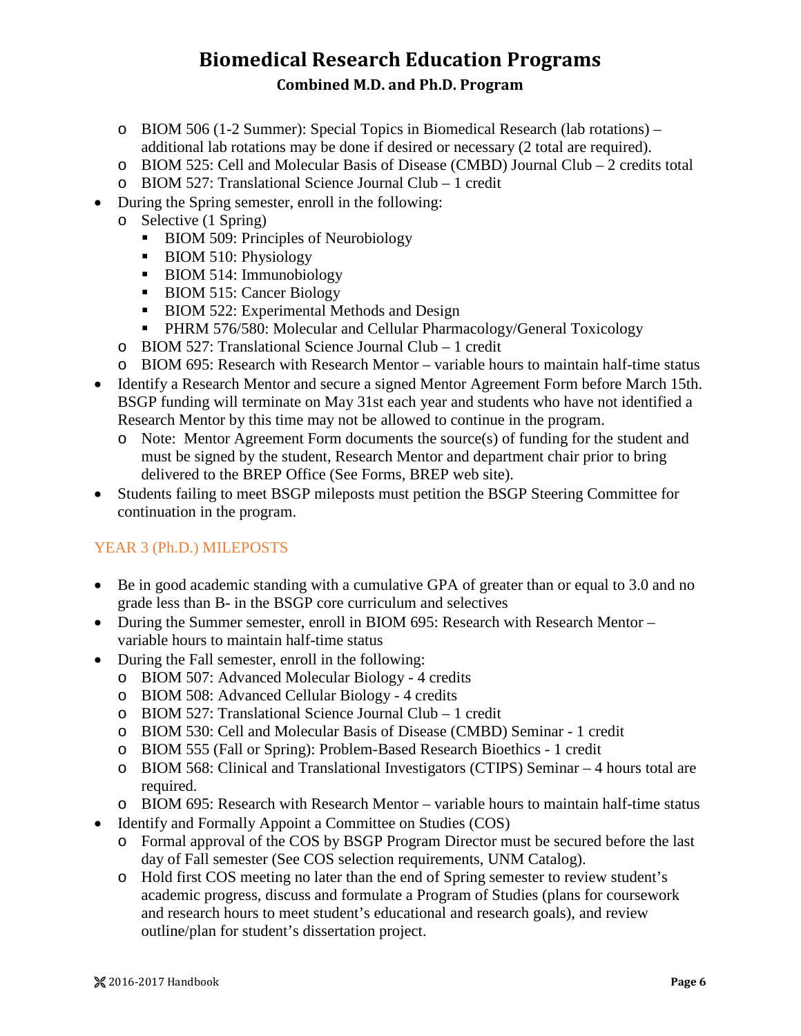- BIOM 506 (1-2 Summer): Special Topics in Biomedical Research (lab rotations) – additional lab rotations may be done if desired or necessary (2 total are required).
  - BIOM 525: Cell and Molecular Basis of Disease (CMBD) Journal Club – 2 credits total
  - BIOM 527: Translational Science Journal Club – 1 credit
- During the Spring semester, enroll in the following:
  - Selective (1 Spring)
    - BIOM 509: Principles of Neurobiology
    - BIOM 510: Physiology
    - BIOM 514: Immunobiology
    - BIOM 515: Cancer Biology
    - BIOM 522: Experimental Methods and Design
    - PHRM 576/580: Molecular and Cellular Pharmacology/General Toxicology
  - BIOM 527: Translational Science Journal Club – 1 credit
  - BIOM 695: Research with Research Mentor – variable hours to maintain half-time status
- Identify a Research Mentor and secure a signed Mentor Agreement Form before March 15th. BSGP funding will terminate on May 31st each year and students who have not identified a Research Mentor by this time may not be allowed to continue in the program.
  - Note: Mentor Agreement Form documents the source(s) of funding for the student and must be signed by the student, Research Mentor and department chair prior to bring delivered to the BREP Office (See Forms, BREP web site).
- Students failing to meet BSGP mileposts must petition the BSGP Steering Committee for continuation in the program.

## YEAR 3 (Ph.D.) MILEPOSTS

- Be in good academic standing with a cumulative GPA of greater than or equal to 3.0 and no grade less than B- in the BSGP core curriculum and selectives
- During the Summer semester, enroll in BIOM 695: Research with Research Mentor – variable hours to maintain half-time status
- During the Fall semester, enroll in the following:
  - BIOM 507: Advanced Molecular Biology - 4 credits
  - BIOM 508: Advanced Cellular Biology - 4 credits
  - BIOM 527: Translational Science Journal Club – 1 credit
  - BIOM 530: Cell and Molecular Basis of Disease (CMBD) Seminar - 1 credit
  - BIOM 555 (Fall or Spring): Problem-Based Research Bioethics - 1 credit
  - BIOM 568: Clinical and Translational Investigators (CTIPS) Seminar – 4 hours total are required.
  - BIOM 695: Research with Research Mentor – variable hours to maintain half-time status
- Identify and Formally Appoint a Committee on Studies (COS)
  - Formal approval of the COS by BSGP Program Director must be secured before the last day of Fall semester (See COS selection requirements, UNM Catalog).
  - Hold first COS meeting no later than the end of Spring semester to review student's academic progress, discuss and formulate a Program of Studies (plans for coursework and research hours to meet student's educational and research goals), and review outline/plan for student's dissertation project.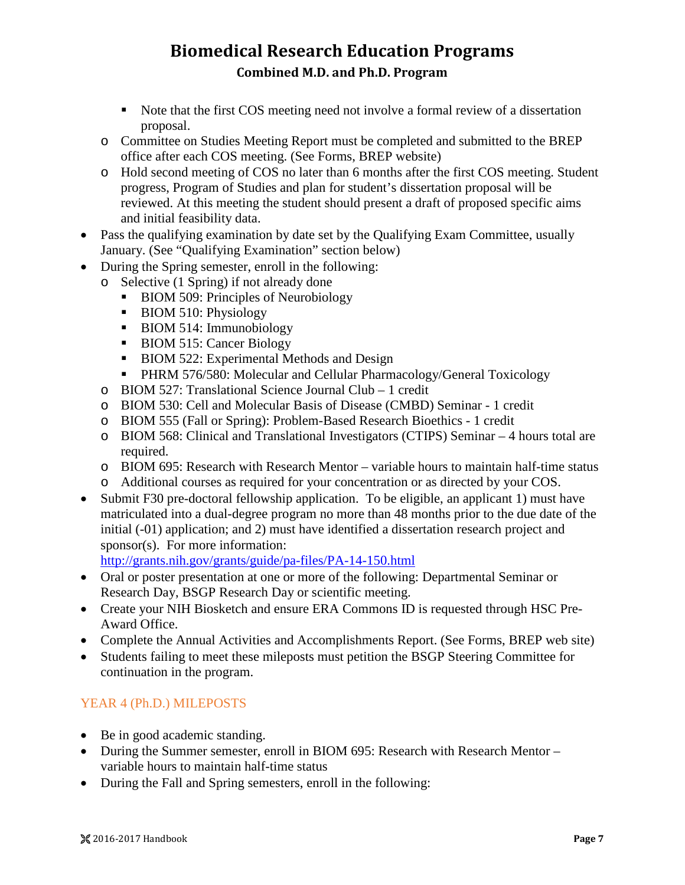- Note that the first COS meeting need not involve a formal review of a dissertation proposal.
  - Committee on Studies Meeting Report must be completed and submitted to the BREP office after each COS meeting. (See Forms, BREP website)
  - Hold second meeting of COS no later than 6 months after the first COS meeting. Student progress, Program of Studies and plan for student's dissertation proposal will be reviewed. At this meeting the student should present a draft of proposed specific aims and initial feasibility data.
- Pass the qualifying examination by date set by the Qualifying Exam Committee, usually January. (See "Qualifying Examination" section below)
- During the Spring semester, enroll in the following:
  - Selective (1 Spring) if not already done
    - BIOM 509: Principles of Neurobiology
    - BIOM 510: Physiology
    - BIOM 514: Immunobiology
    - BIOM 515: Cancer Biology
    - BIOM 522: Experimental Methods and Design
    - PHRM 576/580: Molecular and Cellular Pharmacology/General Toxicology
  - BIOM 527: Translational Science Journal Club – 1 credit
  - BIOM 530: Cell and Molecular Basis of Disease (CMBD) Seminar - 1 credit
  - BIOM 555 (Fall or Spring): Problem-Based Research Bioethics - 1 credit
  - BIOM 568: Clinical and Translational Investigators (CTIPS) Seminar – 4 hours total are required.
  - BIOM 695: Research with Research Mentor – variable hours to maintain half-time status
  - Additional courses as required for your concentration or as directed by your COS.
- Submit F30 pre-doctoral fellowship application. To be eligible, an applicant 1) must have matriculated into a dual-degree program no more than 48 months prior to the due date of the initial (-01) application; and 2) must have identified a dissertation research project and sponsor(s). For more information: http://grants.nih.gov/grants/guide/pa-files/PA-14-150.html
- Oral or poster presentation at one or more of the following: Departmental Seminar or Research Day, BSGP Research Day or scientific meeting.
- Create your NIH Biosketch and ensure ERA Commons ID is requested through HSC Pre-Award Office.
- Complete the Annual Activities and Accomplishments Report. (See Forms, BREP web site)
- Students failing to meet these mileposts must petition the BSGP Steering Committee for continuation in the program.

## YEAR 4 (Ph.D.) MILEPOSTS

- Be in good academic standing.
- During the Summer semester, enroll in BIOM 695: Research with Research Mentor – variable hours to maintain half-time status
- During the Fall and Spring semesters, enroll in the following: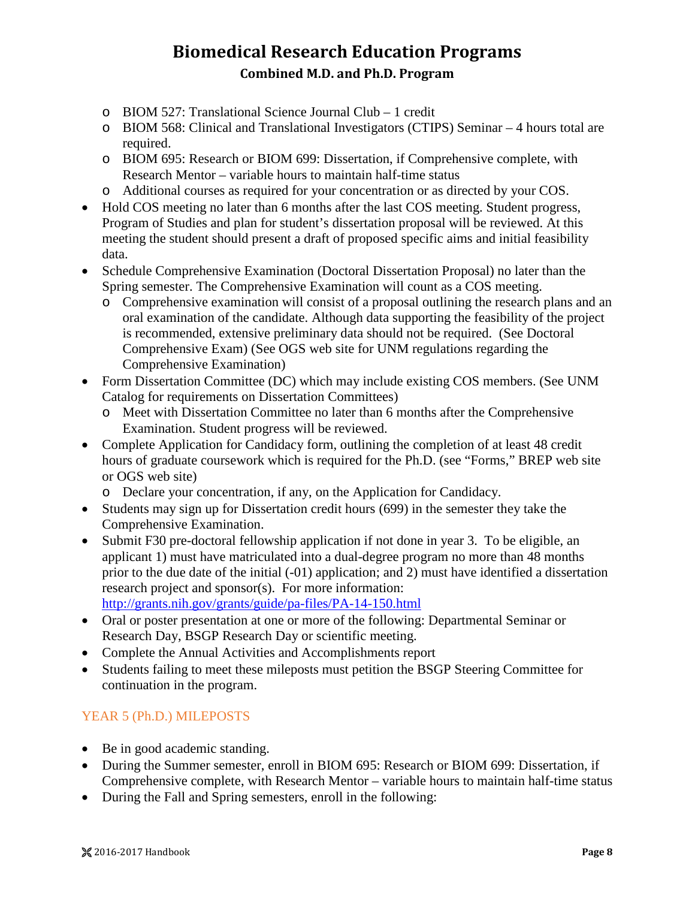- BIOM 527: Translational Science Journal Club – 1 credit
  - BIOM 568: Clinical and Translational Investigators (CTIPS) Seminar – 4 hours total are required.
  - BIOM 695: Research or BIOM 699: Dissertation, if Comprehensive complete, with Research Mentor – variable hours to maintain half-time status
  - Additional courses as required for your concentration or as directed by your COS.
- Hold COS meeting no later than 6 months after the last COS meeting. Student progress, Program of Studies and plan for student's dissertation proposal will be reviewed. At this meeting the student should present a draft of proposed specific aims and initial feasibility data.
- Schedule Comprehensive Examination (Doctoral Dissertation Proposal) no later than the Spring semester. The Comprehensive Examination will count as a COS meeting.
  - Comprehensive examination will consist of a proposal outlining the research plans and an oral examination of the candidate. Although data supporting the feasibility of the project is recommended, extensive preliminary data should not be required. (See Doctoral Comprehensive Exam) (See OGS web site for UNM regulations regarding the Comprehensive Examination)
- Form Dissertation Committee (DC) which may include existing COS members. (See UNM Catalog for requirements on Dissertation Committees)
  - Meet with Dissertation Committee no later than 6 months after the Comprehensive Examination. Student progress will be reviewed.
- Complete Application for Candidacy form, outlining the completion of at least 48 credit hours of graduate coursework which is required for the Ph.D. (see "Forms," BREP web site or OGS web site)
  - Declare your concentration, if any, on the Application for Candidacy.
- Students may sign up for Dissertation credit hours (699) in the semester they take the Comprehensive Examination.
- Submit F30 pre-doctoral fellowship application if not done in year 3. To be eligible, an applicant 1) must have matriculated into a dual-degree program no more than 48 months prior to the due date of the initial (-01) application; and 2) must have identified a dissertation research project and sponsor(s). For more information: http://grants.nih.gov/grants/guide/pa-files/PA-14-150.html
- Oral or poster presentation at one or more of the following: Departmental Seminar or Research Day, BSGP Research Day or scientific meeting.
- Complete the Annual Activities and Accomplishments report
- Students failing to meet these mileposts must petition the BSGP Steering Committee for continuation in the program.

## YEAR 5 (Ph.D.) MILEPOSTS

- Be in good academic standing.
- During the Summer semester, enroll in BIOM 695: Research or BIOM 699: Dissertation, if Comprehensive complete, with Research Mentor – variable hours to maintain half-time status
- During the Fall and Spring semesters, enroll in the following: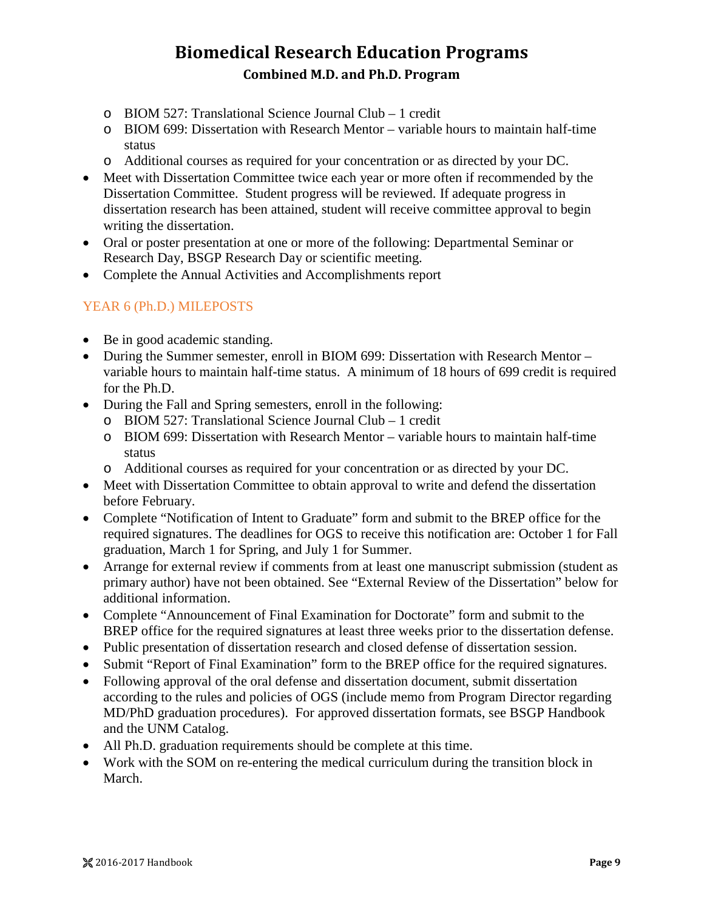- BIOM 527: Translational Science Journal Club – 1 credit
  - BIOM 699: Dissertation with Research Mentor – variable hours to maintain half-time status
  - Additional courses as required for your concentration or as directed by your DC.
- Meet with Dissertation Committee twice each year or more often if recommended by the Dissertation Committee. Student progress will be reviewed. If adequate progress in dissertation research has been attained, student will receive committee approval to begin writing the dissertation.
- Oral or poster presentation at one or more of the following: Departmental Seminar or Research Day, BSGP Research Day or scientific meeting.
- Complete the Annual Activities and Accomplishments report

### YEAR 6 (Ph.D.) MILEPOSTS

- Be in good academic standing.
- During the Summer semester, enroll in BIOM 699: Dissertation with Research Mentor – variable hours to maintain half-time status. A minimum of 18 hours of 699 credit is required for the Ph.D.
- During the Fall and Spring semesters, enroll in the following:
  - BIOM 527: Translational Science Journal Club – 1 credit
  - BIOM 699: Dissertation with Research Mentor – variable hours to maintain half-time status
  - Additional courses as required for your concentration or as directed by your DC.
- Meet with Dissertation Committee to obtain approval to write and defend the dissertation before February.
- Complete "Notification of Intent to Graduate" form and submit to the BREP office for the required signatures. The deadlines for OGS to receive this notification are: October 1 for Fall graduation, March 1 for Spring, and July 1 for Summer.
- Arrange for external review if comments from at least one manuscript submission (student as primary author) have not been obtained. See "External Review of the Dissertation" below for additional information.
- Complete "Announcement of Final Examination for Doctorate" form and submit to the BREP office for the required signatures at least three weeks prior to the dissertation defense.
- Public presentation of dissertation research and closed defense of dissertation session.
- Submit "Report of Final Examination" form to the BREP office for the required signatures.
- Following approval of the oral defense and dissertation document, submit dissertation according to the rules and policies of OGS (include memo from Program Director regarding MD/PhD graduation procedures). For approved dissertation formats, see BSGP Handbook and the UNM Catalog.
- All Ph.D. graduation requirements should be complete at this time.
- Work with the SOM on re-entering the medical curriculum during the transition block in March.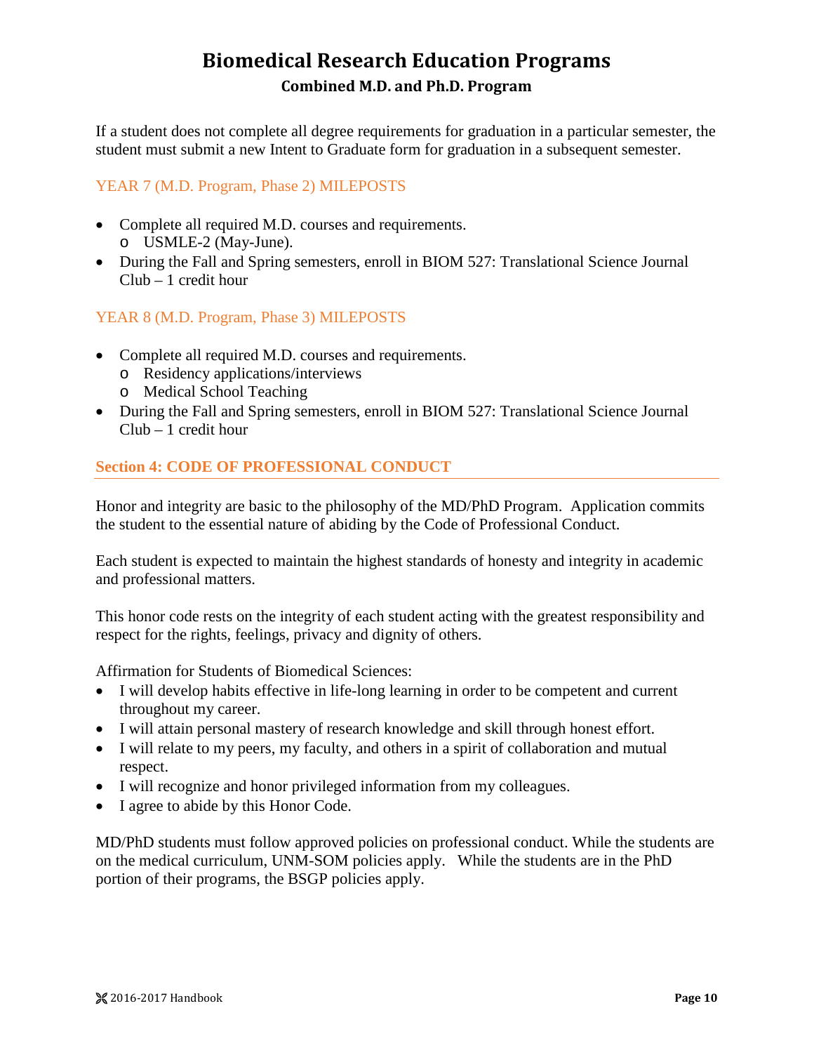If a student does not complete all degree requirements for graduation in a particular semester, the student must submit a new Intent to Graduate form for graduation in a subsequent semester.

### YEAR 7 (M.D. Program, Phase 2) MILEPOSTS

- Complete all required M.D. courses and requirements.
  - USMLE-2 (May-June).
- During the Fall and Spring semesters, enroll in BIOM 527: Translational Science Journal Club – 1 credit hour

### YEAR 8 (M.D. Program, Phase 3) MILEPOSTS

- Complete all required M.D. courses and requirements.
  - Residency applications/interviews
  - Medical School Teaching
- During the Fall and Spring semesters, enroll in BIOM 527: Translational Science Journal Club – 1 credit hour

## Section 4: CODE OF PROFESSIONAL CONDUCT

Honor and integrity are basic to the philosophy of the MD/PhD Program. Application commits the student to the essential nature of abiding by the Code of Professional Conduct.

Each student is expected to maintain the highest standards of honesty and integrity in academic and professional matters.

This honor code rests on the integrity of each student acting with the greatest responsibility and respect for the rights, feelings, privacy and dignity of others.

Affirmation for Students of Biomedical Sciences:

- I will develop habits effective in life-long learning in order to be competent and current throughout my career.
- I will attain personal mastery of research knowledge and skill through honest effort.
- I will relate to my peers, my faculty, and others in a spirit of collaboration and mutual respect.
- I will recognize and honor privileged information from my colleagues.
- I agree to abide by this Honor Code.

MD/PhD students must follow approved policies on professional conduct. While the students are on the medical curriculum, UNM-SOM policies apply. While the students are in the PhD portion of their programs, the BSGP policies apply.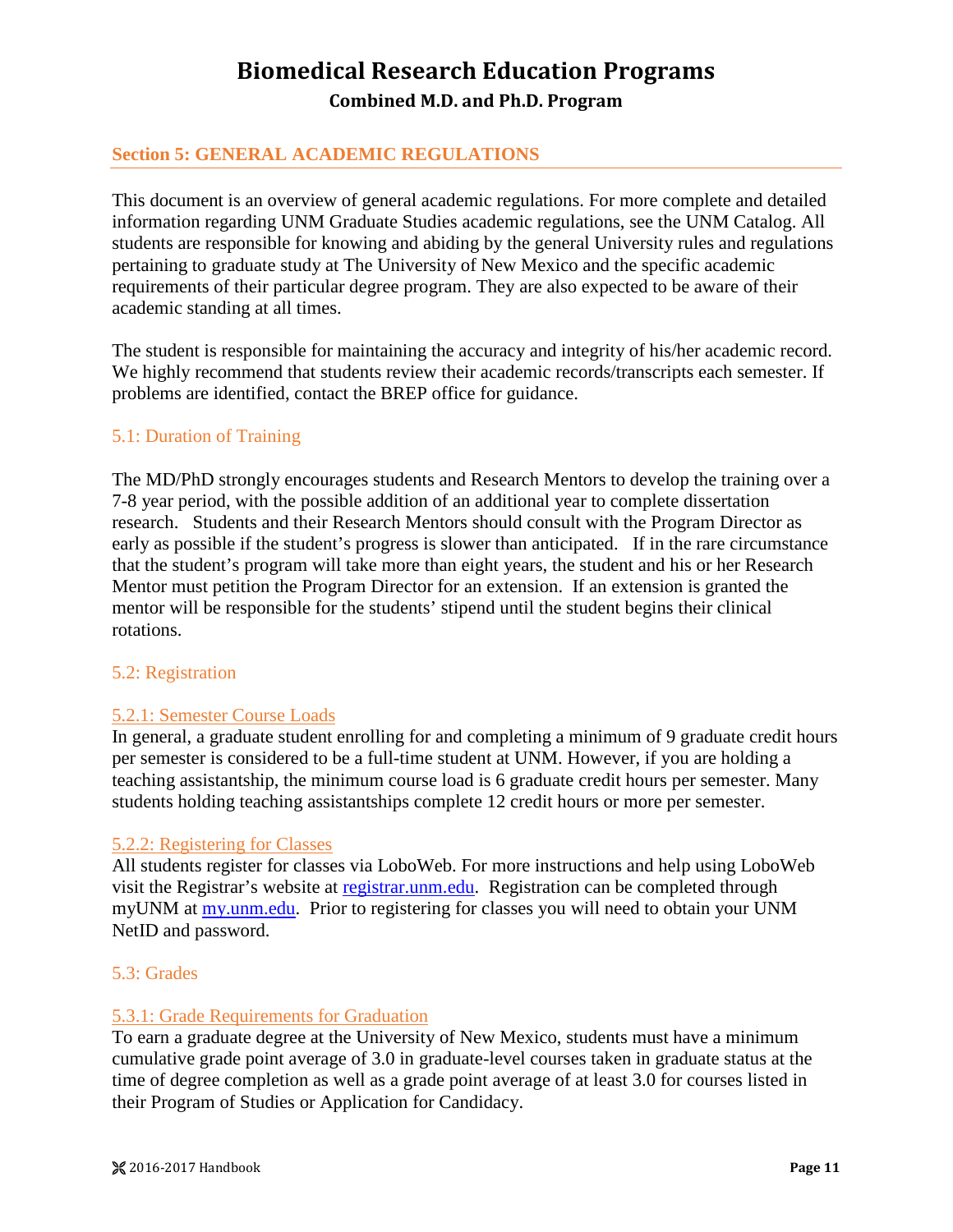## Section 5: GENERAL ACADEMIC REGULATIONS

This document is an overview of general academic regulations. For more complete and detailed information regarding UNM Graduate Studies academic regulations, see the UNM Catalog. All students are responsible for knowing and abiding by the general University rules and regulations pertaining to graduate study at The University of New Mexico and the specific academic requirements of their particular degree program. They are also expected to be aware of their academic standing at all times.

The student is responsible for maintaining the accuracy and integrity of his/her academic record. We highly recommend that students review their academic records/transcripts each semester. If problems are identified, contact the BREP office for guidance.

### 5.1: Duration of Training

The MD/PhD strongly encourages students and Research Mentors to develop the training over a 7-8 year period, with the possible addition of an additional year to complete dissertation research. Students and their Research Mentors should consult with the Program Director as early as possible if the student's progress is slower than anticipated. If in the rare circumstance that the student's program will take more than eight years, the student and his or her Research Mentor must petition the Program Director for an extension. If an extension is granted the mentor will be responsible for the students' stipend until the student begins their clinical rotations.

### 5.2: Registration

#### 5.2.1: Semester Course Loads

In general, a graduate student enrolling for and completing a minimum of 9 graduate credit hours per semester is considered to be a full-time student at UNM. However, if you are holding a teaching assistantship, the minimum course load is 6 graduate credit hours per semester. Many students holding teaching assistantships complete 12 credit hours or more per semester.

#### 5.2.2: Registering for Classes

All students register for classes via LoboWeb. For more instructions and help using LoboWeb visit the Registrar's website at [registrar.unm.edu](registrar.unm.edu). Registration can be completed through myUNM at [my.unm.edu](my.unm.edu). Prior to registering for classes you will need to obtain your UNM NetID and password.

### 5.3: Grades

#### 5.3.1: Grade Requirements for Graduation

To earn a graduate degree at the University of New Mexico, students must have a minimum cumulative grade point average of 3.0 in graduate-level courses taken in graduate status at the time of degree completion as well as a grade point average of at least 3.0 for courses listed in their Program of Studies or Application for Candidacy.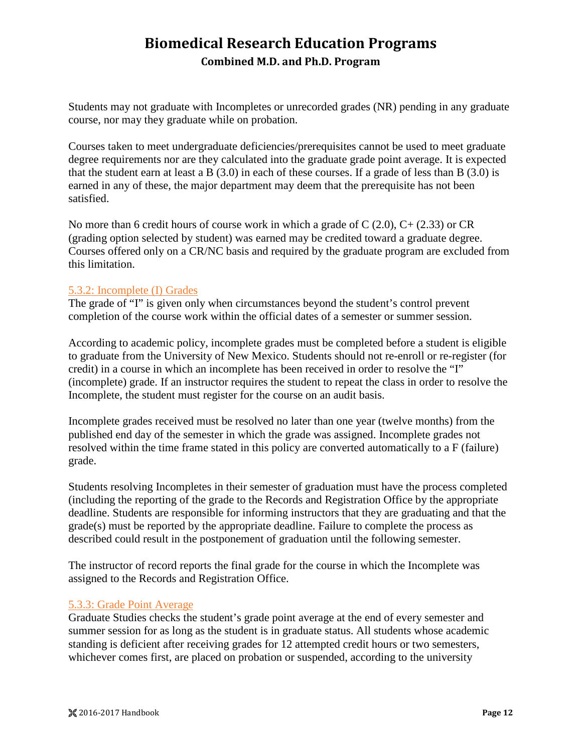Students may not graduate with Incompletes or unrecorded grades (NR) pending in any graduate course, nor may they graduate while on probation.

Courses taken to meet undergraduate deficiencies/prerequisites cannot be used to meet graduate degree requirements nor are they calculated into the graduate grade point average. It is expected that the student earn at least a B (3.0) in each of these courses. If a grade of less than B (3.0) is earned in any of these, the major department may deem that the prerequisite has not been satisfied.

No more than 6 credit hours of course work in which a grade of C (2.0), C+ (2.33) or CR (grading option selected by student) was earned may be credited toward a graduate degree. Courses offered only on a CR/NC basis and required by the graduate program are excluded from this limitation.

### 5.3.2: Incomplete (I) Grades

The grade of "I" is given only when circumstances beyond the student's control prevent completion of the course work within the official dates of a semester or summer session.

According to academic policy, incomplete grades must be completed before a student is eligible to graduate from the University of New Mexico. Students should not re-enroll or re-register (for credit) in a course in which an incomplete has been received in order to resolve the "I" (incomplete) grade. If an instructor requires the student to repeat the class in order to resolve the Incomplete, the student must register for the course on an audit basis.

Incomplete grades received must be resolved no later than one year (twelve months) from the published end day of the semester in which the grade was assigned. Incomplete grades not resolved within the time frame stated in this policy are converted automatically to a F (failure) grade.

Students resolving Incompletes in their semester of graduation must have the process completed (including the reporting of the grade to the Records and Registration Office by the appropriate deadline. Students are responsible for informing instructors that they are graduating and that the grade(s) must be reported by the appropriate deadline. Failure to complete the process as described could result in the postponement of graduation until the following semester.

The instructor of record reports the final grade for the course in which the Incomplete was assigned to the Records and Registration Office.

### 5.3.3: Grade Point Average

Graduate Studies checks the student's grade point average at the end of every semester and summer session for as long as the student is in graduate status. All students whose academic standing is deficient after receiving grades for 12 attempted credit hours or two semesters, whichever comes first, are placed on probation or suspended, according to the university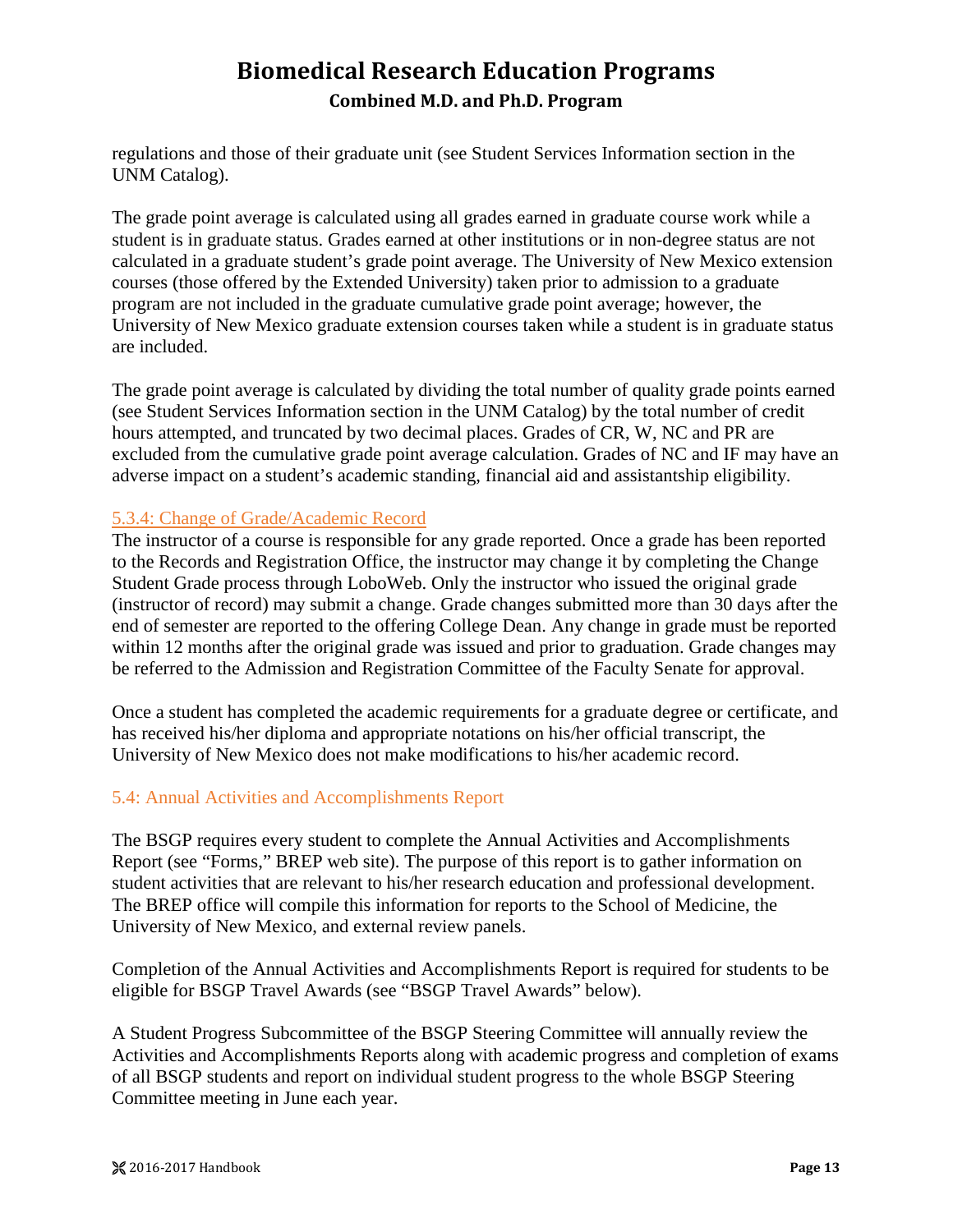regulations and those of their graduate unit (see Student Services Information section in the UNM Catalog).

The grade point average is calculated using all grades earned in graduate course work while a student is in graduate status. Grades earned at other institutions or in non-degree status are not calculated in a graduate student's grade point average. The University of New Mexico extension courses (those offered by the Extended University) taken prior to admission to a graduate program are not included in the graduate cumulative grade point average; however, the University of New Mexico graduate extension courses taken while a student is in graduate status are included.

The grade point average is calculated by dividing the total number of quality grade points earned (see Student Services Information section in the UNM Catalog) by the total number of credit hours attempted, and truncated by two decimal places. Grades of CR, W, NC and PR are excluded from the cumulative grade point average calculation. Grades of NC and IF may have an adverse impact on a student's academic standing, financial aid and assistantship eligibility.

#### 5.3.4: Change of Grade/Academic Record

The instructor of a course is responsible for any grade reported. Once a grade has been reported to the Records and Registration Office, the instructor may change it by completing the Change Student Grade process through LoboWeb. Only the instructor who issued the original grade (instructor of record) may submit a change. Grade changes submitted more than 30 days after the end of semester are reported to the offering College Dean. Any change in grade must be reported within 12 months after the original grade was issued and prior to graduation. Grade changes may be referred to the Admission and Registration Committee of the Faculty Senate for approval.

Once a student has completed the academic requirements for a graduate degree or certificate, and has received his/her diploma and appropriate notations on his/her official transcript, the University of New Mexico does not make modifications to his/her academic record.

### 5.4: Annual Activities and Accomplishments Report

The BSGP requires every student to complete the Annual Activities and Accomplishments Report (see "Forms," BREP web site). The purpose of this report is to gather information on student activities that are relevant to his/her research education and professional development. The BREP office will compile this information for reports to the School of Medicine, the University of New Mexico, and external review panels.

Completion of the Annual Activities and Accomplishments Report is required for students to be eligible for BSGP Travel Awards (see "BSGP Travel Awards" below).

A Student Progress Subcommittee of the BSGP Steering Committee will annually review the Activities and Accomplishments Reports along with academic progress and completion of exams of all BSGP students and report on individual student progress to the whole BSGP Steering Committee meeting in June each year.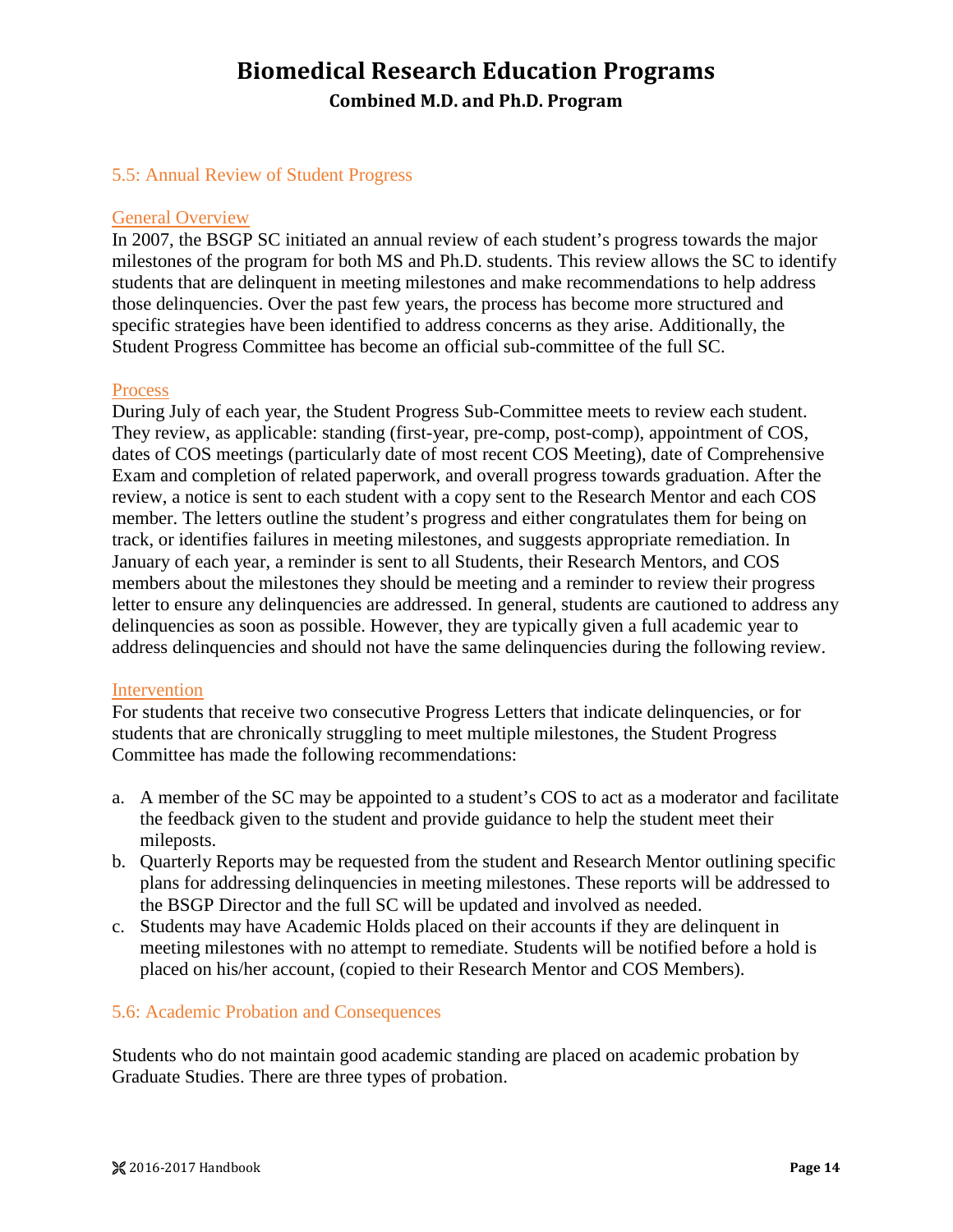## 5.5: Annual Review of Student Progress

### General Overview

In 2007, the BSGP SC initiated an annual review of each student's progress towards the major milestones of the program for both MS and Ph.D. students. This review allows the SC to identify students that are delinquent in meeting milestones and make recommendations to help address those delinquencies. Over the past few years, the process has become more structured and specific strategies have been identified to address concerns as they arise. Additionally, the Student Progress Committee has become an official sub-committee of the full SC.

### Process

During July of each year, the Student Progress Sub-Committee meets to review each student. They review, as applicable: standing (first-year, pre-comp, post-comp), appointment of COS, dates of COS meetings (particularly date of most recent COS Meeting), date of Comprehensive Exam and completion of related paperwork, and overall progress towards graduation. After the review, a notice is sent to each student with a copy sent to the Research Mentor and each COS member. The letters outline the student's progress and either congratulates them for being on track, or identifies failures in meeting milestones, and suggests appropriate remediation. In January of each year, a reminder is sent to all Students, their Research Mentors, and COS members about the milestones they should be meeting and a reminder to review their progress letter to ensure any delinquencies are addressed. In general, students are cautioned to address any delinquencies as soon as possible. However, they are typically given a full academic year to address delinquencies and should not have the same delinquencies during the following review.

### Intervention

For students that receive two consecutive Progress Letters that indicate delinquencies, or for students that are chronically struggling to meet multiple milestones, the Student Progress Committee has made the following recommendations:

a. A member of the SC may be appointed to a student's COS to act as a moderator and facilitate the feedback given to the student and provide guidance to help the student meet their mileposts.
b. Quarterly Reports may be requested from the student and Research Mentor outlining specific plans for addressing delinquencies in meeting milestones. These reports will be addressed to the BSGP Director and the full SC will be updated and involved as needed.
c. Students may have Academic Holds placed on their accounts if they are delinquent in meeting milestones with no attempt to remediate. Students will be notified before a hold is placed on his/her account, (copied to their Research Mentor and COS Members).

## 5.6: Academic Probation and Consequences

Students who do not maintain good academic standing are placed on academic probation by Graduate Studies. There are three types of probation.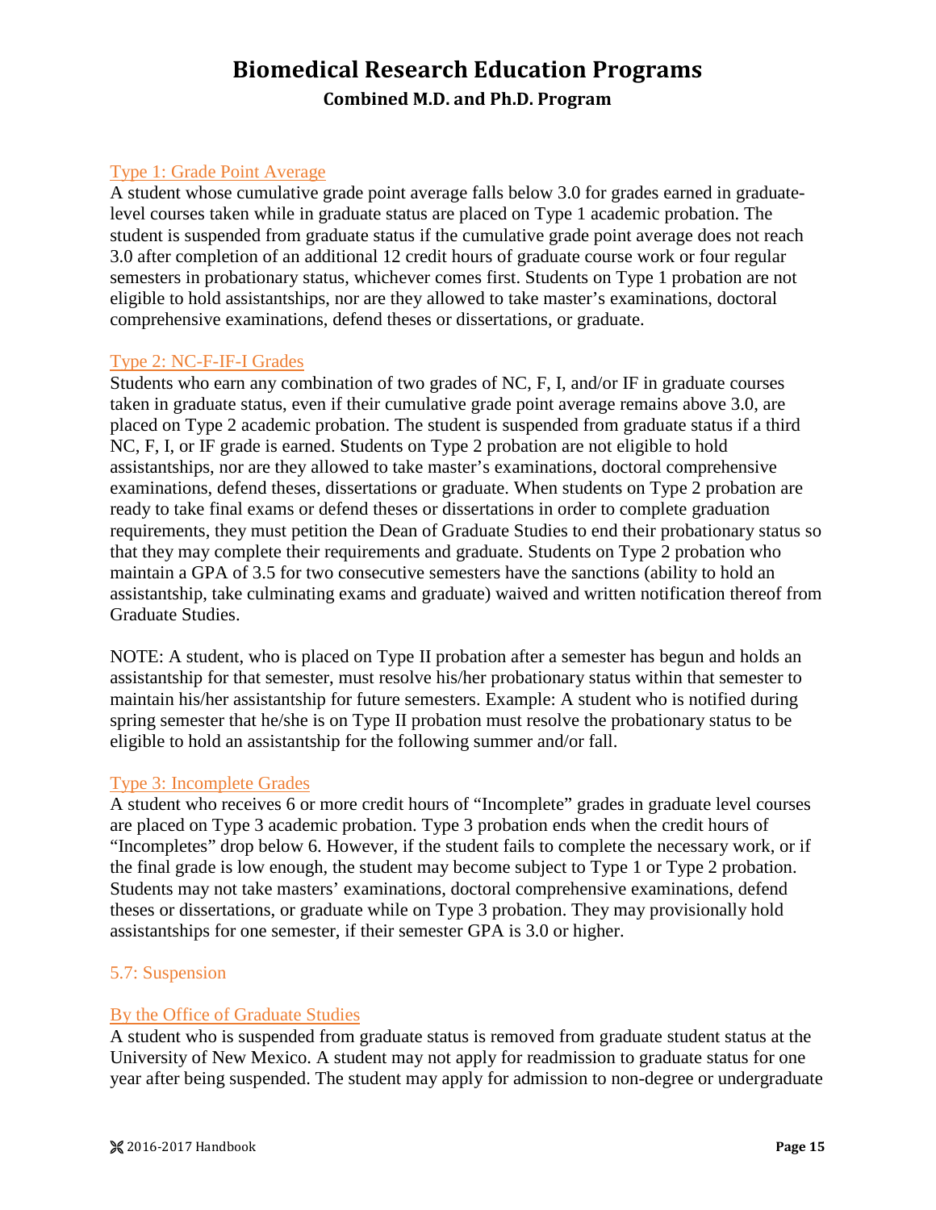### Type 1: Grade Point Average

A student whose cumulative grade point average falls below 3.0 for grades earned in graduate-level courses taken while in graduate status are placed on Type 1 academic probation. The student is suspended from graduate status if the cumulative grade point average does not reach 3.0 after completion of an additional 12 credit hours of graduate course work or four regular semesters in probationary status, whichever comes first. Students on Type 1 probation are not eligible to hold assistantships, nor are they allowed to take master's examinations, doctoral comprehensive examinations, defend theses or dissertations, or graduate.

### Type 2: NC-F-IF-I Grades

Students who earn any combination of two grades of NC, F, I, and/or IF in graduate courses taken in graduate status, even if their cumulative grade point average remains above 3.0, are placed on Type 2 academic probation. The student is suspended from graduate status if a third NC, F, I, or IF grade is earned. Students on Type 2 probation are not eligible to hold assistantships, nor are they allowed to take master's examinations, doctoral comprehensive examinations, defend theses, dissertations or graduate. When students on Type 2 probation are ready to take final exams or defend theses or dissertations in order to complete graduation requirements, they must petition the Dean of Graduate Studies to end their probationary status so that they may complete their requirements and graduate. Students on Type 2 probation who maintain a GPA of 3.5 for two consecutive semesters have the sanctions (ability to hold an assistantship, take culminating exams and graduate) waived and written notification thereof from Graduate Studies.

NOTE: A student, who is placed on Type II probation after a semester has begun and holds an assistantship for that semester, must resolve his/her probationary status within that semester to maintain his/her assistantship for future semesters. Example: A student who is notified during spring semester that he/she is on Type II probation must resolve the probationary status to be eligible to hold an assistantship for the following summer and/or fall.

### Type 3: Incomplete Grades

A student who receives 6 or more credit hours of "Incomplete" grades in graduate level courses are placed on Type 3 academic probation. Type 3 probation ends when the credit hours of "Incompletes" drop below 6. However, if the student fails to complete the necessary work, or if the final grade is low enough, the student may become subject to Type 1 or Type 2 probation. Students may not take masters' examinations, doctoral comprehensive examinations, defend theses or dissertations, or graduate while on Type 3 probation. They may provisionally hold assistantships for one semester, if their semester GPA is 3.0 or higher.

## 5.7: Suspension

### By the Office of Graduate Studies

A student who is suspended from graduate status is removed from graduate student status at the University of New Mexico. A student may not apply for readmission to graduate status for one year after being suspended. The student may apply for admission to non-degree or undergraduate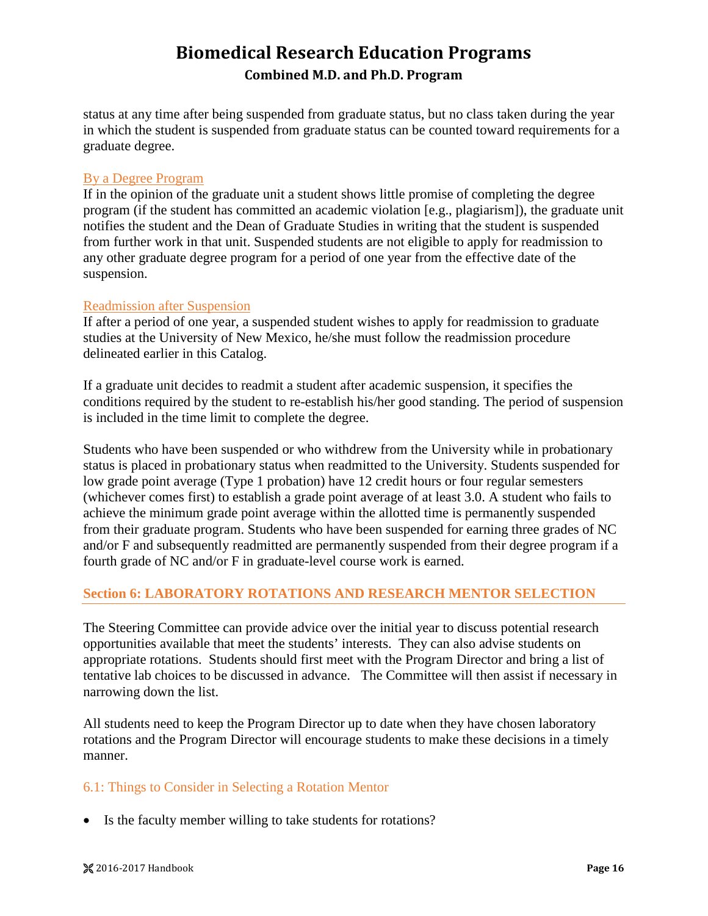status at any time after being suspended from graduate status, but no class taken during the year in which the student is suspended from graduate status can be counted toward requirements for a graduate degree.

#### By a Degree Program

If in the opinion of the graduate unit a student shows little promise of completing the degree program (if the student has committed an academic violation [e.g., plagiarism]), the graduate unit notifies the student and the Dean of Graduate Studies in writing that the student is suspended from further work in that unit. Suspended students are not eligible to apply for readmission to any other graduate degree program for a period of one year from the effective date of the suspension.

#### Readmission after Suspension

If after a period of one year, a suspended student wishes to apply for readmission to graduate studies at the University of New Mexico, he/she must follow the readmission procedure delineated earlier in this Catalog.

If a graduate unit decides to readmit a student after academic suspension, it specifies the conditions required by the student to re-establish his/her good standing. The period of suspension is included in the time limit to complete the degree.

Students who have been suspended or who withdrew from the University while in probationary status is placed in probationary status when readmitted to the University. Students suspended for low grade point average (Type 1 probation) have 12 credit hours or four regular semesters (whichever comes first) to establish a grade point average of at least 3.0. A student who fails to achieve the minimum grade point average within the allotted time is permanently suspended from their graduate program. Students who have been suspended for earning three grades of NC and/or F and subsequently readmitted are permanently suspended from their degree program if a fourth grade of NC and/or F in graduate-level course work is earned.

## Section 6: LABORATORY ROTATIONS AND RESEARCH MENTOR SELECTION

The Steering Committee can provide advice over the initial year to discuss potential research opportunities available that meet the students' interests. They can also advise students on appropriate rotations. Students should first meet with the Program Director and bring a list of tentative lab choices to be discussed in advance. The Committee will then assist if necessary in narrowing down the list.

All students need to keep the Program Director up to date when they have chosen laboratory rotations and the Program Director will encourage students to make these decisions in a timely manner.

### 6.1: Things to Consider in Selecting a Rotation Mentor

- Is the faculty member willing to take students for rotations?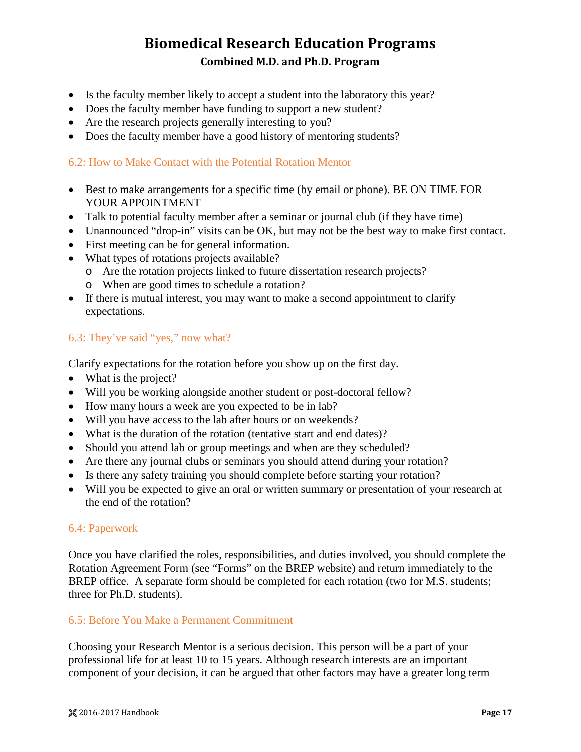- Is the faculty member likely to accept a student into the laboratory this year?
- Does the faculty member have funding to support a new student?
- Are the research projects generally interesting to you?
- Does the faculty member have a good history of mentoring students?

### 6.2: How to Make Contact with the Potential Rotation Mentor

- Best to make arrangements for a specific time (by email or phone). BE ON TIME FOR YOUR APPOINTMENT
- Talk to potential faculty member after a seminar or journal club (if they have time)
- Unannounced "drop-in" visits can be OK, but may not be the best way to make first contact.
- First meeting can be for general information.
- What types of rotations projects available?
  - Are the rotation projects linked to future dissertation research projects?
  - When are good times to schedule a rotation?
- If there is mutual interest, you may want to make a second appointment to clarify expectations.

### 6.3: They've said "yes," now what?

Clarify expectations for the rotation before you show up on the first day.

- What is the project?
- Will you be working alongside another student or post-doctoral fellow?
- How many hours a week are you expected to be in lab?
- Will you have access to the lab after hours or on weekends?
- What is the duration of the rotation (tentative start and end dates)?
- Should you attend lab or group meetings and when are they scheduled?
- Are there any journal clubs or seminars you should attend during your rotation?
- Is there any safety training you should complete before starting your rotation?
- Will you be expected to give an oral or written summary or presentation of your research at the end of the rotation?

### 6.4: Paperwork

Once you have clarified the roles, responsibilities, and duties involved, you should complete the Rotation Agreement Form (see "Forms" on the BREP website) and return immediately to the BREP office. A separate form should be completed for each rotation (two for M.S. students; three for Ph.D. students).

### 6.5: Before You Make a Permanent Commitment

Choosing your Research Mentor is a serious decision. This person will be a part of your professional life for at least 10 to 15 years. Although research interests are an important component of your decision, it can be argued that other factors may have a greater long term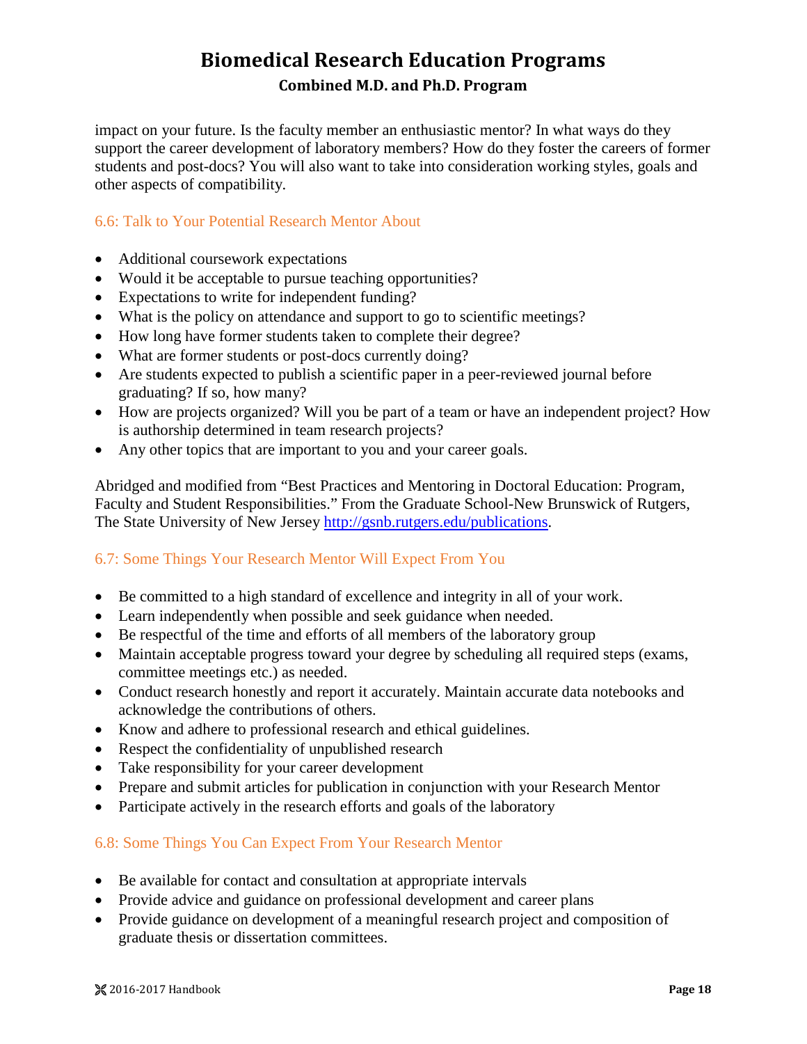impact on your future. Is the faculty member an enthusiastic mentor? In what ways do they support the career development of laboratory members? How do they foster the careers of former students and post-docs? You will also want to take into consideration working styles, goals and other aspects of compatibility.

### 6.6: Talk to Your Potential Research Mentor About

- Additional coursework expectations
- Would it be acceptable to pursue teaching opportunities?
- Expectations to write for independent funding?
- What is the policy on attendance and support to go to scientific meetings?
- How long have former students taken to complete their degree?
- What are former students or post-docs currently doing?
- Are students expected to publish a scientific paper in a peer-reviewed journal before graduating? If so, how many?
- How are projects organized? Will you be part of a team or have an independent project? How is authorship determined in team research projects?
- Any other topics that are important to you and your career goals.

Abridged and modified from "Best Practices and Mentoring in Doctoral Education: Program, Faculty and Student Responsibilities." From the Graduate School-New Brunswick of Rutgers, The State University of New Jersey [http://gsnb.rutgers.edu/publications](http://gsnb.rutgers.edu/publications).

### 6.7: Some Things Your Research Mentor Will Expect From You

- Be committed to a high standard of excellence and integrity in all of your work.
- Learn independently when possible and seek guidance when needed.
- Be respectful of the time and efforts of all members of the laboratory group
- Maintain acceptable progress toward your degree by scheduling all required steps (exams, committee meetings etc.) as needed.
- Conduct research honestly and report it accurately. Maintain accurate data notebooks and acknowledge the contributions of others.
- Know and adhere to professional research and ethical guidelines.
- Respect the confidentiality of unpublished research
- Take responsibility for your career development
- Prepare and submit articles for publication in conjunction with your Research Mentor
- Participate actively in the research efforts and goals of the laboratory

### 6.8: Some Things You Can Expect From Your Research Mentor

- Be available for contact and consultation at appropriate intervals
- Provide advice and guidance on professional development and career plans
- Provide guidance on development of a meaningful research project and composition of graduate thesis or dissertation committees.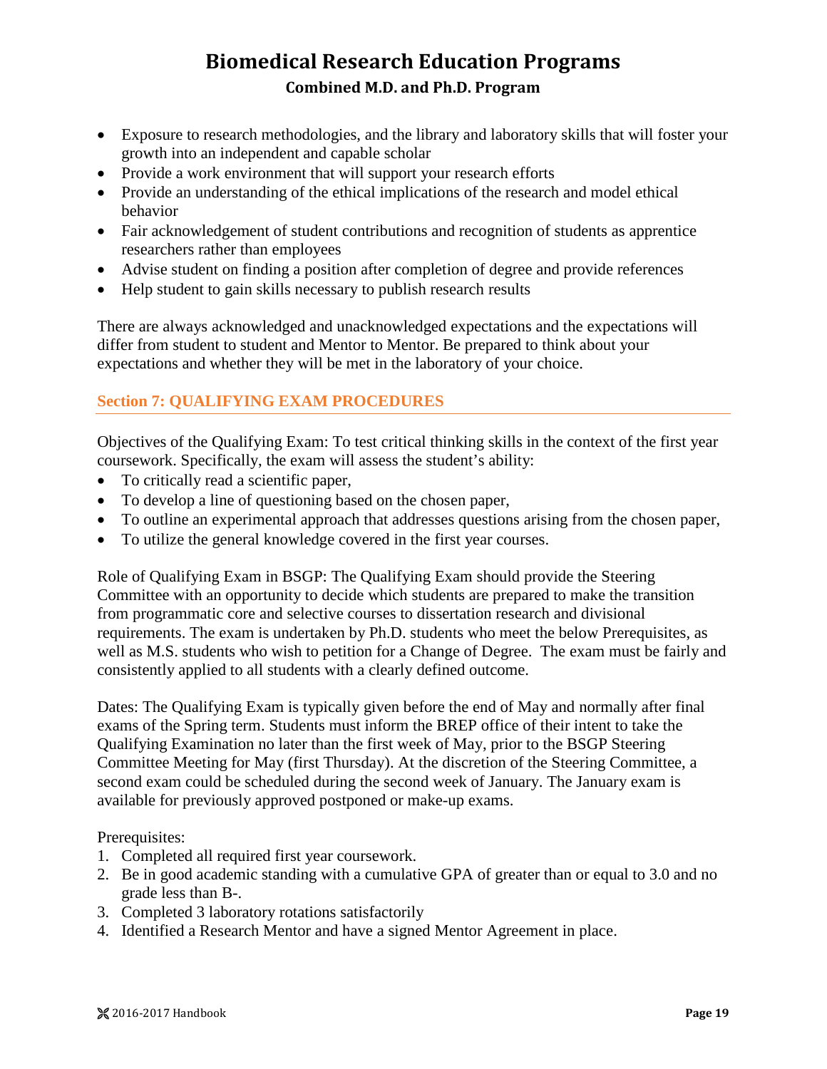- Exposure to research methodologies, and the library and laboratory skills that will foster your growth into an independent and capable scholar
- Provide a work environment that will support your research efforts
- Provide an understanding of the ethical implications of the research and model ethical behavior
- Fair acknowledgement of student contributions and recognition of students as apprentice researchers rather than employees
- Advise student on finding a position after completion of degree and provide references
- Help student to gain skills necessary to publish research results

There are always acknowledged and unacknowledged expectations and the expectations will differ from student to student and Mentor to Mentor. Be prepared to think about your expectations and whether they will be met in the laboratory of your choice.

## Section 7: QUALIFYING EXAM PROCEDURES

Objectives of the Qualifying Exam: To test critical thinking skills in the context of the first year coursework. Specifically, the exam will assess the student's ability:

- To critically read a scientific paper,
- To develop a line of questioning based on the chosen paper,
- To outline an experimental approach that addresses questions arising from the chosen paper,
- To utilize the general knowledge covered in the first year courses.

Role of Qualifying Exam in BSGP: The Qualifying Exam should provide the Steering Committee with an opportunity to decide which students are prepared to make the transition from programmatic core and selective courses to dissertation research and divisional requirements. The exam is undertaken by Ph.D. students who meet the below Prerequisites, as well as M.S. students who wish to petition for a Change of Degree. The exam must be fairly and consistently applied to all students with a clearly defined outcome.

Dates: The Qualifying Exam is typically given before the end of May and normally after final exams of the Spring term. Students must inform the BREP office of their intent to take the Qualifying Examination no later than the first week of May, prior to the BSGP Steering Committee Meeting for May (first Thursday). At the discretion of the Steering Committee, a second exam could be scheduled during the second week of January. The January exam is available for previously approved postponed or make-up exams.

Prerequisites:

1. Completed all required first year coursework.
2. Be in good academic standing with a cumulative GPA of greater than or equal to 3.0 and no grade less than B-.
3. Completed 3 laboratory rotations satisfactorily
4. Identified a Research Mentor and have a signed Mentor Agreement in place.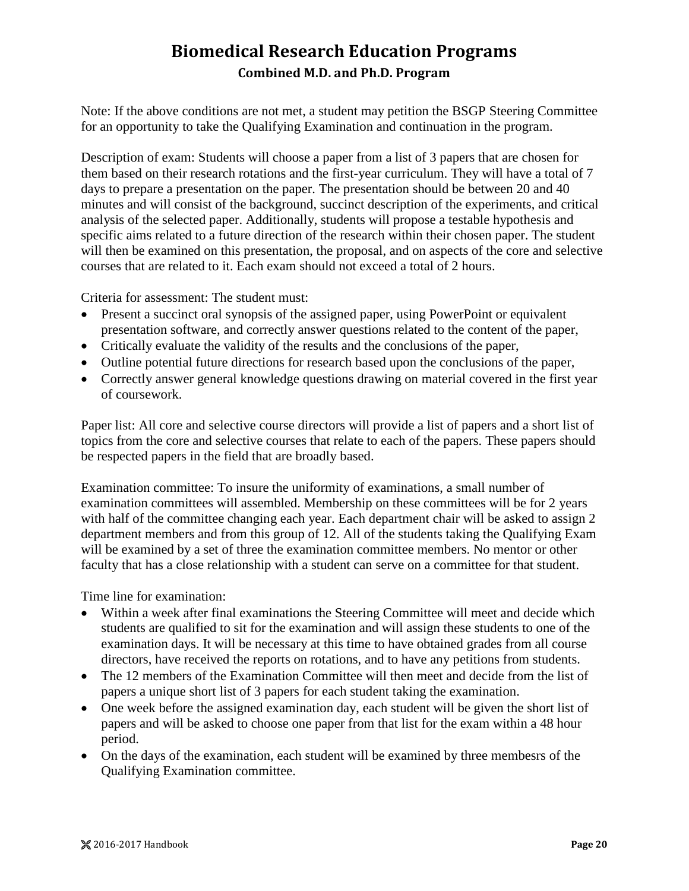# Biomedical Research Education Programs

## Combined M.D. and Ph.D. Program

Note: If the above conditions are not met, a student may petition the BSGP Steering Committee for an opportunity to take the Qualifying Examination and continuation in the program.

Description of exam: Students will choose a paper from a list of 3 papers that are chosen for them based on their research rotations and the first-year curriculum. They will have a total of 7 days to prepare a presentation on the paper. The presentation should be between 20 and 40 minutes and will consist of the background, succinct description of the experiments, and critical analysis of the selected paper. Additionally, students will propose a testable hypothesis and specific aims related to a future direction of the research within their chosen paper. The student will then be examined on this presentation, the proposal, and on aspects of the core and selective courses that are related to it. Each exam should not exceed a total of 2 hours.

Criteria for assessment: The student must:

- Present a succinct oral synopsis of the assigned paper, using PowerPoint or equivalent presentation software, and correctly answer questions related to the content of the paper,
- Critically evaluate the validity of the results and the conclusions of the paper,
- Outline potential future directions for research based upon the conclusions of the paper,
- Correctly answer general knowledge questions drawing on material covered in the first year of coursework.

Paper list: All core and selective course directors will provide a list of papers and a short list of topics from the core and selective courses that relate to each of the papers. These papers should be respected papers in the field that are broadly based.

Examination committee: To insure the uniformity of examinations, a small number of examination committees will assembled. Membership on these committees will be for 2 years with half of the committee changing each year. Each department chair will be asked to assign 2 department members and from this group of 12. All of the students taking the Qualifying Exam will be examined by a set of three the examination committee members. No mentor or other faculty that has a close relationship with a student can serve on a committee for that student.

Time line for examination:

- Within a week after final examinations the Steering Committee will meet and decide which students are qualified to sit for the examination and will assign these students to one of the examination days. It will be necessary at this time to have obtained grades from all course directors, have received the reports on rotations, and to have any petitions from students.
- The 12 members of the Examination Committee will then meet and decide from the list of papers a unique short list of 3 papers for each student taking the examination.
- One week before the assigned examination day, each student will be given the short list of papers and will be asked to choose one paper from that list for the exam within a 48 hour period.
- On the days of the examination, each student will be examined by three membesrs of the Qualifying Examination committee.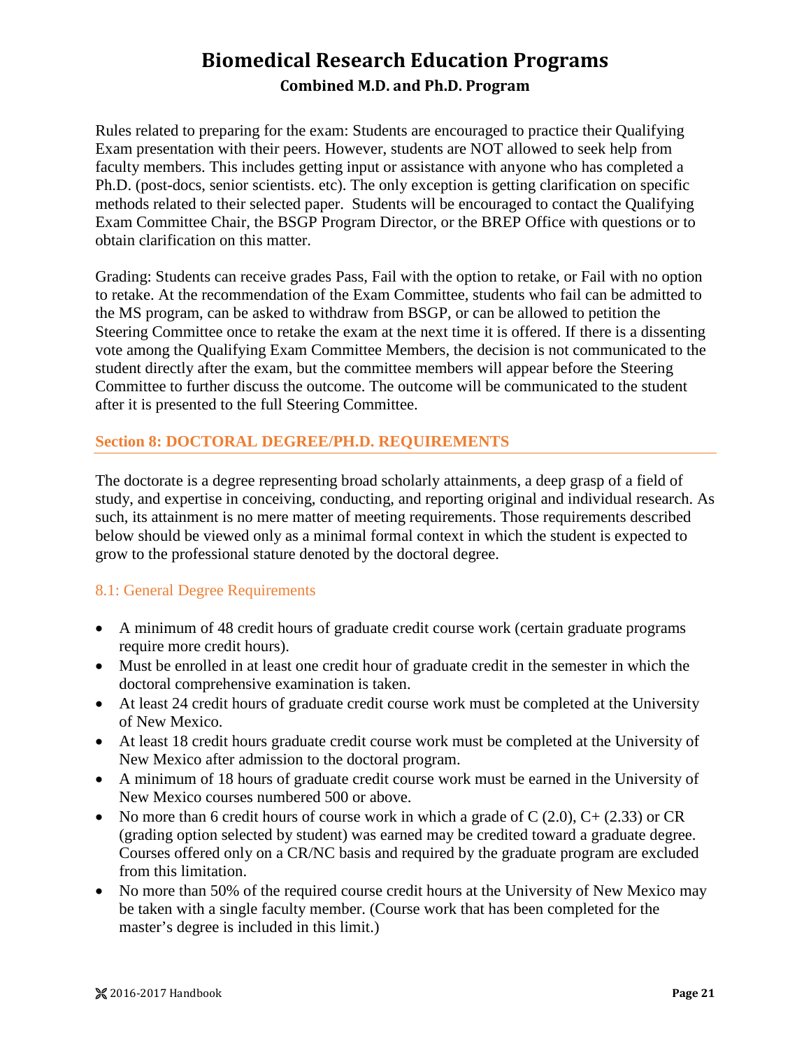Rules related to preparing for the exam: Students are encouraged to practice their Qualifying Exam presentation with their peers. However, students are NOT allowed to seek help from faculty members. This includes getting input or assistance with anyone who has completed a Ph.D. (post-docs, senior scientists. etc). The only exception is getting clarification on specific methods related to their selected paper. Students will be encouraged to contact the Qualifying Exam Committee Chair, the BSGP Program Director, or the BREP Office with questions or to obtain clarification on this matter.

Grading: Students can receive grades Pass, Fail with the option to retake, or Fail with no option to retake. At the recommendation of the Exam Committee, students who fail can be admitted to the MS program, can be asked to withdraw from BSGP, or can be allowed to petition the Steering Committee once to retake the exam at the next time it is offered. If there is a dissenting vote among the Qualifying Exam Committee Members, the decision is not communicated to the student directly after the exam, but the committee members will appear before the Steering Committee to further discuss the outcome. The outcome will be communicated to the student after it is presented to the full Steering Committee.

## Section 8: DOCTORAL DEGREE/PH.D. REQUIREMENTS

The doctorate is a degree representing broad scholarly attainments, a deep grasp of a field of study, and expertise in conceiving, conducting, and reporting original and individual research. As such, its attainment is no mere matter of meeting requirements. Those requirements described below should be viewed only as a minimal formal context in which the student is expected to grow to the professional stature denoted by the doctoral degree.

### 8.1: General Degree Requirements

- A minimum of 48 credit hours of graduate credit course work (certain graduate programs require more credit hours).
- Must be enrolled in at least one credit hour of graduate credit in the semester in which the doctoral comprehensive examination is taken.
- At least 24 credit hours of graduate credit course work must be completed at the University of New Mexico.
- At least 18 credit hours graduate credit course work must be completed at the University of New Mexico after admission to the doctoral program.
- A minimum of 18 hours of graduate credit course work must be earned in the University of New Mexico courses numbered 500 or above.
- No more than 6 credit hours of course work in which a grade of C (2.0), C+ (2.33) or CR (grading option selected by student) was earned may be credited toward a graduate degree. Courses offered only on a CR/NC basis and required by the graduate program are excluded from this limitation.
- No more than 50% of the required course credit hours at the University of New Mexico may be taken with a single faculty member. (Course work that has been completed for the master's degree is included in this limit.)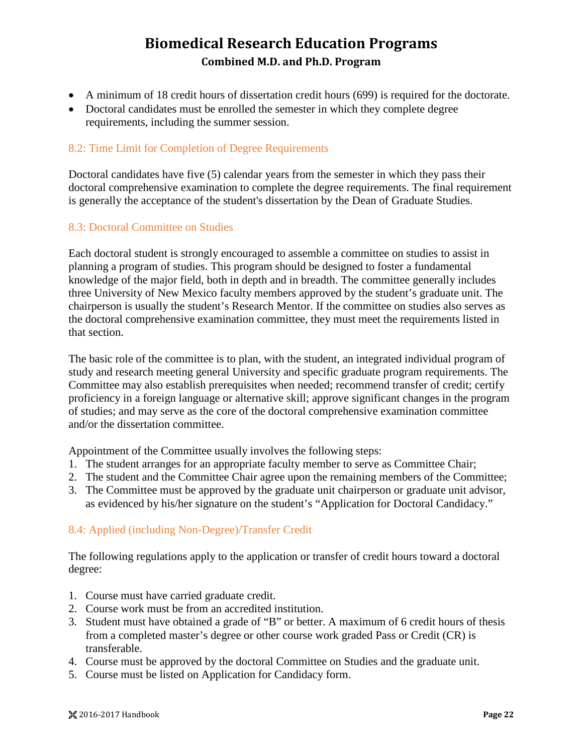- A minimum of 18 credit hours of dissertation credit hours (699) is required for the doctorate.
- Doctoral candidates must be enrolled the semester in which they complete degree requirements, including the summer session.

### 8.2: Time Limit for Completion of Degree Requirements

Doctoral candidates have five (5) calendar years from the semester in which they pass their doctoral comprehensive examination to complete the degree requirements. The final requirement is generally the acceptance of the student's dissertation by the Dean of Graduate Studies.

### 8.3: Doctoral Committee on Studies

Each doctoral student is strongly encouraged to assemble a committee on studies to assist in planning a program of studies. This program should be designed to foster a fundamental knowledge of the major field, both in depth and in breadth. The committee generally includes three University of New Mexico faculty members approved by the student's graduate unit. The chairperson is usually the student's Research Mentor. If the committee on studies also serves as the doctoral comprehensive examination committee, they must meet the requirements listed in that section.

The basic role of the committee is to plan, with the student, an integrated individual program of study and research meeting general University and specific graduate program requirements. The Committee may also establish prerequisites when needed; recommend transfer of credit; certify proficiency in a foreign language or alternative skill; approve significant changes in the program of studies; and may serve as the core of the doctoral comprehensive examination committee and/or the dissertation committee.

Appointment of the Committee usually involves the following steps:

1. The student arranges for an appropriate faculty member to serve as Committee Chair;
2. The student and the Committee Chair agree upon the remaining members of the Committee;
3. The Committee must be approved by the graduate unit chairperson or graduate unit advisor, as evidenced by his/her signature on the student's "Application for Doctoral Candidacy."

### 8.4: Applied (including Non-Degree)/Transfer Credit

The following regulations apply to the application or transfer of credit hours toward a doctoral degree:

1. Course must have carried graduate credit.
2. Course work must be from an accredited institution.
3. Student must have obtained a grade of "B" or better. A maximum of 6 credit hours of thesis from a completed master's degree or other course work graded Pass or Credit (CR) is transferable.
4. Course must be approved by the doctoral Committee on Studies and the graduate unit.
5. Course must be listed on Application for Candidacy form.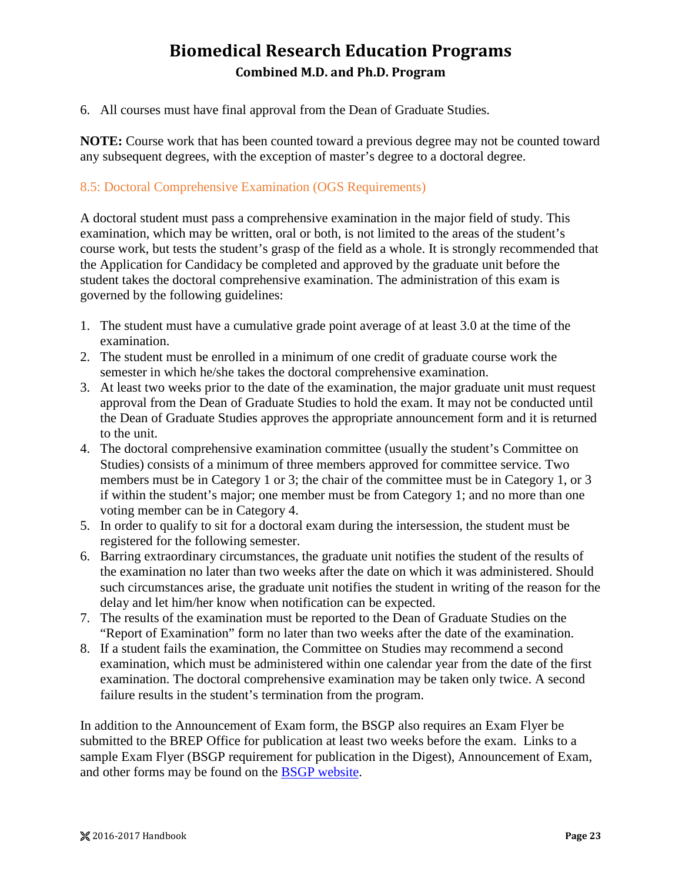6. All courses must have final approval from the Dean of Graduate Studies.

**NOTE:** Course work that has been counted toward a previous degree may not be counted toward any subsequent degrees, with the exception of master's degree to a doctoral degree.

### 8.5: Doctoral Comprehensive Examination (OGS Requirements)

A doctoral student must pass a comprehensive examination in the major field of study. This examination, which may be written, oral or both, is not limited to the areas of the student's course work, but tests the student's grasp of the field as a whole. It is strongly recommended that the Application for Candidacy be completed and approved by the graduate unit before the student takes the doctoral comprehensive examination. The administration of this exam is governed by the following guidelines:

1. The student must have a cumulative grade point average of at least 3.0 at the time of the examination.
2. The student must be enrolled in a minimum of one credit of graduate course work the semester in which he/she takes the doctoral comprehensive examination.
3. At least two weeks prior to the date of the examination, the major graduate unit must request approval from the Dean of Graduate Studies to hold the exam. It may not be conducted until the Dean of Graduate Studies approves the appropriate announcement form and it is returned to the unit.
4. The doctoral comprehensive examination committee (usually the student's Committee on Studies) consists of a minimum of three members approved for committee service. Two members must be in Category 1 or 3; the chair of the committee must be in Category 1, or 3 if within the student's major; one member must be from Category 1; and no more than one voting member can be in Category 4.
5. In order to qualify to sit for a doctoral exam during the intersession, the student must be registered for the following semester.
6. Barring extraordinary circumstances, the graduate unit notifies the student of the results of the examination no later than two weeks after the date on which it was administered. Should such circumstances arise, the graduate unit notifies the student in writing of the reason for the delay and let him/her know when notification can be expected.
7. The results of the examination must be reported to the Dean of Graduate Studies on the "Report of Examination" form no later than two weeks after the date of the examination.
8. If a student fails the examination, the Committee on Studies may recommend a second examination, which must be administered within one calendar year from the date of the first examination. The doctoral comprehensive examination may be taken only twice. A second failure results in the student's termination from the program.

In addition to the Announcement of Exam form, the BSGP also requires an Exam Flyer be submitted to the BREP Office for publication at least two weeks before the exam. Links to a sample Exam Flyer (BSGP requirement for publication in the Digest), Announcement of Exam, and other forms may be found on the BSGP website.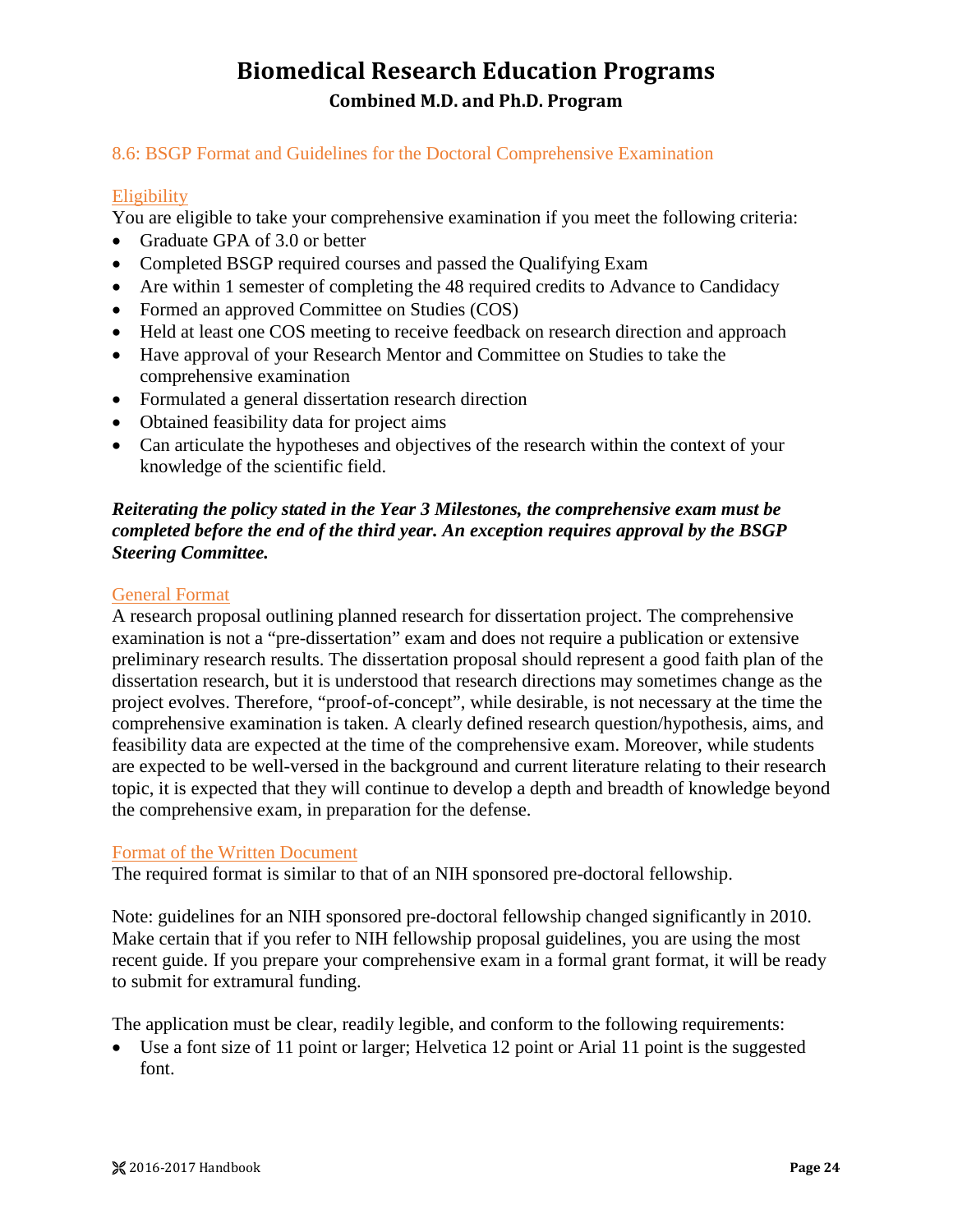# Biomedical Research Education Programs

## Combined M.D. and Ph.D. Program

### 8.6: BSGP Format and Guidelines for the Doctoral Comprehensive Examination

#### Eligibility

You are eligible to take your comprehensive examination if you meet the following criteria:

- Graduate GPA of 3.0 or better
- Completed BSGP required courses and passed the Qualifying Exam
- Are within 1 semester of completing the 48 required credits to Advance to Candidacy
- Formed an approved Committee on Studies (COS)
- Held at least one COS meeting to receive feedback on research direction and approach
- Have approval of your Research Mentor and Committee on Studies to take the comprehensive examination
- Formulated a general dissertation research direction
- Obtained feasibility data for project aims
- Can articulate the hypotheses and objectives of the research within the context of your knowledge of the scientific field.

***Reiterating the policy stated in the Year 3 Milestones, the comprehensive exam must be completed before the end of the third year. An exception requires approval by the BSGP Steering Committee.***

#### General Format

A research proposal outlining planned research for dissertation project. The comprehensive examination is not a "pre-dissertation" exam and does not require a publication or extensive preliminary research results. The dissertation proposal should represent a good faith plan of the dissertation research, but it is understood that research directions may sometimes change as the project evolves. Therefore, "proof-of-concept", while desirable, is not necessary at the time the comprehensive examination is taken. A clearly defined research question/hypothesis, aims, and feasibility data are expected at the time of the comprehensive exam. Moreover, while students are expected to be well-versed in the background and current literature relating to their research topic, it is expected that they will continue to develop a depth and breadth of knowledge beyond the comprehensive exam, in preparation for the defense.

#### Format of the Written Document

The required format is similar to that of an NIH sponsored pre-doctoral fellowship.

Note: guidelines for an NIH sponsored pre-doctoral fellowship changed significantly in 2010. Make certain that if you refer to NIH fellowship proposal guidelines, you are using the most recent guide. If you prepare your comprehensive exam in a formal grant format, it will be ready to submit for extramural funding.

The application must be clear, readily legible, and conform to the following requirements:

- Use a font size of 11 point or larger; Helvetica 12 point or Arial 11 point is the suggested font.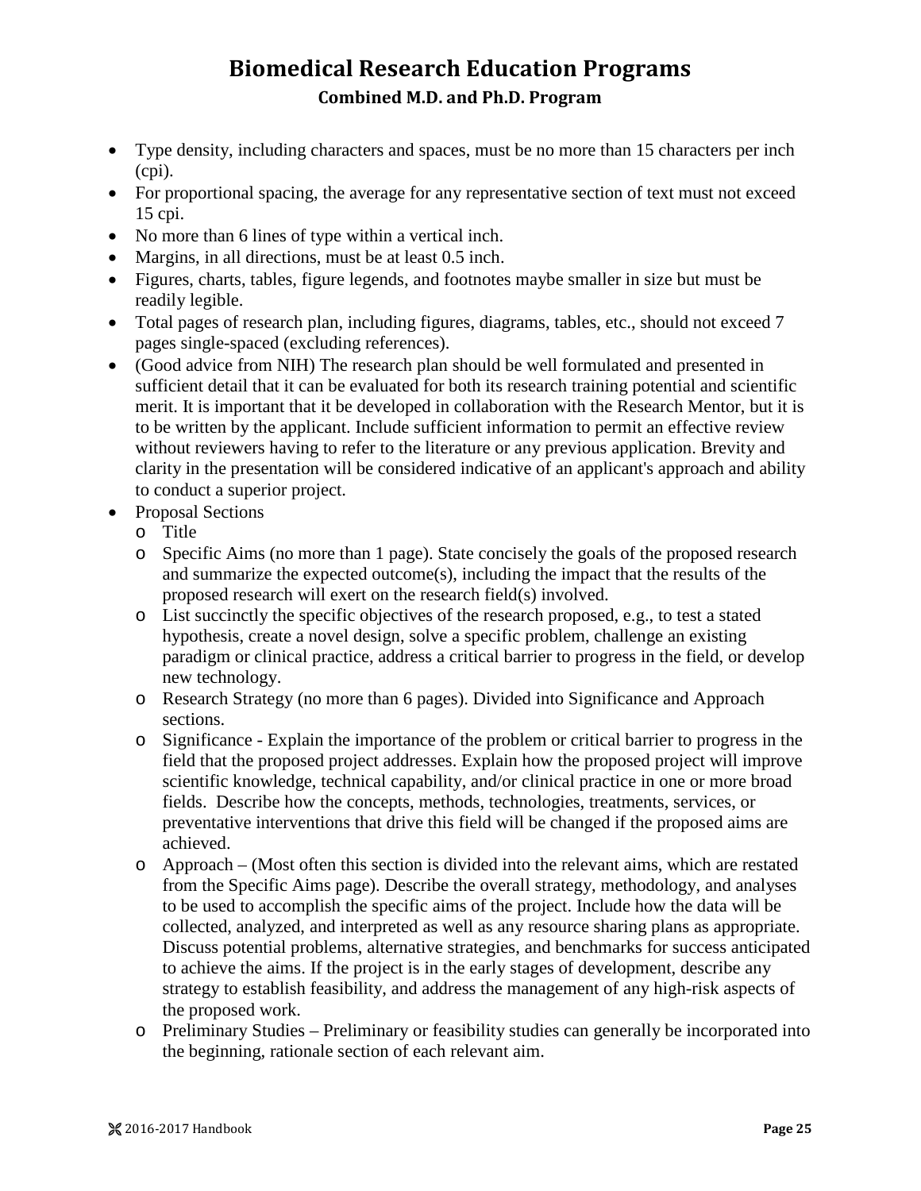- Type density, including characters and spaces, must be no more than 15 characters per inch (cpi).
- For proportional spacing, the average for any representative section of text must not exceed 15 cpi.
- No more than 6 lines of type within a vertical inch.
- Margins, in all directions, must be at least 0.5 inch.
- Figures, charts, tables, figure legends, and footnotes maybe smaller in size but must be readily legible.
- Total pages of research plan, including figures, diagrams, tables, etc., should not exceed 7 pages single-spaced (excluding references).
- (Good advice from NIH) The research plan should be well formulated and presented in sufficient detail that it can be evaluated for both its research training potential and scientific merit. It is important that it be developed in collaboration with the Research Mentor, but it is to be written by the applicant. Include sufficient information to permit an effective review without reviewers having to refer to the literature or any previous application. Brevity and clarity in the presentation will be considered indicative of an applicant's approach and ability to conduct a superior project.
- Proposal Sections
  - Title
  - Specific Aims (no more than 1 page). State concisely the goals of the proposed research and summarize the expected outcome(s), including the impact that the results of the proposed research will exert on the research field(s) involved.
  - List succinctly the specific objectives of the research proposed, e.g., to test a stated hypothesis, create a novel design, solve a specific problem, challenge an existing paradigm or clinical practice, address a critical barrier to progress in the field, or develop new technology.
  - Research Strategy (no more than 6 pages). Divided into Significance and Approach sections.
  - Significance - Explain the importance of the problem or critical barrier to progress in the field that the proposed project addresses. Explain how the proposed project will improve scientific knowledge, technical capability, and/or clinical practice in one or more broad fields. Describe how the concepts, methods, technologies, treatments, services, or preventative interventions that drive this field will be changed if the proposed aims are achieved.
  - Approach – (Most often this section is divided into the relevant aims, which are restated from the Specific Aims page). Describe the overall strategy, methodology, and analyses to be used to accomplish the specific aims of the project. Include how the data will be collected, analyzed, and interpreted as well as any resource sharing plans as appropriate. Discuss potential problems, alternative strategies, and benchmarks for success anticipated to achieve the aims. If the project is in the early stages of development, describe any strategy to establish feasibility, and address the management of any high-risk aspects of the proposed work.
  - Preliminary Studies – Preliminary or feasibility studies can generally be incorporated into the beginning, rationale section of each relevant aim.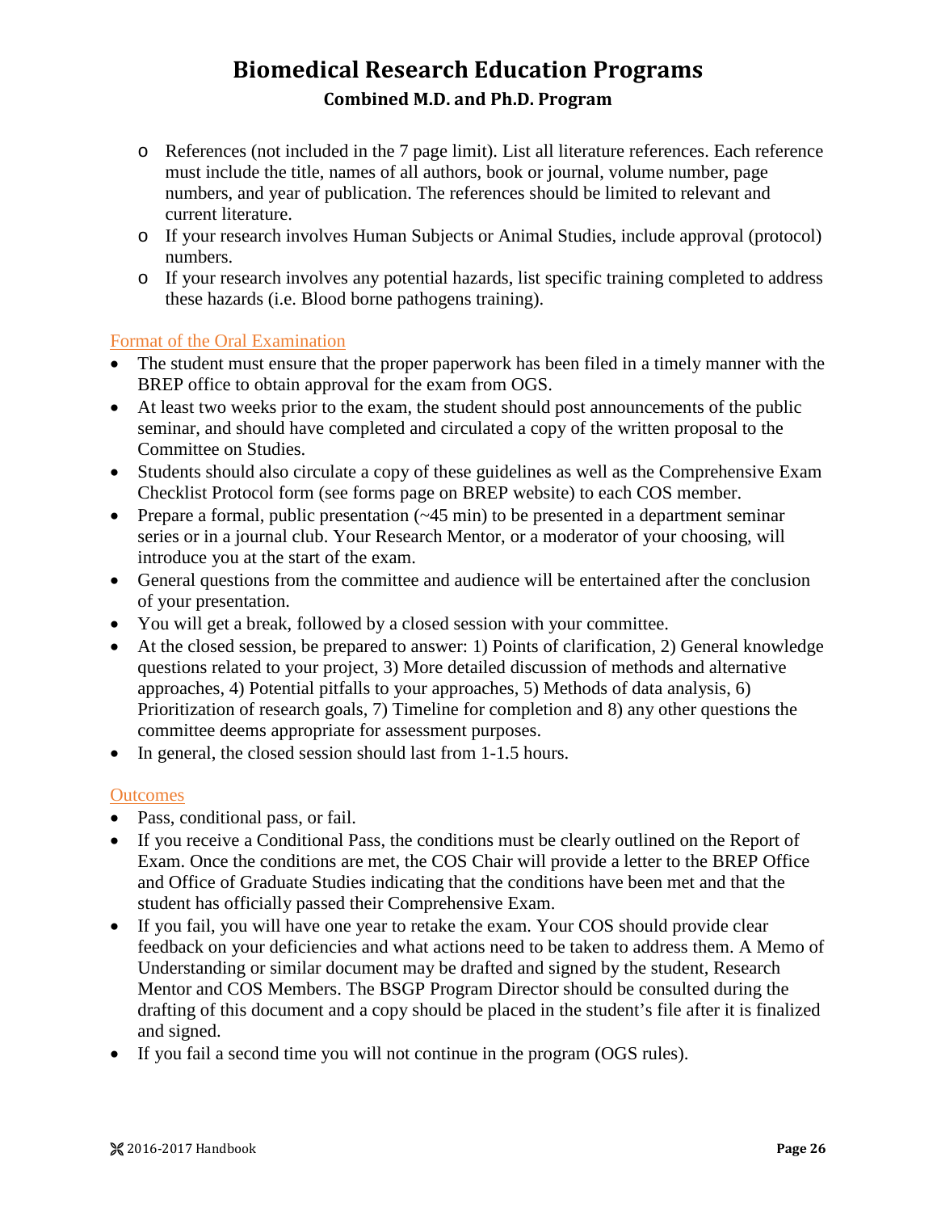- References (not included in the 7 page limit). List all literature references. Each reference must include the title, names of all authors, book or journal, volume number, page numbers, and year of publication. The references should be limited to relevant and current literature.
- If your research involves Human Subjects or Animal Studies, include approval (protocol) numbers.
- If your research involves any potential hazards, list specific training completed to address these hazards (i.e. Blood borne pathogens training).

### Format of the Oral Examination

- The student must ensure that the proper paperwork has been filed in a timely manner with the BREP office to obtain approval for the exam from OGS.
- At least two weeks prior to the exam, the student should post announcements of the public seminar, and should have completed and circulated a copy of the written proposal to the Committee on Studies.
- Students should also circulate a copy of these guidelines as well as the Comprehensive Exam Checklist Protocol form (see forms page on BREP website) to each COS member.
- Prepare a formal, public presentation (~45 min) to be presented in a department seminar series or in a journal club. Your Research Mentor, or a moderator of your choosing, will introduce you at the start of the exam.
- General questions from the committee and audience will be entertained after the conclusion of your presentation.
- You will get a break, followed by a closed session with your committee.
- At the closed session, be prepared to answer: 1) Points of clarification, 2) General knowledge questions related to your project, 3) More detailed discussion of methods and alternative approaches, 4) Potential pitfalls to your approaches, 5) Methods of data analysis, 6) Prioritization of research goals, 7) Timeline for completion and 8) any other questions the committee deems appropriate for assessment purposes.
- In general, the closed session should last from 1-1.5 hours.

### Outcomes

- Pass, conditional pass, or fail.
- If you receive a Conditional Pass, the conditions must be clearly outlined on the Report of Exam. Once the conditions are met, the COS Chair will provide a letter to the BREP Office and Office of Graduate Studies indicating that the conditions have been met and that the student has officially passed their Comprehensive Exam.
- If you fail, you will have one year to retake the exam. Your COS should provide clear feedback on your deficiencies and what actions need to be taken to address them. A Memo of Understanding or similar document may be drafted and signed by the student, Research Mentor and COS Members. The BSGP Program Director should be consulted during the drafting of this document and a copy should be placed in the student's file after it is finalized and signed.
- If you fail a second time you will not continue in the program (OGS rules).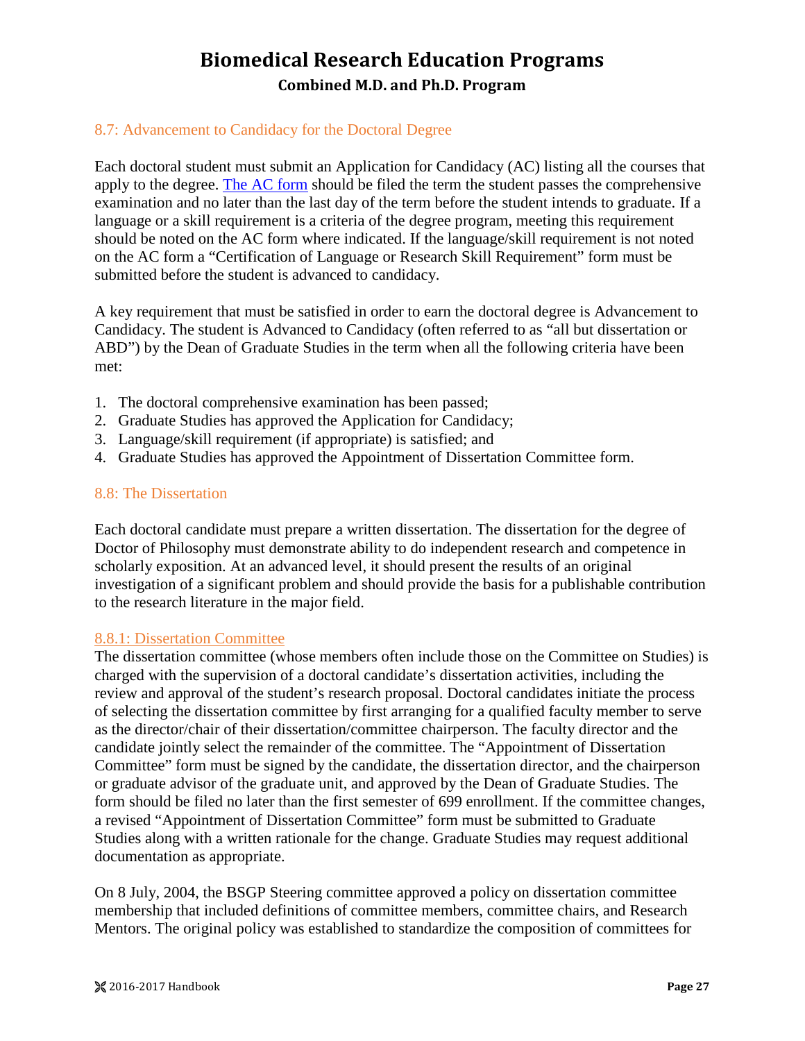## 8.7: Advancement to Candidacy for the Doctoral Degree

Each doctoral student must submit an Application for Candidacy (AC) listing all the courses that apply to the degree. [The AC form](#) should be filed the term the student passes the comprehensive examination and no later than the last day of the term before the student intends to graduate. If a language or a skill requirement is a criteria of the degree program, meeting this requirement should be noted on the AC form where indicated. If the language/skill requirement is not noted on the AC form a "Certification of Language or Research Skill Requirement" form must be submitted before the student is advanced to candidacy.

A key requirement that must be satisfied in order to earn the doctoral degree is Advancement to Candidacy. The student is Advanced to Candidacy (often referred to as "all but dissertation or ABD") by the Dean of Graduate Studies in the term when all the following criteria have been met:

1. The doctoral comprehensive examination has been passed;
2. Graduate Studies has approved the Application for Candidacy;
3. Language/skill requirement (if appropriate) is satisfied; and
4. Graduate Studies has approved the Appointment of Dissertation Committee form.

## 8.8: The Dissertation

Each doctoral candidate must prepare a written dissertation. The dissertation for the degree of Doctor of Philosophy must demonstrate ability to do independent research and competence in scholarly exposition. At an advanced level, it should present the results of an original investigation of a significant problem and should provide the basis for a publishable contribution to the research literature in the major field.

### 8.8.1: Dissertation Committee

The dissertation committee (whose members often include those on the Committee on Studies) is charged with the supervision of a doctoral candidate's dissertation activities, including the review and approval of the student's research proposal. Doctoral candidates initiate the process of selecting the dissertation committee by first arranging for a qualified faculty member to serve as the director/chair of their dissertation/committee chairperson. The faculty director and the candidate jointly select the remainder of the committee. The "Appointment of Dissertation Committee" form must be signed by the candidate, the dissertation director, and the chairperson or graduate advisor of the graduate unit, and approved by the Dean of Graduate Studies. The form should be filed no later than the first semester of 699 enrollment. If the committee changes, a revised "Appointment of Dissertation Committee" form must be submitted to Graduate Studies along with a written rationale for the change. Graduate Studies may request additional documentation as appropriate.

On 8 July, 2004, the BSGP Steering committee approved a policy on dissertation committee membership that included definitions of committee members, committee chairs, and Research Mentors. The original policy was established to standardize the composition of committees for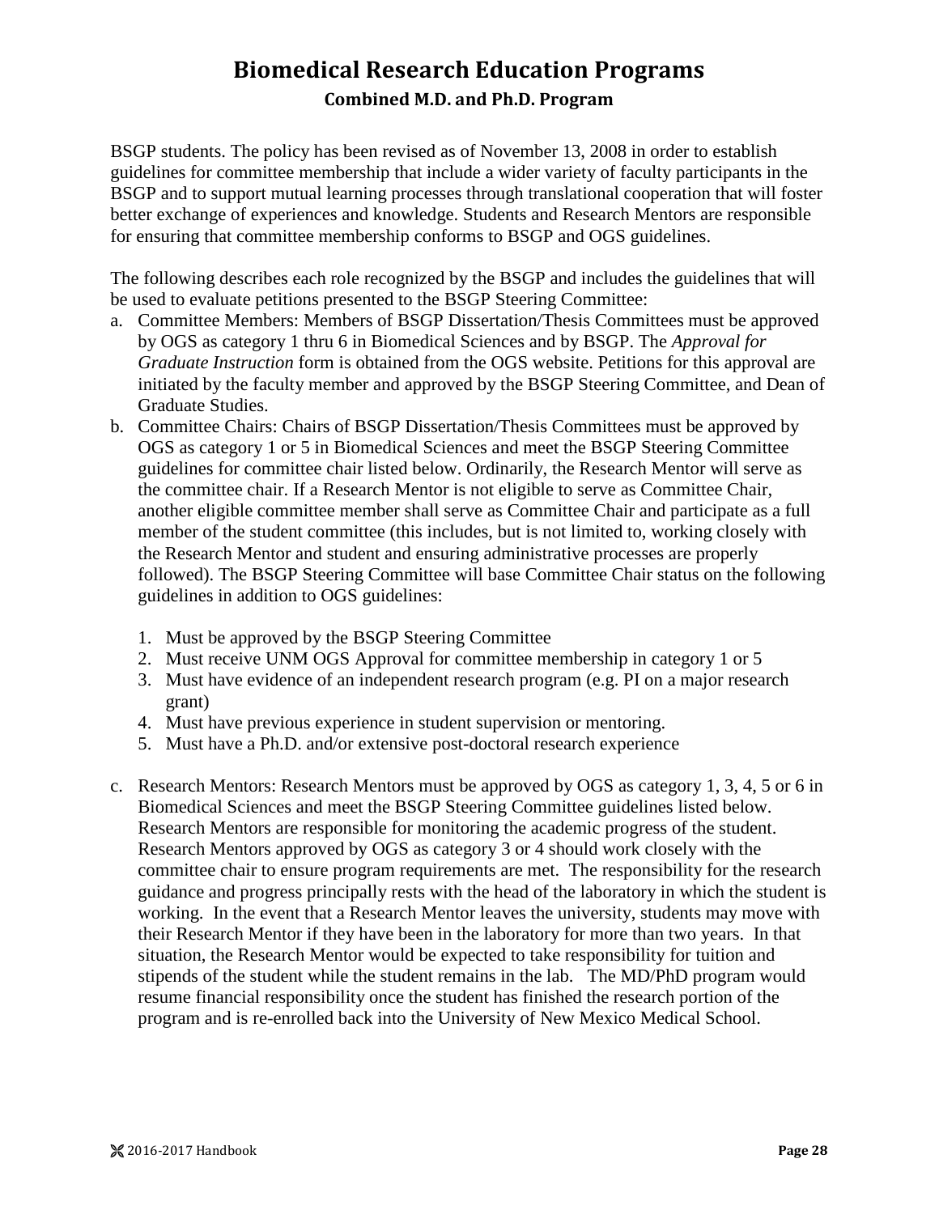BSGP students. The policy has been revised as of November 13, 2008 in order to establish guidelines for committee membership that include a wider variety of faculty participants in the BSGP and to support mutual learning processes through translational cooperation that will foster better exchange of experiences and knowledge. Students and Research Mentors are responsible for ensuring that committee membership conforms to BSGP and OGS guidelines.

The following describes each role recognized by the BSGP and includes the guidelines that will be used to evaluate petitions presented to the BSGP Steering Committee:

a. Committee Members: Members of BSGP Dissertation/Thesis Committees must be approved by OGS as category 1 thru 6 in Biomedical Sciences and by BSGP. The *Approval for Graduate Instruction* form is obtained from the OGS website. Petitions for this approval are initiated by the faculty member and approved by the BSGP Steering Committee, and Dean of Graduate Studies.
b. Committee Chairs: Chairs of BSGP Dissertation/Thesis Committees must be approved by OGS as category 1 or 5 in Biomedical Sciences and meet the BSGP Steering Committee guidelines for committee chair listed below. Ordinarily, the Research Mentor will serve as the committee chair. If a Research Mentor is not eligible to serve as Committee Chair, another eligible committee member shall serve as Committee Chair and participate as a full member of the student committee (this includes, but is not limited to, working closely with the Research Mentor and student and ensuring administrative processes are properly followed). The BSGP Steering Committee will base Committee Chair status on the following guidelines in addition to OGS guidelines:

    1. Must be approved by the BSGP Steering Committee
    2. Must receive UNM OGS Approval for committee membership in category 1 or 5
    3. Must have evidence of an independent research program (e.g. PI on a major research grant)
    4. Must have previous experience in student supervision or mentoring.
    5. Must have a Ph.D. and/or extensive post-doctoral research experience

c. Research Mentors: Research Mentors must be approved by OGS as category 1, 3, 4, 5 or 6 in Biomedical Sciences and meet the BSGP Steering Committee guidelines listed below. Research Mentors are responsible for monitoring the academic progress of the student. Research Mentors approved by OGS as category 3 or 4 should work closely with the committee chair to ensure program requirements are met. The responsibility for the research guidance and progress principally rests with the head of the laboratory in which the student is working. In the event that a Research Mentor leaves the university, students may move with their Research Mentor if they have been in the laboratory for more than two years. In that situation, the Research Mentor would be expected to take responsibility for tuition and stipends of the student while the student remains in the lab. The MD/PhD program would resume financial responsibility once the student has finished the research portion of the program and is re-enrolled back into the University of New Mexico Medical School.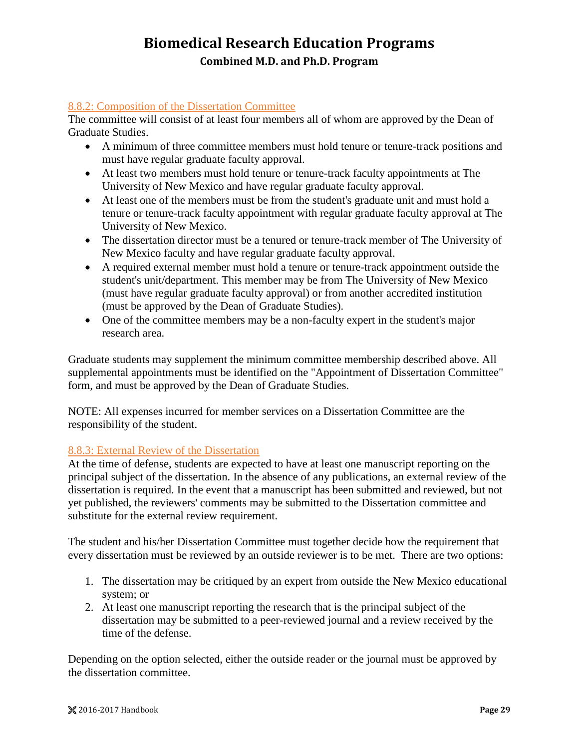#### 8.8.2: Composition of the Dissertation Committee

The committee will consist of at least four members all of whom are approved by the Dean of Graduate Studies.

- A minimum of three committee members must hold tenure or tenure-track positions and must have regular graduate faculty approval.
- At least two members must hold tenure or tenure-track faculty appointments at The University of New Mexico and have regular graduate faculty approval.
- At least one of the members must be from the student's graduate unit and must hold a tenure or tenure-track faculty appointment with regular graduate faculty approval at The University of New Mexico.
- The dissertation director must be a tenured or tenure-track member of The University of New Mexico faculty and have regular graduate faculty approval.
- A required external member must hold a tenure or tenure-track appointment outside the student's unit/department. This member may be from The University of New Mexico (must have regular graduate faculty approval) or from another accredited institution (must be approved by the Dean of Graduate Studies).
- One of the committee members may be a non-faculty expert in the student's major research area.

Graduate students may supplement the minimum committee membership described above. All supplemental appointments must be identified on the "Appointment of Dissertation Committee" form, and must be approved by the Dean of Graduate Studies.

NOTE: All expenses incurred for member services on a Dissertation Committee are the responsibility of the student.

#### 8.8.3: External Review of the Dissertation

At the time of defense, students are expected to have at least one manuscript reporting on the principal subject of the dissertation. In the absence of any publications, an external review of the dissertation is required. In the event that a manuscript has been submitted and reviewed, but not yet published, the reviewers' comments may be submitted to the Dissertation committee and substitute for the external review requirement.

The student and his/her Dissertation Committee must together decide how the requirement that every dissertation must be reviewed by an outside reviewer is to be met. There are two options:

1. The dissertation may be critiqued by an expert from outside the New Mexico educational system; or
2. At least one manuscript reporting the research that is the principal subject of the dissertation may be submitted to a peer-reviewed journal and a review received by the time of the defense.

Depending on the option selected, either the outside reader or the journal must be approved by the dissertation committee.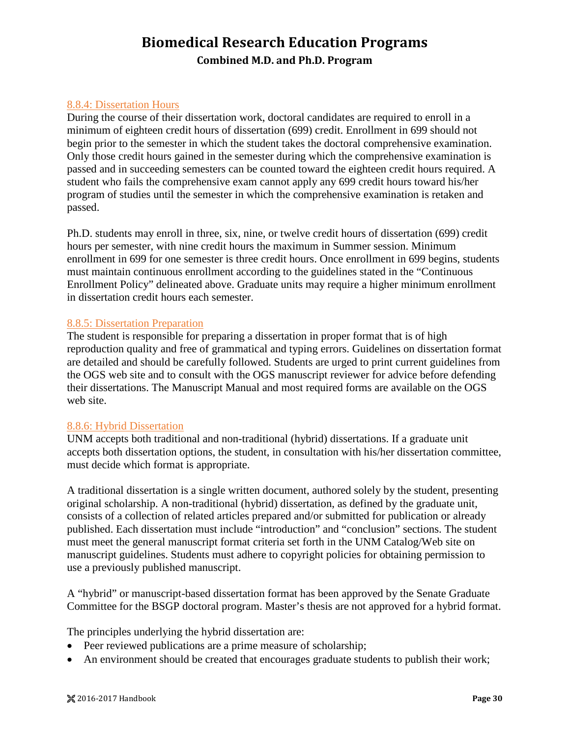### 8.8.4: Dissertation Hours

During the course of their dissertation work, doctoral candidates are required to enroll in a minimum of eighteen credit hours of dissertation (699) credit. Enrollment in 699 should not begin prior to the semester in which the student takes the doctoral comprehensive examination. Only those credit hours gained in the semester during which the comprehensive examination is passed and in succeeding semesters can be counted toward the eighteen credit hours required. A student who fails the comprehensive exam cannot apply any 699 credit hours toward his/her program of studies until the semester in which the comprehensive examination is retaken and passed.

Ph.D. students may enroll in three, six, nine, or twelve credit hours of dissertation (699) credit hours per semester, with nine credit hours the maximum in Summer session. Minimum enrollment in 699 for one semester is three credit hours. Once enrollment in 699 begins, students must maintain continuous enrollment according to the guidelines stated in the "Continuous Enrollment Policy" delineated above. Graduate units may require a higher minimum enrollment in dissertation credit hours each semester.

### 8.8.5: Dissertation Preparation

The student is responsible for preparing a dissertation in proper format that is of high reproduction quality and free of grammatical and typing errors. Guidelines on dissertation format are detailed and should be carefully followed. Students are urged to print current guidelines from the OGS web site and to consult with the OGS manuscript reviewer for advice before defending their dissertations. The Manuscript Manual and most required forms are available on the OGS web site.

### 8.8.6: Hybrid Dissertation

UNM accepts both traditional and non-traditional (hybrid) dissertations. If a graduate unit accepts both dissertation options, the student, in consultation with his/her dissertation committee, must decide which format is appropriate.

A traditional dissertation is a single written document, authored solely by the student, presenting original scholarship. A non-traditional (hybrid) dissertation, as defined by the graduate unit, consists of a collection of related articles prepared and/or submitted for publication or already published. Each dissertation must include "introduction" and "conclusion" sections. The student must meet the general manuscript format criteria set forth in the UNM Catalog/Web site on manuscript guidelines. Students must adhere to copyright policies for obtaining permission to use a previously published manuscript.

A "hybrid" or manuscript-based dissertation format has been approved by the Senate Graduate Committee for the BSGP doctoral program. Master's thesis are not approved for a hybrid format.

The principles underlying the hybrid dissertation are:

- Peer reviewed publications are a prime measure of scholarship;
- An environment should be created that encourages graduate students to publish their work;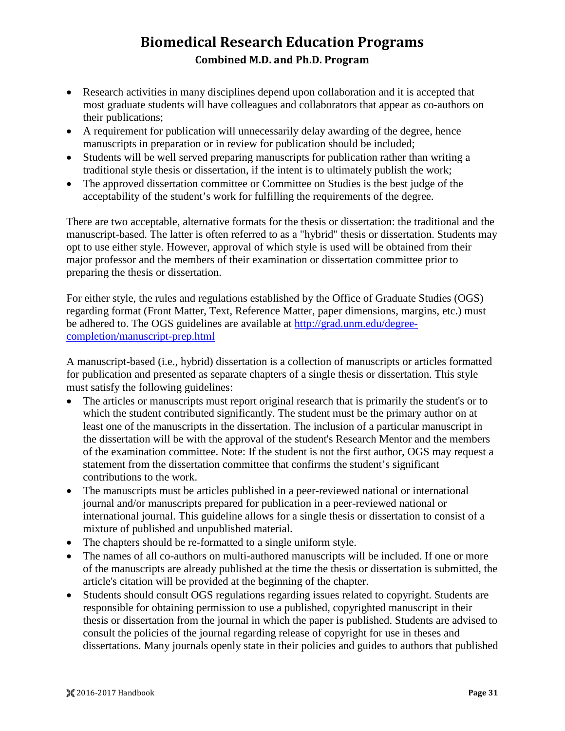- Research activities in many disciplines depend upon collaboration and it is accepted that most graduate students will have colleagues and collaborators that appear as co-authors on their publications;
- A requirement for publication will unnecessarily delay awarding of the degree, hence manuscripts in preparation or in review for publication should be included;
- Students will be well served preparing manuscripts for publication rather than writing a traditional style thesis or dissertation, if the intent is to ultimately publish the work;
- The approved dissertation committee or Committee on Studies is the best judge of the acceptability of the student's work for fulfilling the requirements of the degree.

There are two acceptable, alternative formats for the thesis or dissertation: the traditional and the manuscript-based. The latter is often referred to as a "hybrid" thesis or dissertation. Students may opt to use either style. However, approval of which style is used will be obtained from their major professor and the members of their examination or dissertation committee prior to preparing the thesis or dissertation.

For either style, the rules and regulations established by the Office of Graduate Studies (OGS) regarding format (Front Matter, Text, Reference Matter, paper dimensions, margins, etc.) must be adhered to. The OGS guidelines are available at [http://grad.unm.edu/degree-completion/manuscript-prep.html](http://grad.unm.edu/degree-completion/manuscript-prep.html)

A manuscript-based (i.e., hybrid) dissertation is a collection of manuscripts or articles formatted for publication and presented as separate chapters of a single thesis or dissertation. This style must satisfy the following guidelines:

- The articles or manuscripts must report original research that is primarily the student's or to which the student contributed significantly. The student must be the primary author on at least one of the manuscripts in the dissertation. The inclusion of a particular manuscript in the dissertation will be with the approval of the student's Research Mentor and the members of the examination committee. Note: If the student is not the first author, OGS may request a statement from the dissertation committee that confirms the student's significant contributions to the work.
- The manuscripts must be articles published in a peer-reviewed national or international journal and/or manuscripts prepared for publication in a peer-reviewed national or international journal. This guideline allows for a single thesis or dissertation to consist of a mixture of published and unpublished material.
- The chapters should be re-formatted to a single uniform style.
- The names of all co-authors on multi-authored manuscripts will be included. If one or more of the manuscripts are already published at the time the thesis or dissertation is submitted, the article's citation will be provided at the beginning of the chapter.
- Students should consult OGS regulations regarding issues related to copyright. Students are responsible for obtaining permission to use a published, copyrighted manuscript in their thesis or dissertation from the journal in which the paper is published. Students are advised to consult the policies of the journal regarding release of copyright for use in theses and dissertations. Many journals openly state in their policies and guides to authors that published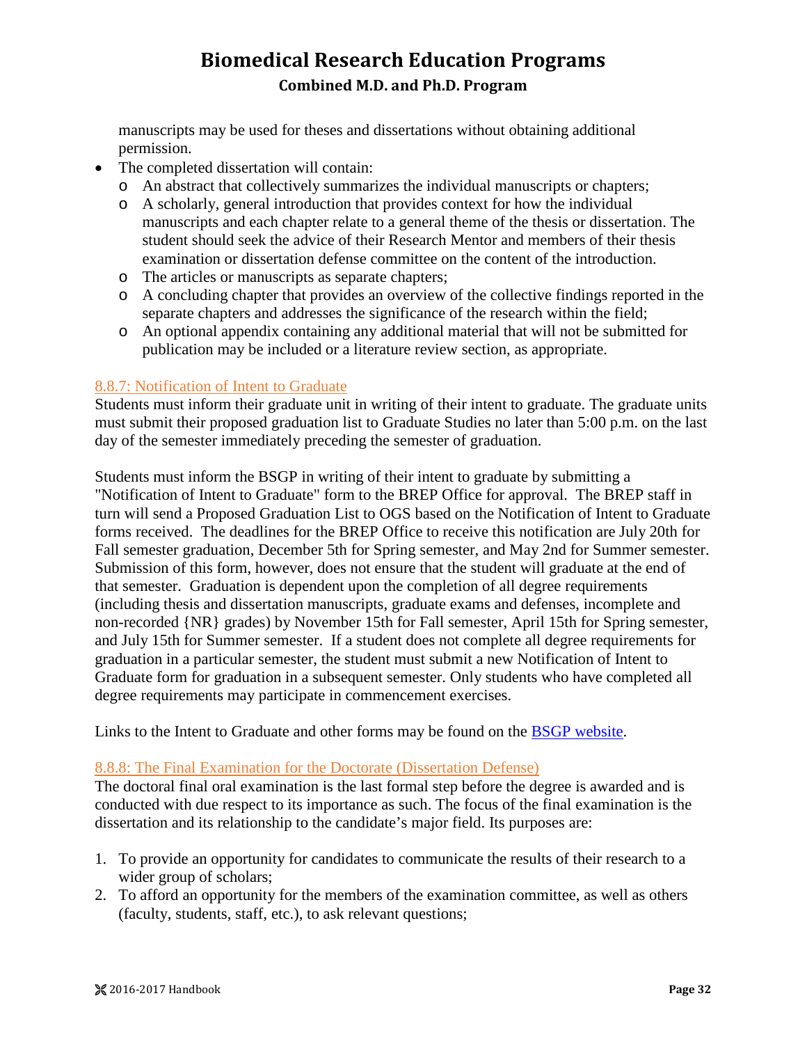manuscripts may be used for theses and dissertations without obtaining additional permission.

- The completed dissertation will contain:
  - An abstract that collectively summarizes the individual manuscripts or chapters;
  - A scholarly, general introduction that provides context for how the individual manuscripts and each chapter relate to a general theme of the thesis or dissertation. The student should seek the advice of their Research Mentor and members of their thesis examination or dissertation defense committee on the content of the introduction.
  - The articles or manuscripts as separate chapters;
  - A concluding chapter that provides an overview of the collective findings reported in the separate chapters and addresses the significance of the research within the field;
  - An optional appendix containing any additional material that will not be submitted for publication may be included or a literature review section, as appropriate.

### 8.8.7: Notification of Intent to Graduate

Students must inform their graduate unit in writing of their intent to graduate. The graduate units must submit their proposed graduation list to Graduate Studies no later than 5:00 p.m. on the last day of the semester immediately preceding the semester of graduation.

Students must inform the BSGP in writing of their intent to graduate by submitting a "Notification of Intent to Graduate" form to the BREP Office for approval. The BREP staff in turn will send a Proposed Graduation List to OGS based on the Notification of Intent to Graduate forms received. The deadlines for the BREP Office to receive this notification are July 20th for Fall semester graduation, December 5th for Spring semester, and May 2nd for Summer semester. Submission of this form, however, does not ensure that the student will graduate at the end of that semester. Graduation is dependent upon the completion of all degree requirements (including thesis and dissertation manuscripts, graduate exams and defenses, incomplete and non-recorded {NR} grades) by November 15th for Fall semester, April 15th for Spring semester, and July 15th for Summer semester. If a student does not complete all degree requirements for graduation in a particular semester, the student must submit a new Notification of Intent to Graduate form for graduation in a subsequent semester. Only students who have completed all degree requirements may participate in commencement exercises.

Links to the Intent to Graduate and other forms may be found on the BSGP website.

### 8.8.8: The Final Examination for the Doctorate (Dissertation Defense)

The doctoral final oral examination is the last formal step before the degree is awarded and is conducted with due respect to its importance as such. The focus of the final examination is the dissertation and its relationship to the candidate's major field. Its purposes are:

1. To provide an opportunity for candidates to communicate the results of their research to a wider group of scholars;
2. To afford an opportunity for the members of the examination committee, as well as others (faculty, students, staff, etc.), to ask relevant questions;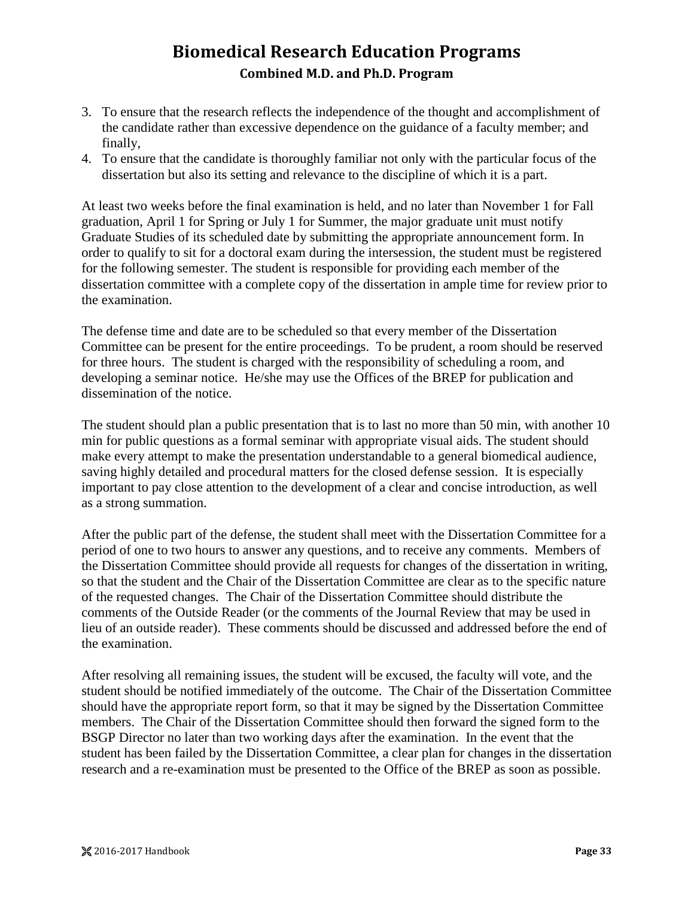3. To ensure that the research reflects the independence of the thought and accomplishment of the candidate rather than excessive dependence on the guidance of a faculty member; and finally,
4. To ensure that the candidate is thoroughly familiar not only with the particular focus of the dissertation but also its setting and relevance to the discipline of which it is a part.

At least two weeks before the final examination is held, and no later than November 1 for Fall graduation, April 1 for Spring or July 1 for Summer, the major graduate unit must notify Graduate Studies of its scheduled date by submitting the appropriate announcement form. In order to qualify to sit for a doctoral exam during the intersession, the student must be registered for the following semester. The student is responsible for providing each member of the dissertation committee with a complete copy of the dissertation in ample time for review prior to the examination.

The defense time and date are to be scheduled so that every member of the Dissertation Committee can be present for the entire proceedings. To be prudent, a room should be reserved for three hours. The student is charged with the responsibility of scheduling a room, and developing a seminar notice. He/she may use the Offices of the BREP for publication and dissemination of the notice.

The student should plan a public presentation that is to last no more than 50 min, with another 10 min for public questions as a formal seminar with appropriate visual aids. The student should make every attempt to make the presentation understandable to a general biomedical audience, saving highly detailed and procedural matters for the closed defense session. It is especially important to pay close attention to the development of a clear and concise introduction, as well as a strong summation.

After the public part of the defense, the student shall meet with the Dissertation Committee for a period of one to two hours to answer any questions, and to receive any comments. Members of the Dissertation Committee should provide all requests for changes of the dissertation in writing, so that the student and the Chair of the Dissertation Committee are clear as to the specific nature of the requested changes. The Chair of the Dissertation Committee should distribute the comments of the Outside Reader (or the comments of the Journal Review that may be used in lieu of an outside reader). These comments should be discussed and addressed before the end of the examination.

After resolving all remaining issues, the student will be excused, the faculty will vote, and the student should be notified immediately of the outcome. The Chair of the Dissertation Committee should have the appropriate report form, so that it may be signed by the Dissertation Committee members. The Chair of the Dissertation Committee should then forward the signed form to the BSGP Director no later than two working days after the examination. In the event that the student has been failed by the Dissertation Committee, a clear plan for changes in the dissertation research and a re-examination must be presented to the Office of the BREP as soon as possible.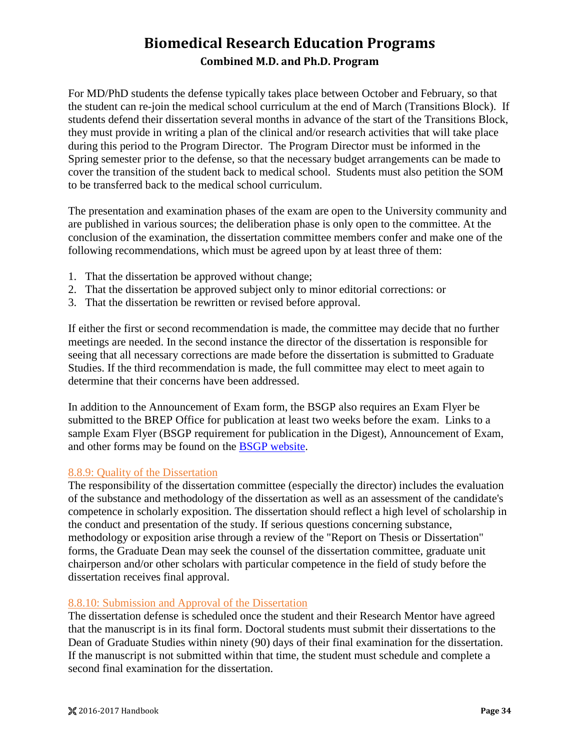For MD/PhD students the defense typically takes place between October and February, so that the student can re-join the medical school curriculum at the end of March (Transitions Block). If students defend their dissertation several months in advance of the start of the Transitions Block, they must provide in writing a plan of the clinical and/or research activities that will take place during this period to the Program Director. The Program Director must be informed in the Spring semester prior to the defense, so that the necessary budget arrangements can be made to cover the transition of the student back to medical school. Students must also petition the SOM to be transferred back to the medical school curriculum.

The presentation and examination phases of the exam are open to the University community and are published in various sources; the deliberation phase is only open to the committee. At the conclusion of the examination, the dissertation committee members confer and make one of the following recommendations, which must be agreed upon by at least three of them:

1. That the dissertation be approved without change;
2. That the dissertation be approved subject only to minor editorial corrections: or
3. That the dissertation be rewritten or revised before approval.

If either the first or second recommendation is made, the committee may decide that no further meetings are needed. In the second instance the director of the dissertation is responsible for seeing that all necessary corrections are made before the dissertation is submitted to Graduate Studies. If the third recommendation is made, the full committee may elect to meet again to determine that their concerns have been addressed.

In addition to the Announcement of Exam form, the BSGP also requires an Exam Flyer be submitted to the BREP Office for publication at least two weeks before the exam. Links to a sample Exam Flyer (BSGP requirement for publication in the Digest), Announcement of Exam, and other forms may be found on the BSGP website.

### 8.8.9: Quality of the Dissertation

The responsibility of the dissertation committee (especially the director) includes the evaluation of the substance and methodology of the dissertation as well as an assessment of the candidate's competence in scholarly exposition. The dissertation should reflect a high level of scholarship in the conduct and presentation of the study. If serious questions concerning substance, methodology or exposition arise through a review of the "Report on Thesis or Dissertation" forms, the Graduate Dean may seek the counsel of the dissertation committee, graduate unit chairperson and/or other scholars with particular competence in the field of study before the dissertation receives final approval.

### 8.8.10: Submission and Approval of the Dissertation

The dissertation defense is scheduled once the student and their Research Mentor have agreed that the manuscript is in its final form. Doctoral students must submit their dissertations to the Dean of Graduate Studies within ninety (90) days of their final examination for the dissertation. If the manuscript is not submitted within that time, the student must schedule and complete a second final examination for the dissertation.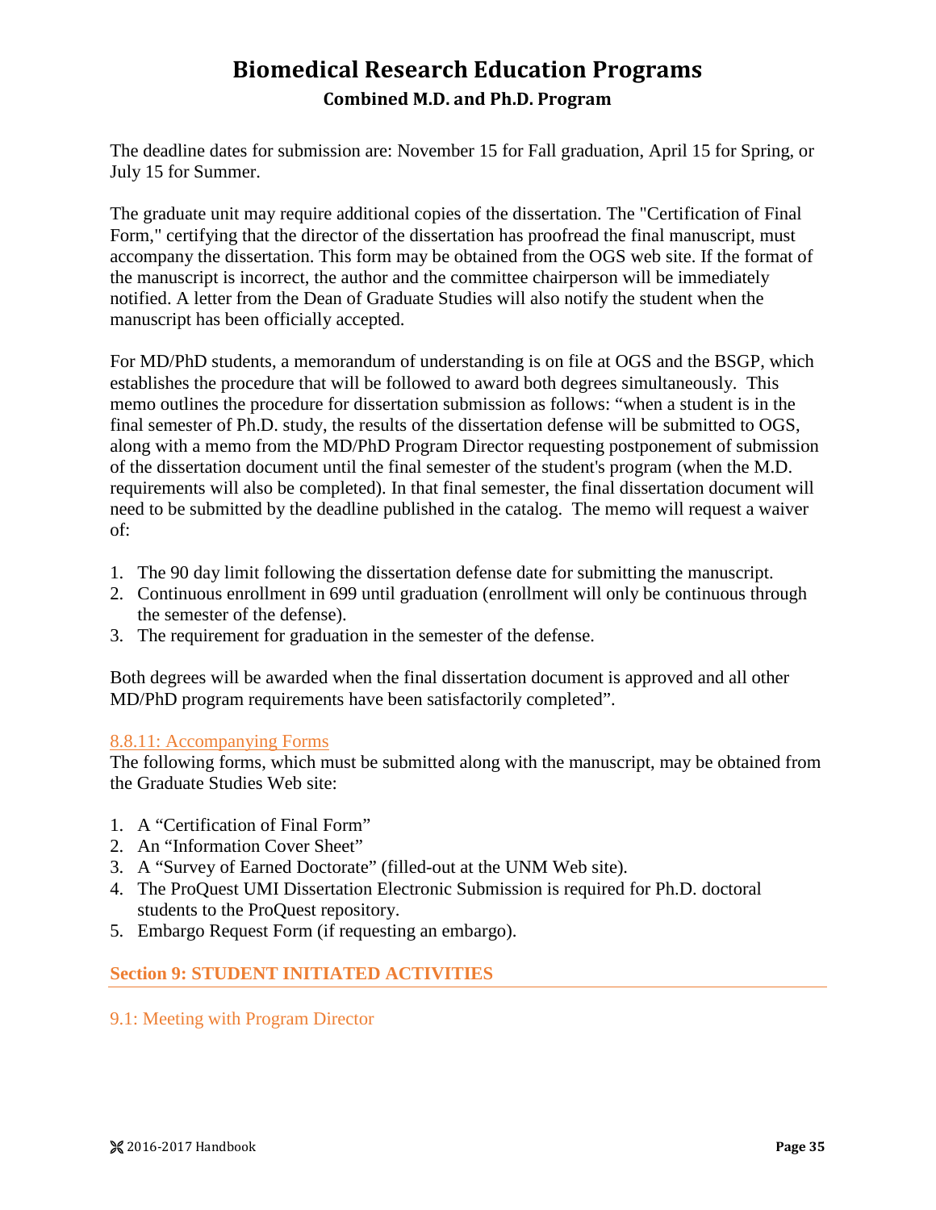The deadline dates for submission are: November 15 for Fall graduation, April 15 for Spring, or July 15 for Summer.

The graduate unit may require additional copies of the dissertation. The "Certification of Final Form," certifying that the director of the dissertation has proofread the final manuscript, must accompany the dissertation. This form may be obtained from the OGS web site. If the format of the manuscript is incorrect, the author and the committee chairperson will be immediately notified. A letter from the Dean of Graduate Studies will also notify the student when the manuscript has been officially accepted.

For MD/PhD students, a memorandum of understanding is on file at OGS and the BSGP, which establishes the procedure that will be followed to award both degrees simultaneously. This memo outlines the procedure for dissertation submission as follows: "when a student is in the final semester of Ph.D. study, the results of the dissertation defense will be submitted to OGS, along with a memo from the MD/PhD Program Director requesting postponement of submission of the dissertation document until the final semester of the student's program (when the M.D. requirements will also be completed). In that final semester, the final dissertation document will need to be submitted by the deadline published in the catalog. The memo will request a waiver of:

1. The 90 day limit following the dissertation defense date for submitting the manuscript.
2. Continuous enrollment in 699 until graduation (enrollment will only be continuous through the semester of the defense).
3. The requirement for graduation in the semester of the defense.

Both degrees will be awarded when the final dissertation document is approved and all other MD/PhD program requirements have been satisfactorily completed".

#### 8.8.11: Accompanying Forms

The following forms, which must be submitted along with the manuscript, may be obtained from the Graduate Studies Web site:

1. A "Certification of Final Form"
2. An "Information Cover Sheet"
3. A "Survey of Earned Doctorate" (filled-out at the UNM Web site).
4. The ProQuest UMI Dissertation Electronic Submission is required for Ph.D. doctoral students to the ProQuest repository.
5. Embargo Request Form (if requesting an embargo).

## Section 9: STUDENT INITIATED ACTIVITIES

### 9.1: Meeting with Program Director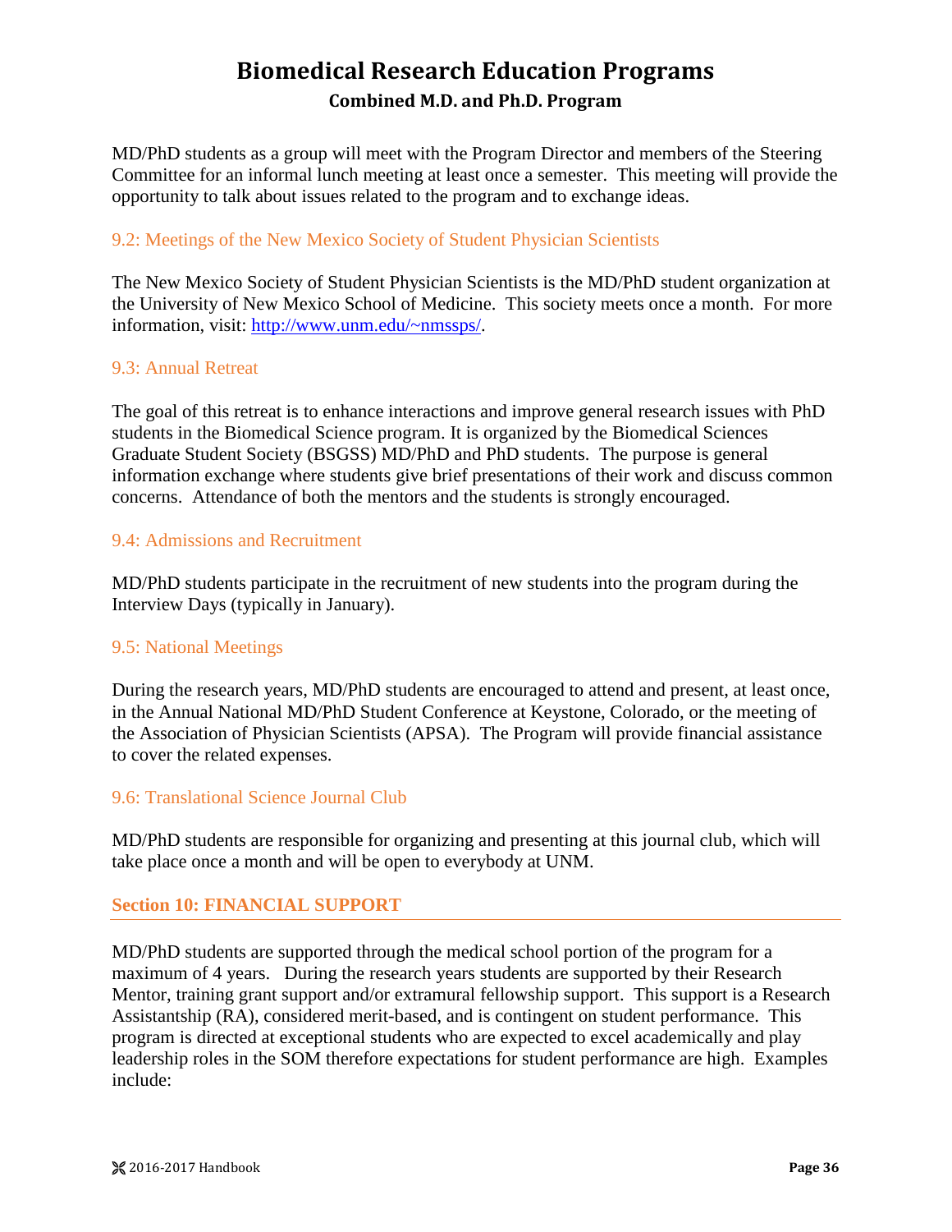MD/PhD students as a group will meet with the Program Director and members of the Steering Committee for an informal lunch meeting at least once a semester. This meeting will provide the opportunity to talk about issues related to the program and to exchange ideas.

### 9.2: Meetings of the New Mexico Society of Student Physician Scientists

The New Mexico Society of Student Physician Scientists is the MD/PhD student organization at the University of New Mexico School of Medicine. This society meets once a month. For more information, visit: [http://www.unm.edu/~nmssps/](http://www.unm.edu/~nmssps/).

### 9.3: Annual Retreat

The goal of this retreat is to enhance interactions and improve general research issues with PhD students in the Biomedical Science program. It is organized by the Biomedical Sciences Graduate Student Society (BSGSS) MD/PhD and PhD students. The purpose is general information exchange where students give brief presentations of their work and discuss common concerns. Attendance of both the mentors and the students is strongly encouraged.

### 9.4: Admissions and Recruitment

MD/PhD students participate in the recruitment of new students into the program during the Interview Days (typically in January).

### 9.5: National Meetings

During the research years, MD/PhD students are encouraged to attend and present, at least once, in the Annual National MD/PhD Student Conference at Keystone, Colorado, or the meeting of the Association of Physician Scientists (APSA). The Program will provide financial assistance to cover the related expenses.

### 9.6: Translational Science Journal Club

MD/PhD students are responsible for organizing and presenting at this journal club, which will take place once a month and will be open to everybody at UNM.

## Section 10: FINANCIAL SUPPORT

MD/PhD students are supported through the medical school portion of the program for a maximum of 4 years. During the research years students are supported by their Research Mentor, training grant support and/or extramural fellowship support. This support is a Research Assistantship (RA), considered merit-based, and is contingent on student performance. This program is directed at exceptional students who are expected to excel academically and play leadership roles in the SOM therefore expectations for student performance are high. Examples include: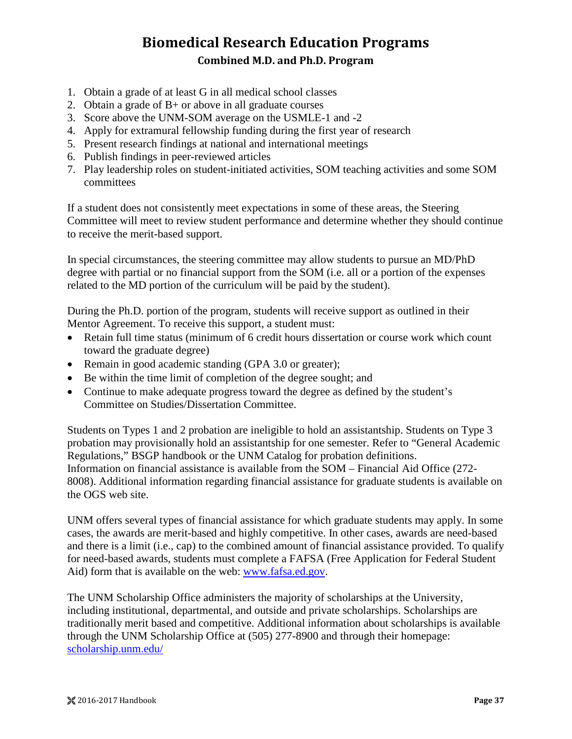# Biomedical Research Education Programs

## Combined M.D. and Ph.D. Program

1. Obtain a grade of at least G in all medical school classes
2. Obtain a grade of B+ or above in all graduate courses
3. Score above the UNM-SOM average on the USMLE-1 and -2
4. Apply for extramural fellowship funding during the first year of research
5. Present research findings at national and international meetings
6. Publish findings in peer-reviewed articles
7. Play leadership roles on student-initiated activities, SOM teaching activities and some SOM committees

If a student does not consistently meet expectations in some of these areas, the Steering Committee will meet to review student performance and determine whether they should continue to receive the merit-based support.

In special circumstances, the steering committee may allow students to pursue an MD/PhD degree with partial or no financial support from the SOM (i.e. all or a portion of the expenses related to the MD portion of the curriculum will be paid by the student).

During the Ph.D. portion of the program, students will receive support as outlined in their Mentor Agreement. To receive this support, a student must:

- Retain full time status (minimum of 6 credit hours dissertation or course work which count toward the graduate degree)
- Remain in good academic standing (GPA 3.0 or greater);
- Be within the time limit of completion of the degree sought; and
- Continue to make adequate progress toward the degree as defined by the student's Committee on Studies/Dissertation Committee.

Students on Types 1 and 2 probation are ineligible to hold an assistantship. Students on Type 3 probation may provisionally hold an assistantship for one semester. Refer to "General Academic Regulations," BSGP handbook or the UNM Catalog for probation definitions.
Information on financial assistance is available from the SOM – Financial Aid Office (272-8008). Additional information regarding financial assistance for graduate students is available on the OGS web site.

UNM offers several types of financial assistance for which graduate students may apply. In some cases, the awards are merit-based and highly competitive. In other cases, awards are need-based and there is a limit (i.e., cap) to the combined amount of financial assistance provided. To qualify for need-based awards, students must complete a FAFSA (Free Application for Federal Student Aid) form that is available on the web: [www.fafsa.ed.gov](http://www.fafsa.ed.gov).

The UNM Scholarship Office administers the majority of scholarships at the University, including institutional, departmental, and outside and private scholarships. Scholarships are traditionally merit based and competitive. Additional information about scholarships is available through the UNM Scholarship Office at (505) 277-8900 and through their homepage: [scholarship.unm.edu/](http://scholarship.unm.edu/)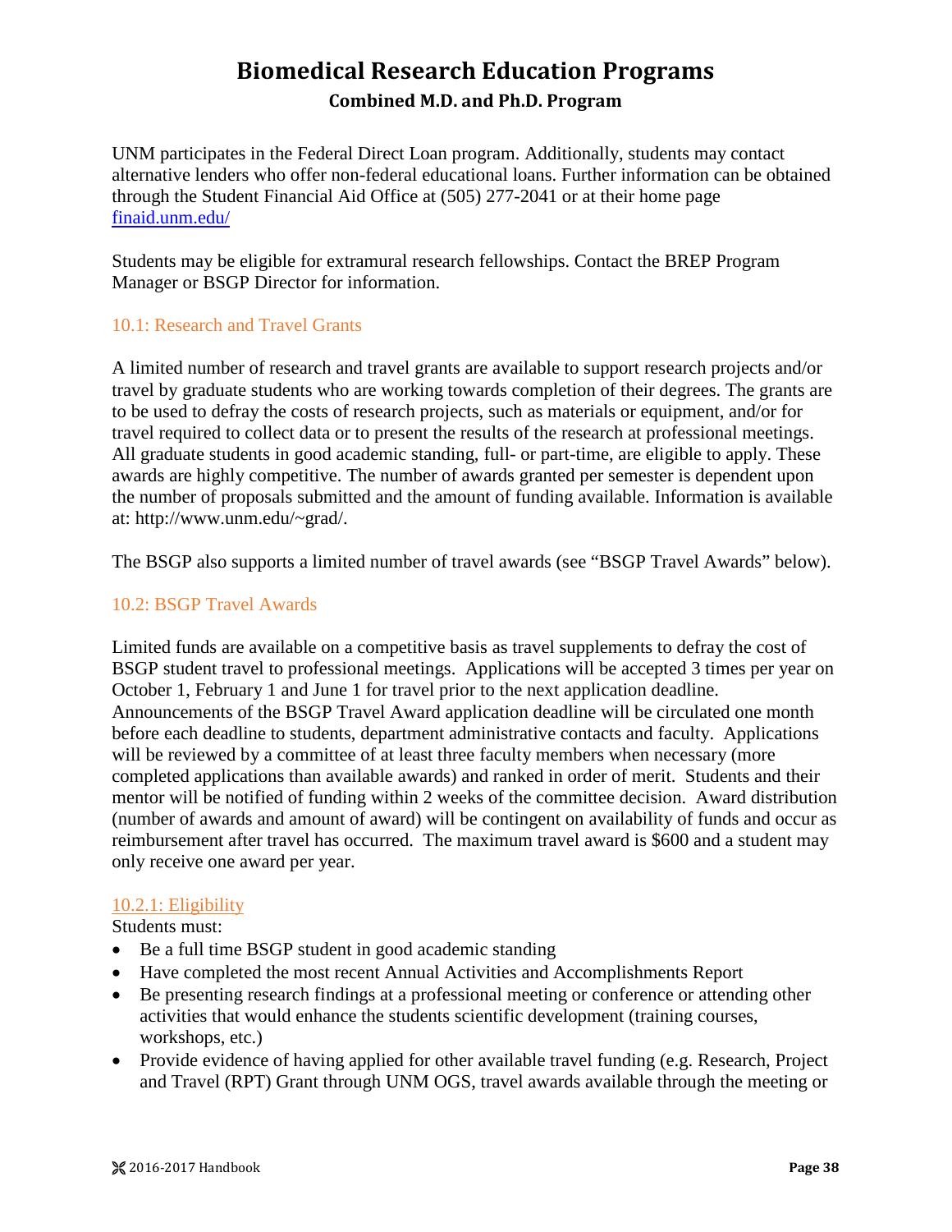UNM participates in the Federal Direct Loan program. Additionally, students may contact alternative lenders who offer non-federal educational loans. Further information can be obtained through the Student Financial Aid Office at (505) 277-2041 or at their home page [finaid.unm.edu/](finaid.unm.edu/)

Students may be eligible for extramural research fellowships. Contact the BREP Program Manager or BSGP Director for information.

### 10.1: Research and Travel Grants

A limited number of research and travel grants are available to support research projects and/or travel by graduate students who are working towards completion of their degrees. The grants are to be used to defray the costs of research projects, such as materials or equipment, and/or for travel required to collect data or to present the results of the research at professional meetings. All graduate students in good academic standing, full- or part-time, are eligible to apply. These awards are highly competitive. The number of awards granted per semester is dependent upon the number of proposals submitted and the amount of funding available. Information is available at: http://www.unm.edu/~grad/.

The BSGP also supports a limited number of travel awards (see "BSGP Travel Awards" below).

### 10.2: BSGP Travel Awards

Limited funds are available on a competitive basis as travel supplements to defray the cost of BSGP student travel to professional meetings. Applications will be accepted 3 times per year on October 1, February 1 and June 1 for travel prior to the next application deadline. Announcements of the BSGP Travel Award application deadline will be circulated one month before each deadline to students, department administrative contacts and faculty. Applications will be reviewed by a committee of at least three faculty members when necessary (more completed applications than available awards) and ranked in order of merit. Students and their mentor will be notified of funding within 2 weeks of the committee decision. Award distribution (number of awards and amount of award) will be contingent on availability of funds and occur as reimbursement after travel has occurred. The maximum travel award is $600 and a student may only receive one award per year.

#### 10.2.1: Eligibility

Students must:

- Be a full time BSGP student in good academic standing
- Have completed the most recent Annual Activities and Accomplishments Report
- Be presenting research findings at a professional meeting or conference or attending other activities that would enhance the students scientific development (training courses, workshops, etc.)
- Provide evidence of having applied for other available travel funding (e.g. Research, Project and Travel (RPT) Grant through UNM OGS, travel awards available through the meeting or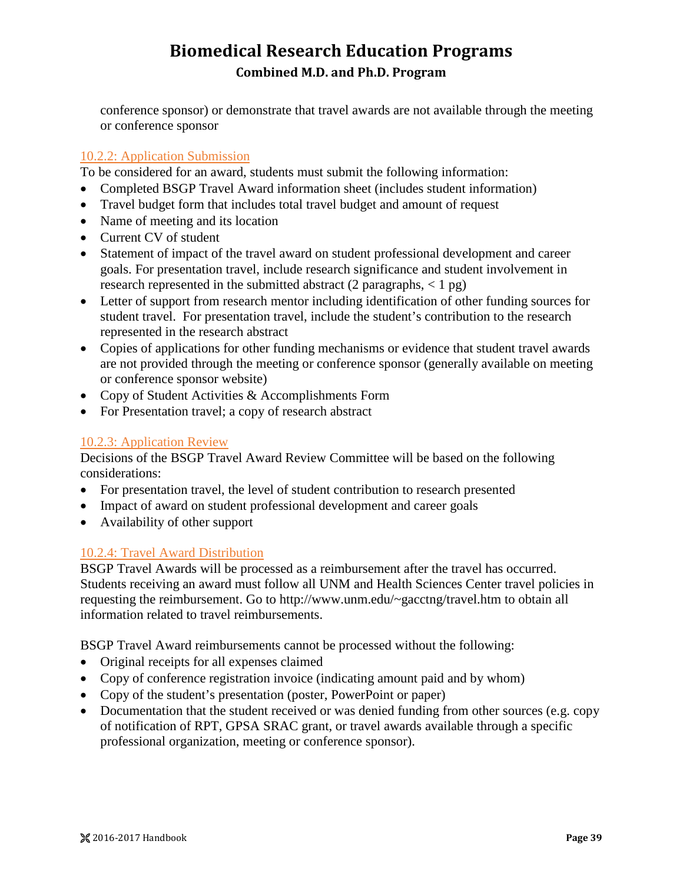conference sponsor) or demonstrate that travel awards are not available through the meeting or conference sponsor

### 10.2.2: Application Submission

To be considered for an award, students must submit the following information:

- Completed BSGP Travel Award information sheet (includes student information)
- Travel budget form that includes total travel budget and amount of request
- Name of meeting and its location
- Current CV of student
- Statement of impact of the travel award on student professional development and career goals. For presentation travel, include research significance and student involvement in research represented in the submitted abstract (2 paragraphs, < 1 pg)
- Letter of support from research mentor including identification of other funding sources for student travel. For presentation travel, include the student's contribution to the research represented in the research abstract
- Copies of applications for other funding mechanisms or evidence that student travel awards are not provided through the meeting or conference sponsor (generally available on meeting or conference sponsor website)
- Copy of Student Activities & Accomplishments Form
- For Presentation travel; a copy of research abstract

### 10.2.3: Application Review

Decisions of the BSGP Travel Award Review Committee will be based on the following considerations:

- For presentation travel, the level of student contribution to research presented
- Impact of award on student professional development and career goals
- Availability of other support

### 10.2.4: Travel Award Distribution

BSGP Travel Awards will be processed as a reimbursement after the travel has occurred. Students receiving an award must follow all UNM and Health Sciences Center travel policies in requesting the reimbursement. Go to http://www.unm.edu/~gacctng/travel.htm to obtain all information related to travel reimbursements.

BSGP Travel Award reimbursements cannot be processed without the following:

- Original receipts for all expenses claimed
- Copy of conference registration invoice (indicating amount paid and by whom)
- Copy of the student's presentation (poster, PowerPoint or paper)
- Documentation that the student received or was denied funding from other sources (e.g. copy of notification of RPT, GPSA SRAC grant, or travel awards available through a specific professional organization, meeting or conference sponsor).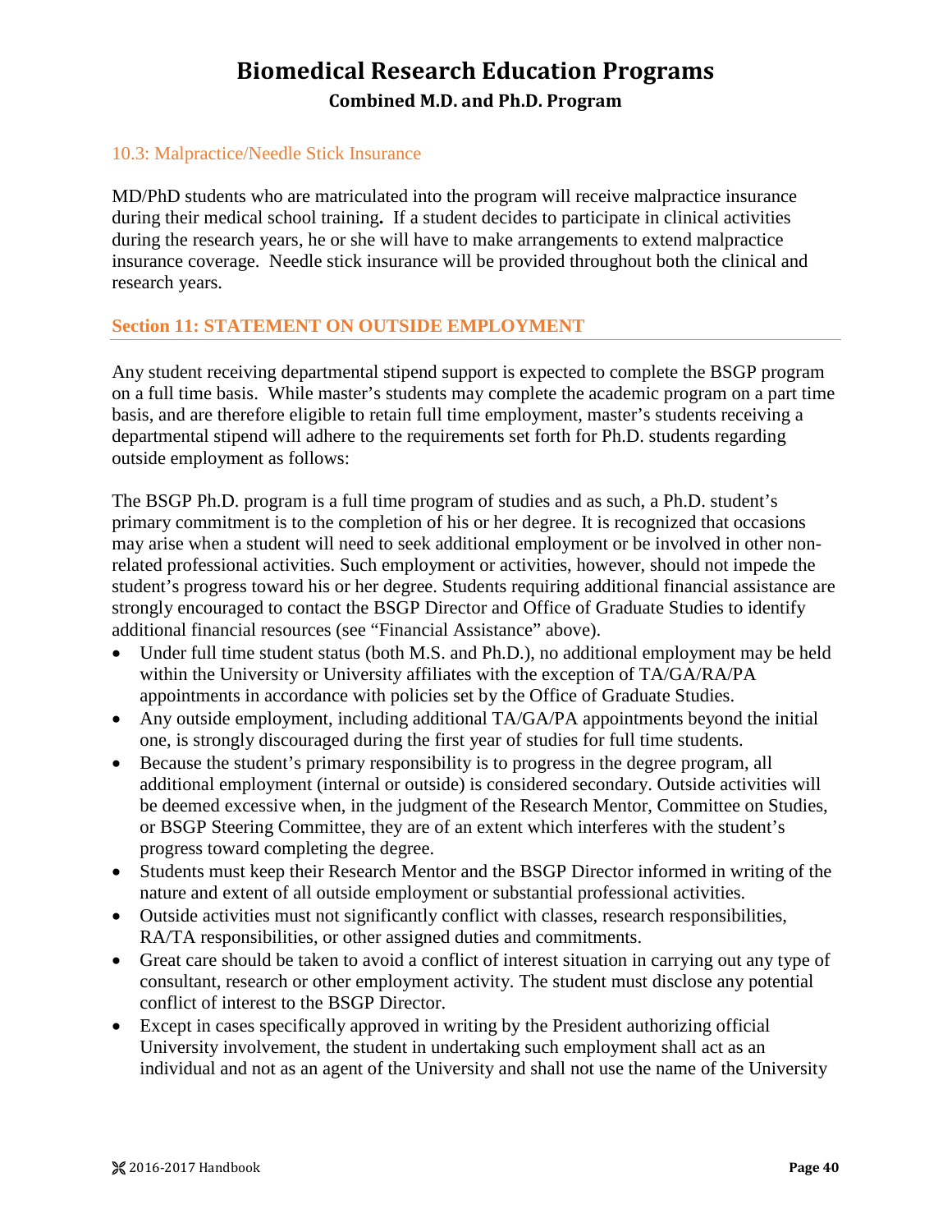### 10.3: Malpractice/Needle Stick Insurance

MD/PhD students who are matriculated into the program will receive malpractice insurance during their medical school training**.** If a student decides to participate in clinical activities during the research years, he or she will have to make arrangements to extend malpractice insurance coverage. Needle stick insurance will be provided throughout both the clinical and research years.

## Section 11: STATEMENT ON OUTSIDE EMPLOYMENT

Any student receiving departmental stipend support is expected to complete the BSGP program on a full time basis. While master's students may complete the academic program on a part time basis, and are therefore eligible to retain full time employment, master's students receiving a departmental stipend will adhere to the requirements set forth for Ph.D. students regarding outside employment as follows:

The BSGP Ph.D. program is a full time program of studies and as such, a Ph.D. student's primary commitment is to the completion of his or her degree. It is recognized that occasions may arise when a student will need to seek additional employment or be involved in other non-related professional activities. Such employment or activities, however, should not impede the student's progress toward his or her degree. Students requiring additional financial assistance are strongly encouraged to contact the BSGP Director and Office of Graduate Studies to identify additional financial resources (see "Financial Assistance" above).

- Under full time student status (both M.S. and Ph.D.), no additional employment may be held within the University or University affiliates with the exception of TA/GA/RA/PA appointments in accordance with policies set by the Office of Graduate Studies.
- Any outside employment, including additional TA/GA/PA appointments beyond the initial one, is strongly discouraged during the first year of studies for full time students.
- Because the student's primary responsibility is to progress in the degree program, all additional employment (internal or outside) is considered secondary. Outside activities will be deemed excessive when, in the judgment of the Research Mentor, Committee on Studies, or BSGP Steering Committee, they are of an extent which interferes with the student's progress toward completing the degree.
- Students must keep their Research Mentor and the BSGP Director informed in writing of the nature and extent of all outside employment or substantial professional activities.
- Outside activities must not significantly conflict with classes, research responsibilities, RA/TA responsibilities, or other assigned duties and commitments.
- Great care should be taken to avoid a conflict of interest situation in carrying out any type of consultant, research or other employment activity. The student must disclose any potential conflict of interest to the BSGP Director.
- Except in cases specifically approved in writing by the President authorizing official University involvement, the student in undertaking such employment shall act as an individual and not as an agent of the University and shall not use the name of the University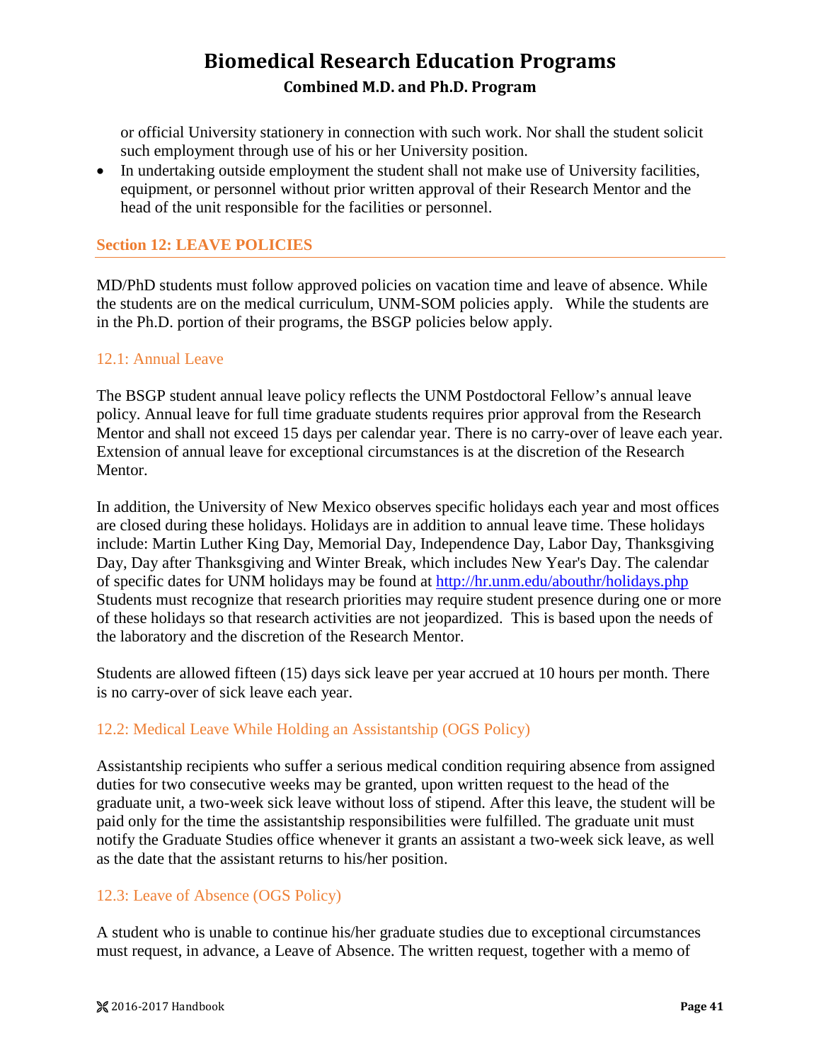or official University stationery in connection with such work. Nor shall the student solicit such employment through use of his or her University position.

- In undertaking outside employment the student shall not make use of University facilities, equipment, or personnel without prior written approval of their Research Mentor and the head of the unit responsible for the facilities or personnel.

## Section 12: LEAVE POLICIES

MD/PhD students must follow approved policies on vacation time and leave of absence. While the students are on the medical curriculum, UNM-SOM policies apply. While the students are in the Ph.D. portion of their programs, the BSGP policies below apply.

### 12.1: Annual Leave

The BSGP student annual leave policy reflects the UNM Postdoctoral Fellow's annual leave policy. Annual leave for full time graduate students requires prior approval from the Research Mentor and shall not exceed 15 days per calendar year. There is no carry-over of leave each year. Extension of annual leave for exceptional circumstances is at the discretion of the Research Mentor.

In addition, the University of New Mexico observes specific holidays each year and most offices are closed during these holidays. Holidays are in addition to annual leave time. These holidays include: Martin Luther King Day, Memorial Day, Independence Day, Labor Day, Thanksgiving Day, Day after Thanksgiving and Winter Break, which includes New Year's Day. The calendar of specific dates for UNM holidays may be found at http://hr.unm.edu/abouthr/holidays.php Students must recognize that research priorities may require student presence during one or more of these holidays so that research activities are not jeopardized. This is based upon the needs of the laboratory and the discretion of the Research Mentor.

Students are allowed fifteen (15) days sick leave per year accrued at 10 hours per month. There is no carry-over of sick leave each year.

### 12.2: Medical Leave While Holding an Assistantship (OGS Policy)

Assistantship recipients who suffer a serious medical condition requiring absence from assigned duties for two consecutive weeks may be granted, upon written request to the head of the graduate unit, a two-week sick leave without loss of stipend. After this leave, the student will be paid only for the time the assistantship responsibilities were fulfilled. The graduate unit must notify the Graduate Studies office whenever it grants an assistant a two-week sick leave, as well as the date that the assistant returns to his/her position.

### 12.3: Leave of Absence (OGS Policy)

A student who is unable to continue his/her graduate studies due to exceptional circumstances must request, in advance, a Leave of Absence. The written request, together with a memo of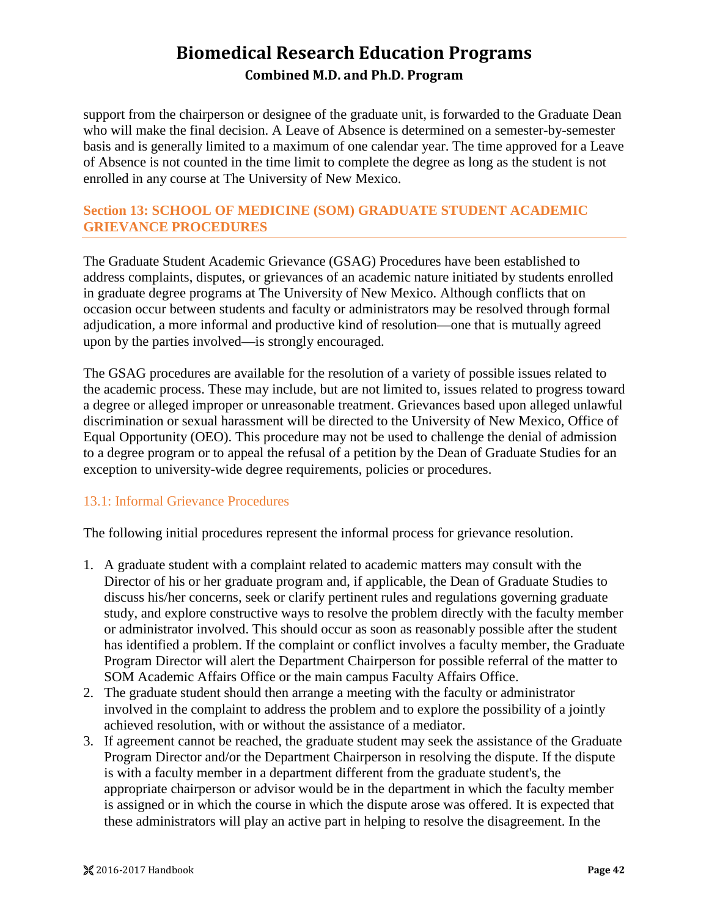support from the chairperson or designee of the graduate unit, is forwarded to the Graduate Dean who will make the final decision. A Leave of Absence is determined on a semester-by-semester basis and is generally limited to a maximum of one calendar year. The time approved for a Leave of Absence is not counted in the time limit to complete the degree as long as the student is not enrolled in any course at The University of New Mexico.

## Section 13: SCHOOL OF MEDICINE (SOM) GRADUATE STUDENT ACADEMIC GRIEVANCE PROCEDURES

The Graduate Student Academic Grievance (GSAG) Procedures have been established to address complaints, disputes, or grievances of an academic nature initiated by students enrolled in graduate degree programs at The University of New Mexico. Although conflicts that on occasion occur between students and faculty or administrators may be resolved through formal adjudication, a more informal and productive kind of resolution—one that is mutually agreed upon by the parties involved—is strongly encouraged.

The GSAG procedures are available for the resolution of a variety of possible issues related to the academic process. These may include, but are not limited to, issues related to progress toward a degree or alleged improper or unreasonable treatment. Grievances based upon alleged unlawful discrimination or sexual harassment will be directed to the University of New Mexico, Office of Equal Opportunity (OEO). This procedure may not be used to challenge the denial of admission to a degree program or to appeal the refusal of a petition by the Dean of Graduate Studies for an exception to university-wide degree requirements, policies or procedures.

### 13.1: Informal Grievance Procedures

The following initial procedures represent the informal process for grievance resolution.

1. A graduate student with a complaint related to academic matters may consult with the Director of his or her graduate program and, if applicable, the Dean of Graduate Studies to discuss his/her concerns, seek or clarify pertinent rules and regulations governing graduate study, and explore constructive ways to resolve the problem directly with the faculty member or administrator involved. This should occur as soon as reasonably possible after the student has identified a problem. If the complaint or conflict involves a faculty member, the Graduate Program Director will alert the Department Chairperson for possible referral of the matter to SOM Academic Affairs Office or the main campus Faculty Affairs Office.
2. The graduate student should then arrange a meeting with the faculty or administrator involved in the complaint to address the problem and to explore the possibility of a jointly achieved resolution, with or without the assistance of a mediator.
3. If agreement cannot be reached, the graduate student may seek the assistance of the Graduate Program Director and/or the Department Chairperson in resolving the dispute. If the dispute is with a faculty member in a department different from the graduate student's, the appropriate chairperson or advisor would be in the department in which the faculty member is assigned or in which the course in which the dispute arose was offered. It is expected that these administrators will play an active part in helping to resolve the disagreement. In the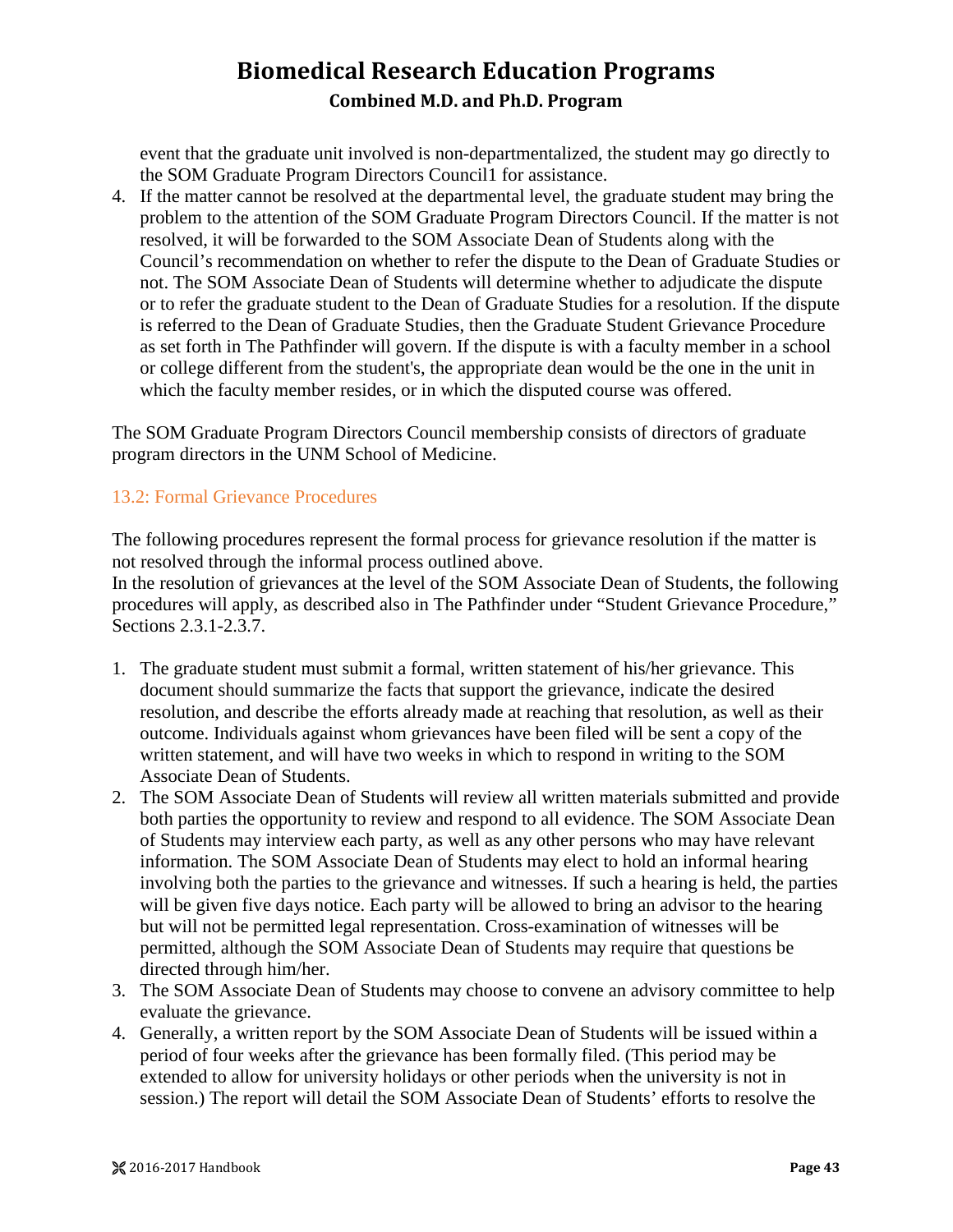event that the graduate unit involved is non-departmentalized, the student may go directly to the SOM Graduate Program Directors Council1 for assistance.

4. If the matter cannot be resolved at the departmental level, the graduate student may bring the problem to the attention of the SOM Graduate Program Directors Council. If the matter is not resolved, it will be forwarded to the SOM Associate Dean of Students along with the Council's recommendation on whether to refer the dispute to the Dean of Graduate Studies or not. The SOM Associate Dean of Students will determine whether to adjudicate the dispute or to refer the graduate student to the Dean of Graduate Studies for a resolution. If the dispute is referred to the Dean of Graduate Studies, then the Graduate Student Grievance Procedure as set forth in The Pathfinder will govern. If the dispute is with a faculty member in a school or college different from the student's, the appropriate dean would be the one in the unit in which the faculty member resides, or in which the disputed course was offered.

The SOM Graduate Program Directors Council membership consists of directors of graduate program directors in the UNM School of Medicine.

### 13.2: Formal Grievance Procedures

The following procedures represent the formal process for grievance resolution if the matter is not resolved through the informal process outlined above.

In the resolution of grievances at the level of the SOM Associate Dean of Students, the following procedures will apply, as described also in The Pathfinder under "Student Grievance Procedure," Sections 2.3.1-2.3.7.

1. The graduate student must submit a formal, written statement of his/her grievance. This document should summarize the facts that support the grievance, indicate the desired resolution, and describe the efforts already made at reaching that resolution, as well as their outcome. Individuals against whom grievances have been filed will be sent a copy of the written statement, and will have two weeks in which to respond in writing to the SOM Associate Dean of Students.
2. The SOM Associate Dean of Students will review all written materials submitted and provide both parties the opportunity to review and respond to all evidence. The SOM Associate Dean of Students may interview each party, as well as any other persons who may have relevant information. The SOM Associate Dean of Students may elect to hold an informal hearing involving both the parties to the grievance and witnesses. If such a hearing is held, the parties will be given five days notice. Each party will be allowed to bring an advisor to the hearing but will not be permitted legal representation. Cross-examination of witnesses will be permitted, although the SOM Associate Dean of Students may require that questions be directed through him/her.
3. The SOM Associate Dean of Students may choose to convene an advisory committee to help evaluate the grievance.
4. Generally, a written report by the SOM Associate Dean of Students will be issued within a period of four weeks after the grievance has been formally filed. (This period may be extended to allow for university holidays or other periods when the university is not in session.) The report will detail the SOM Associate Dean of Students' efforts to resolve the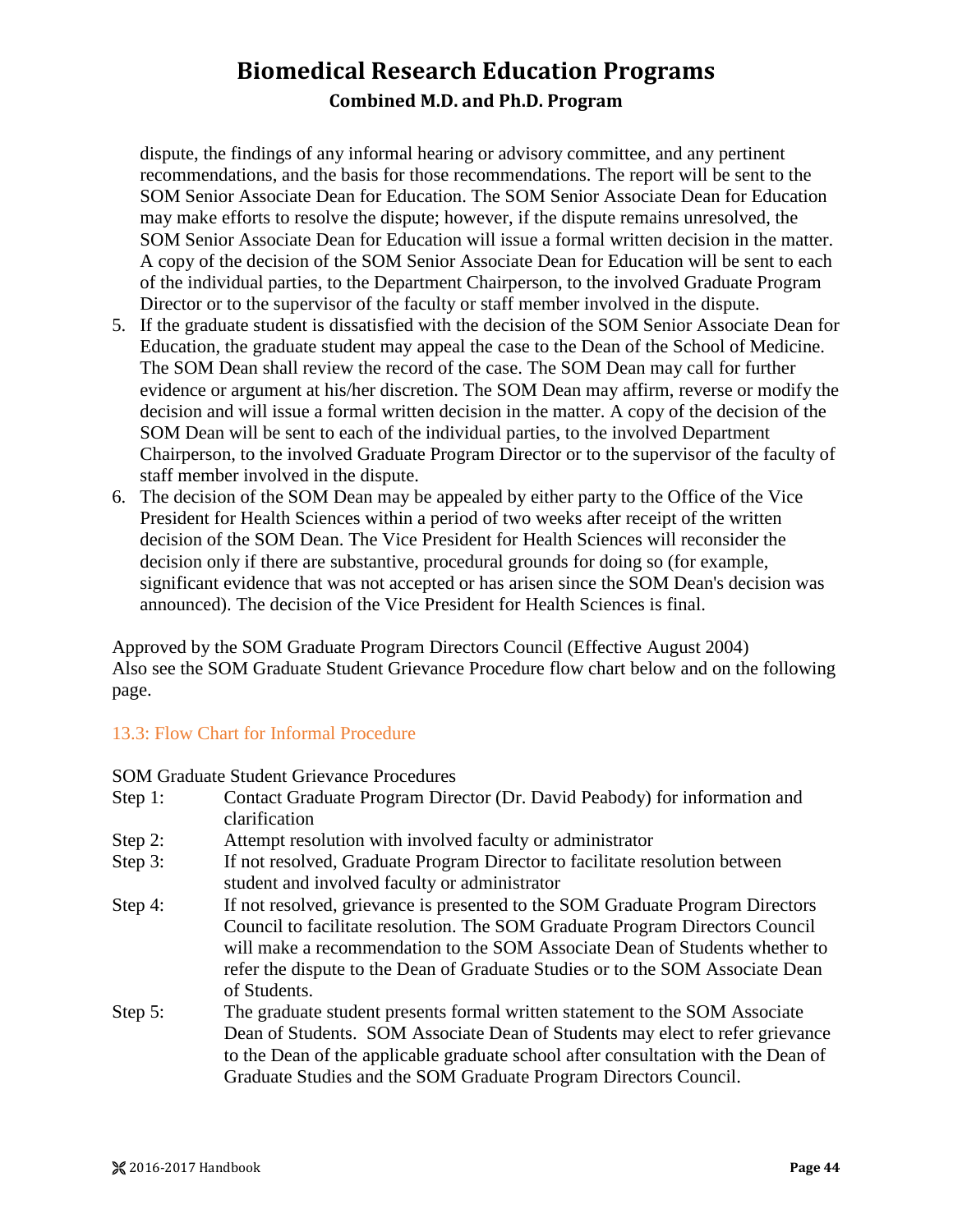dispute, the findings of any informal hearing or advisory committee, and any pertinent recommendations, and the basis for those recommendations. The report will be sent to the SOM Senior Associate Dean for Education. The SOM Senior Associate Dean for Education may make efforts to resolve the dispute; however, if the dispute remains unresolved, the SOM Senior Associate Dean for Education will issue a formal written decision in the matter. A copy of the decision of the SOM Senior Associate Dean for Education will be sent to each of the individual parties, to the Department Chairperson, to the involved Graduate Program Director or to the supervisor of the faculty or staff member involved in the dispute.

5. If the graduate student is dissatisfied with the decision of the SOM Senior Associate Dean for Education, the graduate student may appeal the case to the Dean of the School of Medicine. The SOM Dean shall review the record of the case. The SOM Dean may call for further evidence or argument at his/her discretion. The SOM Dean may affirm, reverse or modify the decision and will issue a formal written decision in the matter. A copy of the decision of the SOM Dean will be sent to each of the individual parties, to the involved Department Chairperson, to the involved Graduate Program Director or to the supervisor of the faculty of staff member involved in the dispute.
6. The decision of the SOM Dean may be appealed by either party to the Office of the Vice President for Health Sciences within a period of two weeks after receipt of the written decision of the SOM Dean. The Vice President for Health Sciences will reconsider the decision only if there are substantive, procedural grounds for doing so (for example, significant evidence that was not accepted or has arisen since the SOM Dean's decision was announced). The decision of the Vice President for Health Sciences is final.

Approved by the SOM Graduate Program Directors Council (Effective August 2004)
Also see the SOM Graduate Student Grievance Procedure flow chart below and on the following page.

### 13.3: Flow Chart for Informal Procedure

SOM Graduate Student Grievance Procedures

Step 1: Contact Graduate Program Director (Dr. David Peabody) for information and clarification

Step 2: Attempt resolution with involved faculty or administrator

Step 3: If not resolved, Graduate Program Director to facilitate resolution between student and involved faculty or administrator

Step 4: If not resolved, grievance is presented to the SOM Graduate Program Directors Council to facilitate resolution. The SOM Graduate Program Directors Council will make a recommendation to the SOM Associate Dean of Students whether to refer the dispute to the Dean of Graduate Studies or to the SOM Associate Dean of Students.

Step 5: The graduate student presents formal written statement to the SOM Associate Dean of Students. SOM Associate Dean of Students may elect to refer grievance to the Dean of the applicable graduate school after consultation with the Dean of Graduate Studies and the SOM Graduate Program Directors Council.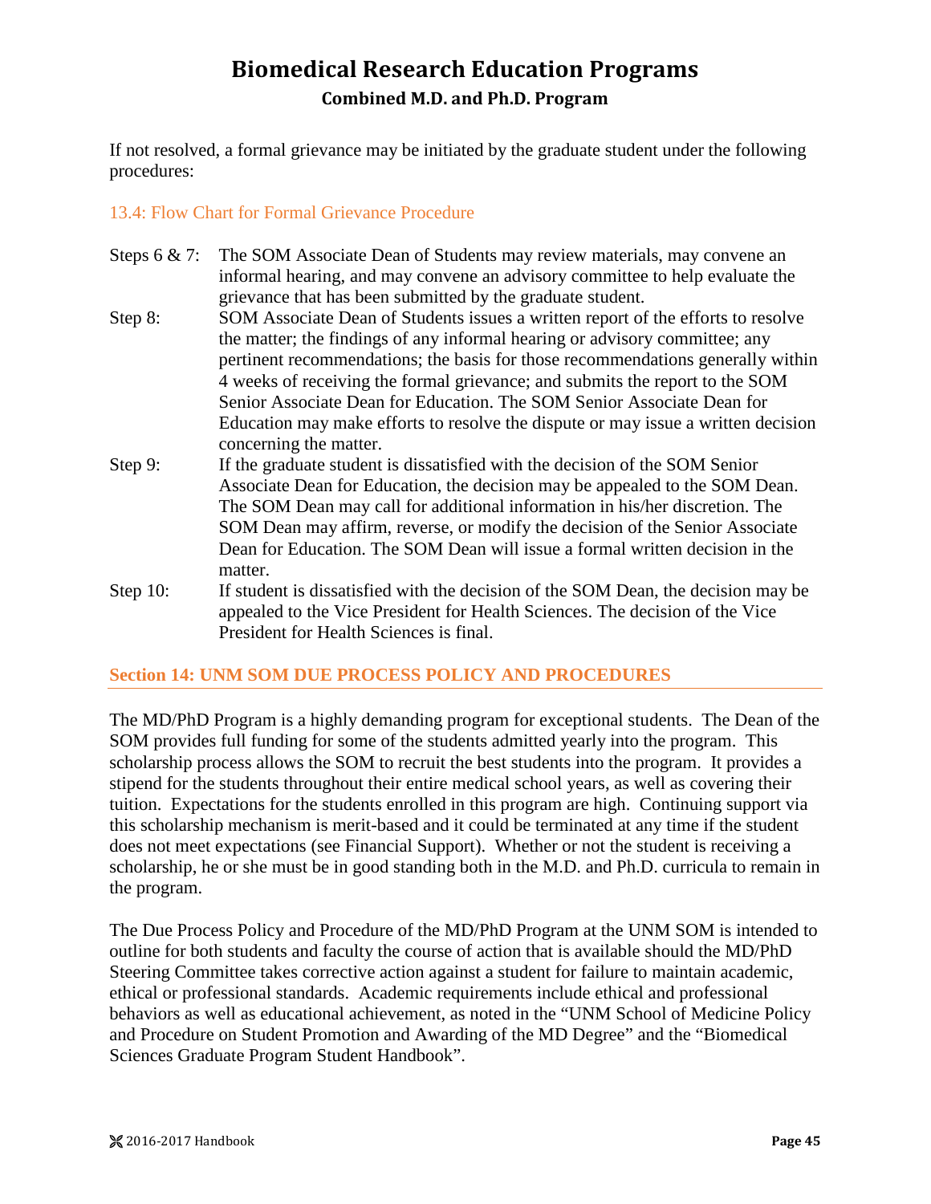If not resolved, a formal grievance may be initiated by the graduate student under the following procedures:

### 13.4: Flow Chart for Formal Grievance Procedure

Steps 6 & 7: The SOM Associate Dean of Students may review materials, may convene an informal hearing, and may convene an advisory committee to help evaluate the grievance that has been submitted by the graduate student.

Step 8: SOM Associate Dean of Students issues a written report of the efforts to resolve the matter; the findings of any informal hearing or advisory committee; any pertinent recommendations; the basis for those recommendations generally within 4 weeks of receiving the formal grievance; and submits the report to the SOM Senior Associate Dean for Education. The SOM Senior Associate Dean for Education may make efforts to resolve the dispute or may issue a written decision concerning the matter.

Step 9: If the graduate student is dissatisfied with the decision of the SOM Senior Associate Dean for Education, the decision may be appealed to the SOM Dean. The SOM Dean may call for additional information in his/her discretion. The SOM Dean may affirm, reverse, or modify the decision of the Senior Associate Dean for Education. The SOM Dean will issue a formal written decision in the matter.

Step 10: If student is dissatisfied with the decision of the SOM Dean, the decision may be appealed to the Vice President for Health Sciences. The decision of the Vice President for Health Sciences is final.

## Section 14: UNM SOM DUE PROCESS POLICY AND PROCEDURES

The MD/PhD Program is a highly demanding program for exceptional students. The Dean of the SOM provides full funding for some of the students admitted yearly into the program. This scholarship process allows the SOM to recruit the best students into the program. It provides a stipend for the students throughout their entire medical school years, as well as covering their tuition. Expectations for the students enrolled in this program are high. Continuing support via this scholarship mechanism is merit-based and it could be terminated at any time if the student does not meet expectations (see Financial Support). Whether or not the student is receiving a scholarship, he or she must be in good standing both in the M.D. and Ph.D. curricula to remain in the program.

The Due Process Policy and Procedure of the MD/PhD Program at the UNM SOM is intended to outline for both students and faculty the course of action that is available should the MD/PhD Steering Committee takes corrective action against a student for failure to maintain academic, ethical or professional standards. Academic requirements include ethical and professional behaviors as well as educational achievement, as noted in the "UNM School of Medicine Policy and Procedure on Student Promotion and Awarding of the MD Degree" and the "Biomedical Sciences Graduate Program Student Handbook".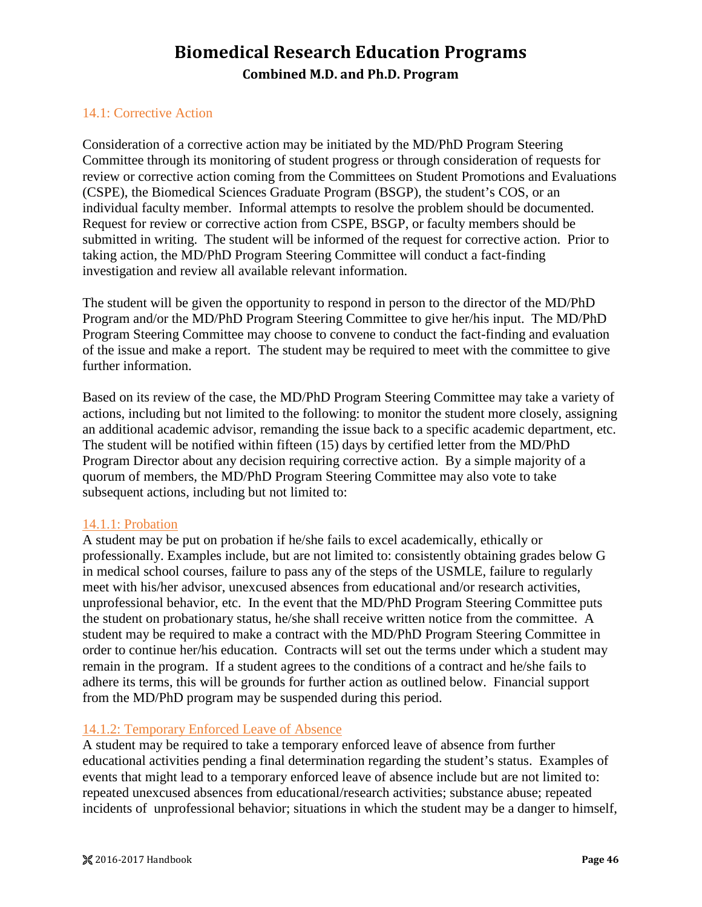## 14.1: Corrective Action

Consideration of a corrective action may be initiated by the MD/PhD Program Steering Committee through its monitoring of student progress or through consideration of requests for review or corrective action coming from the Committees on Student Promotions and Evaluations (CSPE), the Biomedical Sciences Graduate Program (BSGP), the student's COS, or an individual faculty member. Informal attempts to resolve the problem should be documented. Request for review or corrective action from CSPE, BSGP, or faculty members should be submitted in writing. The student will be informed of the request for corrective action. Prior to taking action, the MD/PhD Program Steering Committee will conduct a fact-finding investigation and review all available relevant information.

The student will be given the opportunity to respond in person to the director of the MD/PhD Program and/or the MD/PhD Program Steering Committee to give her/his input. The MD/PhD Program Steering Committee may choose to convene to conduct the fact-finding and evaluation of the issue and make a report. The student may be required to meet with the committee to give further information.

Based on its review of the case, the MD/PhD Program Steering Committee may take a variety of actions, including but not limited to the following: to monitor the student more closely, assigning an additional academic advisor, remanding the issue back to a specific academic department, etc. The student will be notified within fifteen (15) days by certified letter from the MD/PhD Program Director about any decision requiring corrective action. By a simple majority of a quorum of members, the MD/PhD Program Steering Committee may also vote to take subsequent actions, including but not limited to:

### 14.1.1: Probation

A student may be put on probation if he/she fails to excel academically, ethically or professionally. Examples include, but are not limited to: consistently obtaining grades below G in medical school courses, failure to pass any of the steps of the USMLE, failure to regularly meet with his/her advisor, unexcused absences from educational and/or research activities, unprofessional behavior, etc. In the event that the MD/PhD Program Steering Committee puts the student on probationary status, he/she shall receive written notice from the committee. A student may be required to make a contract with the MD/PhD Program Steering Committee in order to continue her/his education. Contracts will set out the terms under which a student may remain in the program. If a student agrees to the conditions of a contract and he/she fails to adhere its terms, this will be grounds for further action as outlined below. Financial support from the MD/PhD program may be suspended during this period.

### 14.1.2: Temporary Enforced Leave of Absence

A student may be required to take a temporary enforced leave of absence from further educational activities pending a final determination regarding the student's status. Examples of events that might lead to a temporary enforced leave of absence include but are not limited to: repeated unexcused absences from educational/research activities; substance abuse; repeated incidents of unprofessional behavior; situations in which the student may be a danger to himself,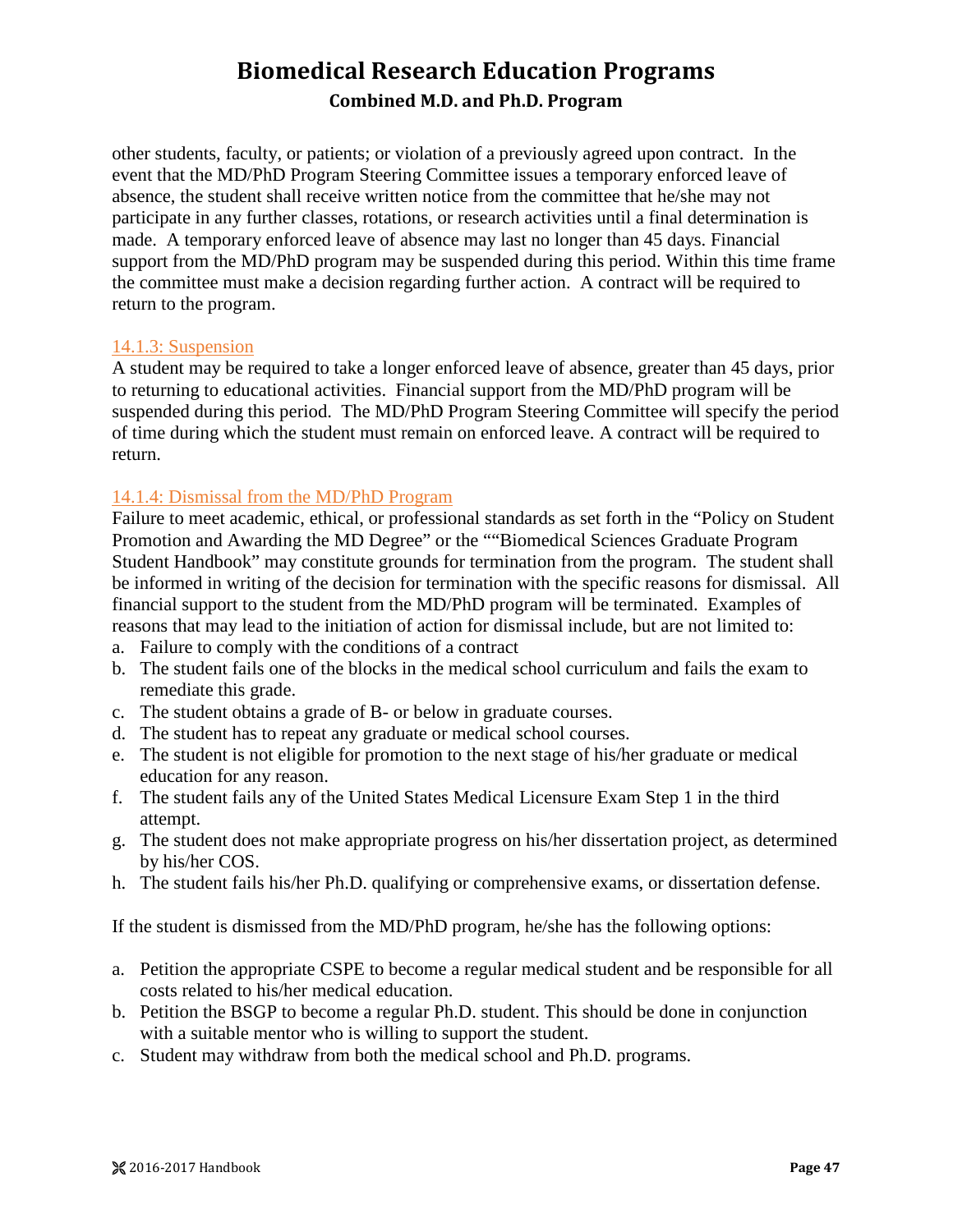other students, faculty, or patients; or violation of a previously agreed upon contract. In the event that the MD/PhD Program Steering Committee issues a temporary enforced leave of absence, the student shall receive written notice from the committee that he/she may not participate in any further classes, rotations, or research activities until a final determination is made. A temporary enforced leave of absence may last no longer than 45 days. Financial support from the MD/PhD program may be suspended during this period. Within this time frame the committee must make a decision regarding further action. A contract will be required to return to the program.

### 14.1.3: Suspension

A student may be required to take a longer enforced leave of absence, greater than 45 days, prior to returning to educational activities. Financial support from the MD/PhD program will be suspended during this period. The MD/PhD Program Steering Committee will specify the period of time during which the student must remain on enforced leave. A contract will be required to return.

### 14.1.4: Dismissal from the MD/PhD Program

Failure to meet academic, ethical, or professional standards as set forth in the "Policy on Student Promotion and Awarding the MD Degree" or the ""Biomedical Sciences Graduate Program Student Handbook" may constitute grounds for termination from the program. The student shall be informed in writing of the decision for termination with the specific reasons for dismissal. All financial support to the student from the MD/PhD program will be terminated. Examples of reasons that may lead to the initiation of action for dismissal include, but are not limited to:

a. Failure to comply with the conditions of a contract
b. The student fails one of the blocks in the medical school curriculum and fails the exam to remediate this grade.
c. The student obtains a grade of B- or below in graduate courses.
d. The student has to repeat any graduate or medical school courses.
e. The student is not eligible for promotion to the next stage of his/her graduate or medical education for any reason.
f. The student fails any of the United States Medical Licensure Exam Step 1 in the third attempt.
g. The student does not make appropriate progress on his/her dissertation project, as determined by his/her COS.
h. The student fails his/her Ph.D. qualifying or comprehensive exams, or dissertation defense.

If the student is dismissed from the MD/PhD program, he/she has the following options:

a. Petition the appropriate CSPE to become a regular medical student and be responsible for all costs related to his/her medical education.
b. Petition the BSGP to become a regular Ph.D. student. This should be done in conjunction with a suitable mentor who is willing to support the student.
c. Student may withdraw from both the medical school and Ph.D. programs.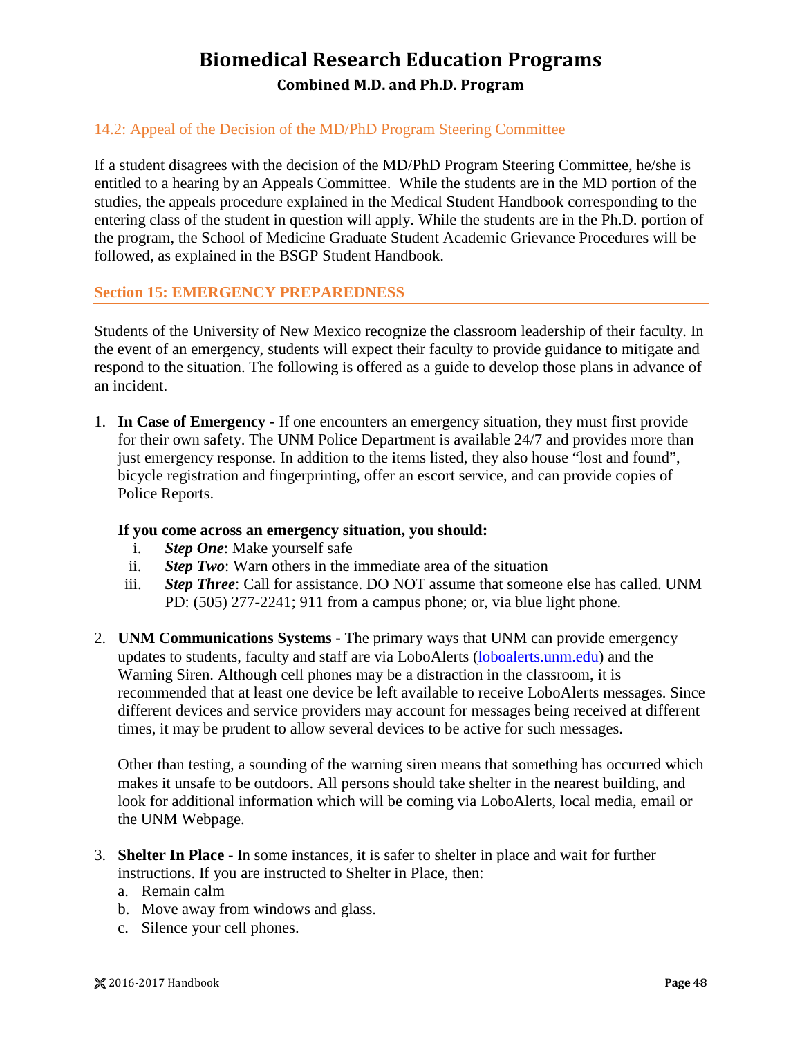### 14.2: Appeal of the Decision of the MD/PhD Program Steering Committee

If a student disagrees with the decision of the MD/PhD Program Steering Committee, he/she is entitled to a hearing by an Appeals Committee. While the students are in the MD portion of the studies, the appeals procedure explained in the Medical Student Handbook corresponding to the entering class of the student in question will apply. While the students are in the Ph.D. portion of the program, the School of Medicine Graduate Student Academic Grievance Procedures will be followed, as explained in the BSGP Student Handbook.

## Section 15: EMERGENCY PREPAREDNESS

Students of the University of New Mexico recognize the classroom leadership of their faculty. In the event of an emergency, students will expect their faculty to provide guidance to mitigate and respond to the situation. The following is offered as a guide to develop those plans in advance of an incident.

1. **In Case of Emergency -** If one encounters an emergency situation, they must first provide for their own safety. The UNM Police Department is available 24/7 and provides more than just emergency response. In addition to the items listed, they also house "lost and found", bicycle registration and fingerprinting, offer an escort service, and can provide copies of Police Reports.

   **If you come across an emergency situation, you should:**

   i. ***Step One***: Make yourself safe
   ii. ***Step Two***: Warn others in the immediate area of the situation
   iii. ***Step Three***: Call for assistance. DO NOT assume that someone else has called. UNM PD: (505) 277-2241; 911 from a campus phone; or, via blue light phone.

2. **UNM Communications Systems -** The primary ways that UNM can provide emergency updates to students, faculty and staff are via LoboAlerts (loboalerts.unm.edu) and the Warning Siren. Although cell phones may be a distraction in the classroom, it is recommended that at least one device be left available to receive LoboAlerts messages. Since different devices and service providers may account for messages being received at different times, it may be prudent to allow several devices to be active for such messages.

   Other than testing, a sounding of the warning siren means that something has occurred which makes it unsafe to be outdoors. All persons should take shelter in the nearest building, and look for additional information which will be coming via LoboAlerts, local media, email or the UNM Webpage.

3. **Shelter In Place -** In some instances, it is safer to shelter in place and wait for further instructions. If you are instructed to Shelter in Place, then:
   a. Remain calm
   b. Move away from windows and glass.
   c. Silence your cell phones.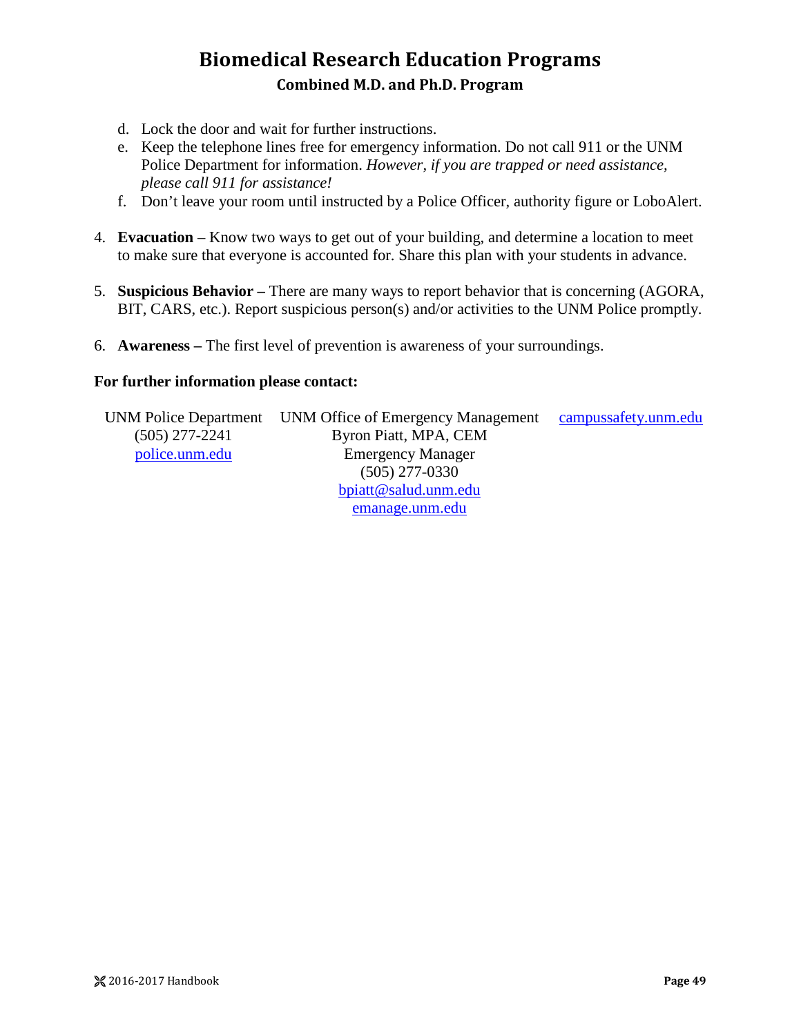d. Lock the door and wait for further instructions.
e. Keep the telephone lines free for emergency information. Do not call 911 or the UNM Police Department for information. *However, if you are trapped or need assistance, please call 911 for assistance!*
f. Don't leave your room until instructed by a Police Officer, authority figure or LoboAlert.

4. **Evacuation** – Know two ways to get out of your building, and determine a location to meet to make sure that everyone is accounted for. Share this plan with your students in advance.

5. **Suspicious Behavior –** There are many ways to report behavior that is concerning (AGORA, BIT, CARS, etc.). Report suspicious person(s) and/or activities to the UNM Police promptly.

6. **Awareness –** The first level of prevention is awareness of your surroundings.

**For further information please contact:**

| | | |
|---|---|---|
| UNM Police Department<br>(505) 277-2241<br>police.unm.edu | UNM Office of Emergency Management<br>Byron Piatt, MPA, CEM<br>Emergency Manager<br>(505) 277-0330<br>bpiatt@salud.unm.edu<br>emanage.unm.edu | campussafety.unm.edu |